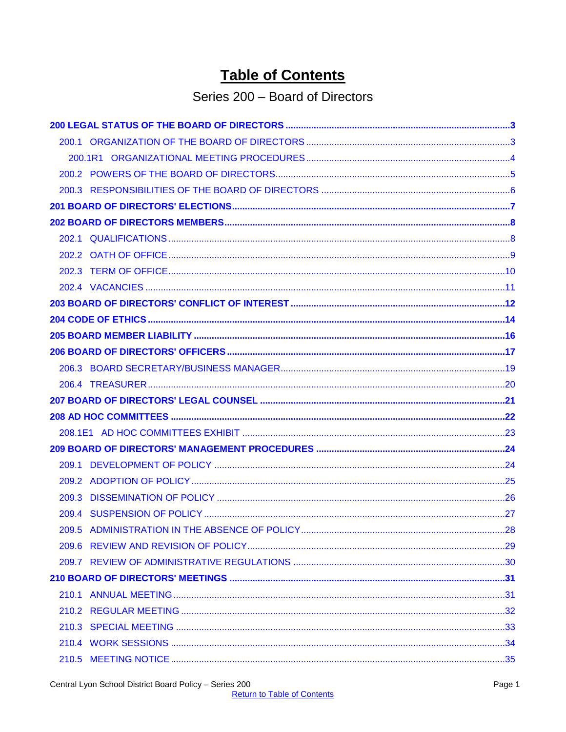# Table of Contents

## Series 200 – Board of Directors

**200 LEGAL STATUS OF THE BOARD OF DIRECTORS** ....................................... 3

- 200.1 ORGANIZATION OF THE BOARD OF DIRECTORS ....................................... 3
  - 200.1R1 ORGANIZATIONAL MEETING PROCEDURES ....................................... 4
- 200.2 POWERS OF THE BOARD OF DIRECTORS ....................................... 5
- 200.3 RESPONSIBILITIES OF THE BOARD OF DIRECTORS ....................................... 6

**201 BOARD OF DIRECTORS' ELECTIONS** ....................................... 7

**202 BOARD OF DIRECTORS MEMBERS** ....................................... 8

- 202.1 QUALIFICATIONS ....................................... 8
- 202.2 OATH OF OFFICE ....................................... 9
- 202.3 TERM OF OFFICE ....................................... 10
- 202.4 VACANCIES ....................................... 11

**203 BOARD OF DIRECTORS' CONFLICT OF INTEREST** ....................................... 12

**204 CODE OF ETHICS** ....................................... 14

**205 BOARD MEMBER LIABILITY** ....................................... 16

**206 BOARD OF DIRECTORS' OFFICERS** ....................................... 17

- 206.3 BOARD SECRETARY/BUSINESS MANAGER ....................................... 19
- 206.4 TREASURER ....................................... 20

**207 BOARD OF DIRECTORS' LEGAL COUNSEL** ....................................... 21

**208 AD HOC COMMITTEES** ....................................... 22

- 208.1E1 AD HOC COMMITTEES EXHIBIT ....................................... 23

**209 BOARD OF DIRECTORS' MANAGEMENT PROCEDURES** ....................................... 24

- 209.1 DEVELOPMENT OF POLICY ....................................... 24
- 209.2 ADOPTION OF POLICY ....................................... 25
- 209.3 DISSEMINATION OF POLICY ....................................... 26
- 209.4 SUSPENSION OF POLICY ....................................... 27
- 209.5 ADMINISTRATION IN THE ABSENCE OF POLICY ....................................... 28
- 209.6 REVIEW AND REVISION OF POLICY ....................................... 29
- 209.7 REVIEW OF ADMINISTRATIVE REGULATIONS ....................................... 30

**210 BOARD OF DIRECTORS' MEETINGS** ....................................... 31

- 210.1 ANNUAL MEETING ....................................... 31
- 210.2 REGULAR MEETING ....................................... 32
- 210.3 SPECIAL MEETING ....................................... 33
- 210.4 WORK SESSIONS ....................................... 34
- 210.5 MEETING NOTICE ....................................... 35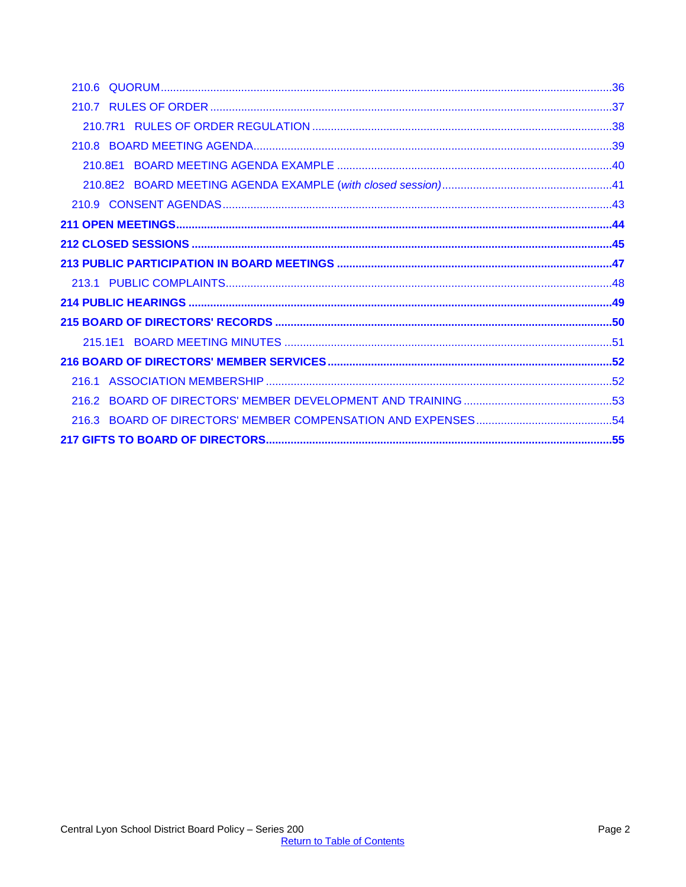210.6 QUORUM....36

210.7 RULES OF ORDER....37

210.7R1 RULES OF ORDER REGULATION....38

210.8 BOARD MEETING AGENDA....39

210.8E1 BOARD MEETING AGENDA EXAMPLE....40

210.8E2 BOARD MEETING AGENDA EXAMPLE (*with closed session*)....41

210.9 CONSENT AGENDAS....43

**211 OPEN MEETINGS....44**

**212 CLOSED SESSIONS....45**

**213 PUBLIC PARTICIPATION IN BOARD MEETINGS....47**

213.1 PUBLIC COMPLAINTS....48

**214 PUBLIC HEARINGS....49**

**215 BOARD OF DIRECTORS' RECORDS....50**

215.1E1 BOARD MEETING MINUTES....51

**216 BOARD OF DIRECTORS' MEMBER SERVICES....52**

216.1 ASSOCIATION MEMBERSHIP....52

216.2 BOARD OF DIRECTORS' MEMBER DEVELOPMENT AND TRAINING....53

216.3 BOARD OF DIRECTORS' MEMBER COMPENSATION AND EXPENSES....54

**217 GIFTS TO BOARD OF DIRECTORS....55**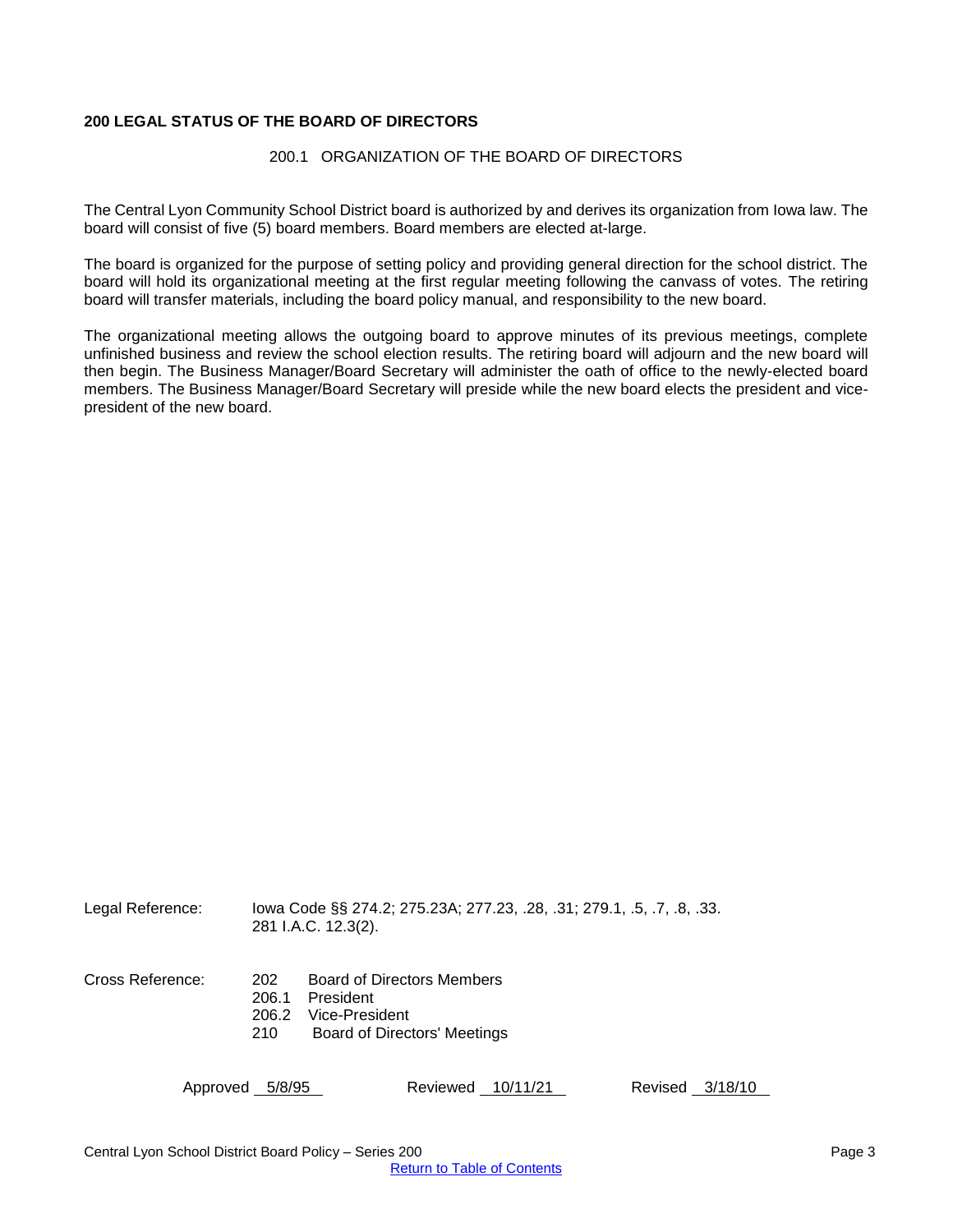**200 LEGAL STATUS OF THE BOARD OF DIRECTORS**

200.1 ORGANIZATION OF THE BOARD OF DIRECTORS

The Central Lyon Community School District board is authorized by and derives its organization from Iowa law. The board will consist of five (5) board members. Board members are elected at-large.

The board is organized for the purpose of setting policy and providing general direction for the school district. The board will hold its organizational meeting at the first regular meeting following the canvass of votes. The retiring board will transfer materials, including the board policy manual, and responsibility to the new board.

The organizational meeting allows the outgoing board to approve minutes of its previous meetings, complete unfinished business and review the school election results. The retiring board will adjourn and the new board will then begin. The Business Manager/Board Secretary will administer the oath of office to the newly-elected board members. The Business Manager/Board Secretary will preside while the new board elects the president and vice-president of the new board.

Legal Reference: Iowa Code §§ 274.2; 275.23A; 277.23, .28, .31; 279.1, .5, .7, .8, .33.
281 I.A.C. 12.3(2).

Cross Reference:
- 202 Board of Directors Members
- 206.1 President
- 206.2 Vice-President
- 210 Board of Directors' Meetings

Approved 5/8/95 Reviewed 10/11/21 Revised 3/18/10

Return to Table of Contents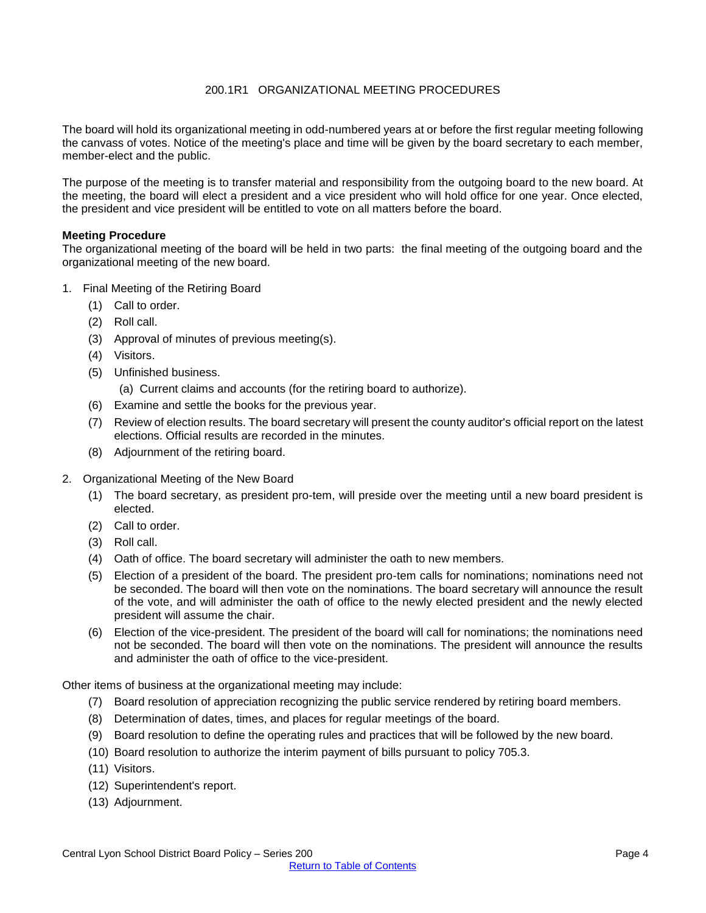# 200.1R1 ORGANIZATIONAL MEETING PROCEDURES

The board will hold its organizational meeting in odd-numbered years at or before the first regular meeting following the canvass of votes. Notice of the meeting's place and time will be given by the board secretary to each member, member-elect and the public.

The purpose of the meeting is to transfer material and responsibility from the outgoing board to the new board. At the meeting, the board will elect a president and a vice president who will hold office for one year. Once elected, the president and vice president will be entitled to vote on all matters before the board.

**Meeting Procedure**

The organizational meeting of the board will be held in two parts: the final meeting of the outgoing board and the organizational meeting of the new board.

1. Final Meeting of the Retiring Board
   (1) Call to order.
   (2) Roll call.
   (3) Approval of minutes of previous meeting(s).
   (4) Visitors.
   (5) Unfinished business.
      (a) Current claims and accounts (for the retiring board to authorize).
   (6) Examine and settle the books for the previous year.
   (7) Review of election results. The board secretary will present the county auditor's official report on the latest elections. Official results are recorded in the minutes.
   (8) Adjournment of the retiring board.

2. Organizational Meeting of the New Board
   (1) The board secretary, as president pro-tem, will preside over the meeting until a new board president is elected.
   (2) Call to order.
   (3) Roll call.
   (4) Oath of office. The board secretary will administer the oath to new members.
   (5) Election of a president of the board. The president pro-tem calls for nominations; nominations need not be seconded. The board will then vote on the nominations. The board secretary will announce the result of the vote, and will administer the oath of office to the newly elected president and the newly elected president will assume the chair.
   (6) Election of the vice-president. The president of the board will call for nominations; the nominations need not be seconded. The board will then vote on the nominations. The president will announce the results and administer the oath of office to the vice-president.

Other items of business at the organizational meeting may include:

   (7) Board resolution of appreciation recognizing the public service rendered by retiring board members.
   (8) Determination of dates, times, and places for regular meetings of the board.
   (9) Board resolution to define the operating rules and practices that will be followed by the new board.
   (10) Board resolution to authorize the interim payment of bills pursuant to policy 705.3.
   (11) Visitors.
   (12) Superintendent's report.
   (13) Adjournment.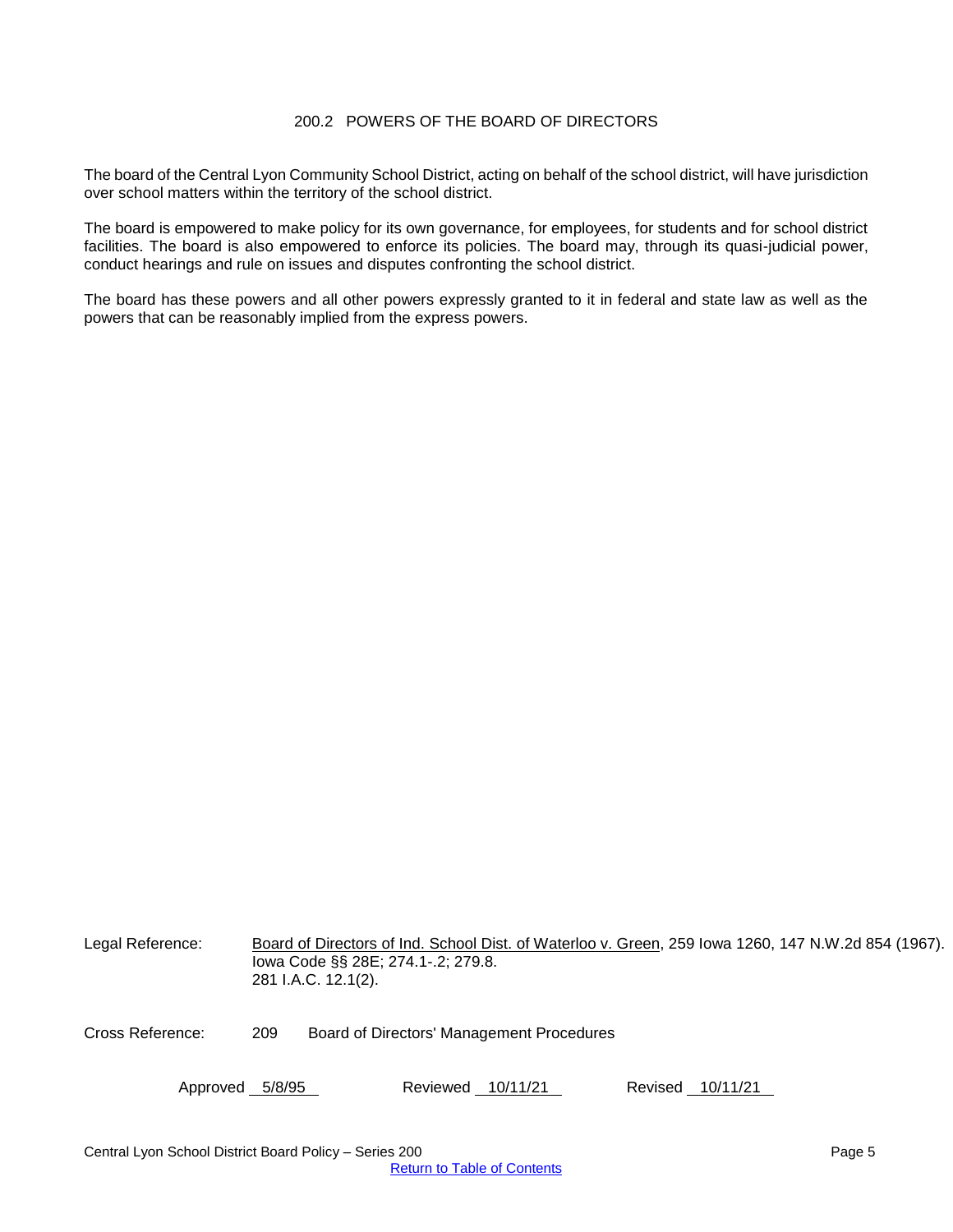# 200.2 POWERS OF THE BOARD OF DIRECTORS

The board of the Central Lyon Community School District, acting on behalf of the school district, will have jurisdiction over school matters within the territory of the school district.

The board is empowered to make policy for its own governance, for employees, for students and for school district facilities. The board is also empowered to enforce its policies. The board may, through its quasi-judicial power, conduct hearings and rule on issues and disputes confronting the school district.

The board has these powers and all other powers expressly granted to it in federal and state law as well as the powers that can be reasonably implied from the express powers.

Legal Reference: Board of Directors of Ind. School Dist. of Waterloo v. Green, 259 Iowa 1260, 147 N.W.2d 854 (1967).
Iowa Code §§ 28E; 274.1-.2; 279.8.
281 I.A.C. 12.1(2).

Cross Reference: 209 Board of Directors' Management Procedures

Approved 5/8/95 Reviewed 10/11/21 Revised 10/11/21

Return to Table of Contents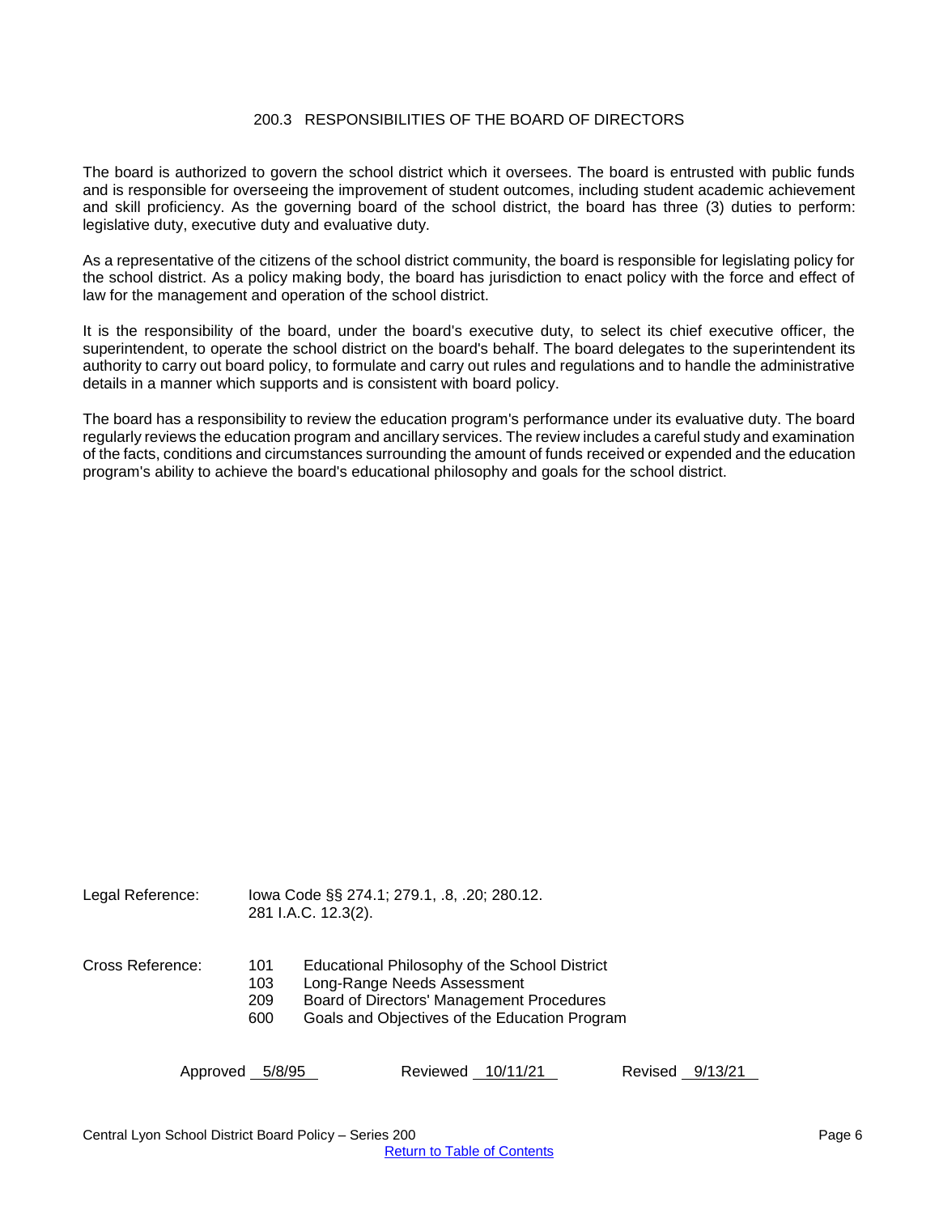## 200.3 RESPONSIBILITIES OF THE BOARD OF DIRECTORS

The board is authorized to govern the school district which it oversees. The board is entrusted with public funds and is responsible for overseeing the improvement of student outcomes, including student academic achievement and skill proficiency. As the governing board of the school district, the board has three (3) duties to perform: legislative duty, executive duty and evaluative duty.

As a representative of the citizens of the school district community, the board is responsible for legislating policy for the school district. As a policy making body, the board has jurisdiction to enact policy with the force and effect of law for the management and operation of the school district.

It is the responsibility of the board, under the board's executive duty, to select its chief executive officer, the superintendent, to operate the school district on the board's behalf. The board delegates to the superintendent its authority to carry out board policy, to formulate and carry out rules and regulations and to handle the administrative details in a manner which supports and is consistent with board policy.

The board has a responsibility to review the education program's performance under its evaluative duty. The board regularly reviews the education program and ancillary services. The review includes a careful study and examination of the facts, conditions and circumstances surrounding the amount of funds received or expended and the education program's ability to achieve the board's educational philosophy and goals for the school district.

Legal Reference: Iowa Code §§ 274.1; 279.1, .8, .20; 280.12.
281 I.A.C. 12.3(2).

Cross Reference:
- 101 Educational Philosophy of the School District
- 103 Long-Range Needs Assessment
- 209 Board of Directors' Management Procedures
- 600 Goals and Objectives of the Education Program

Approved 5/8/95 Reviewed 10/11/21 Revised 9/13/21

Central Lyon School District Board Policy – Series 200

[Return to Table of Contents]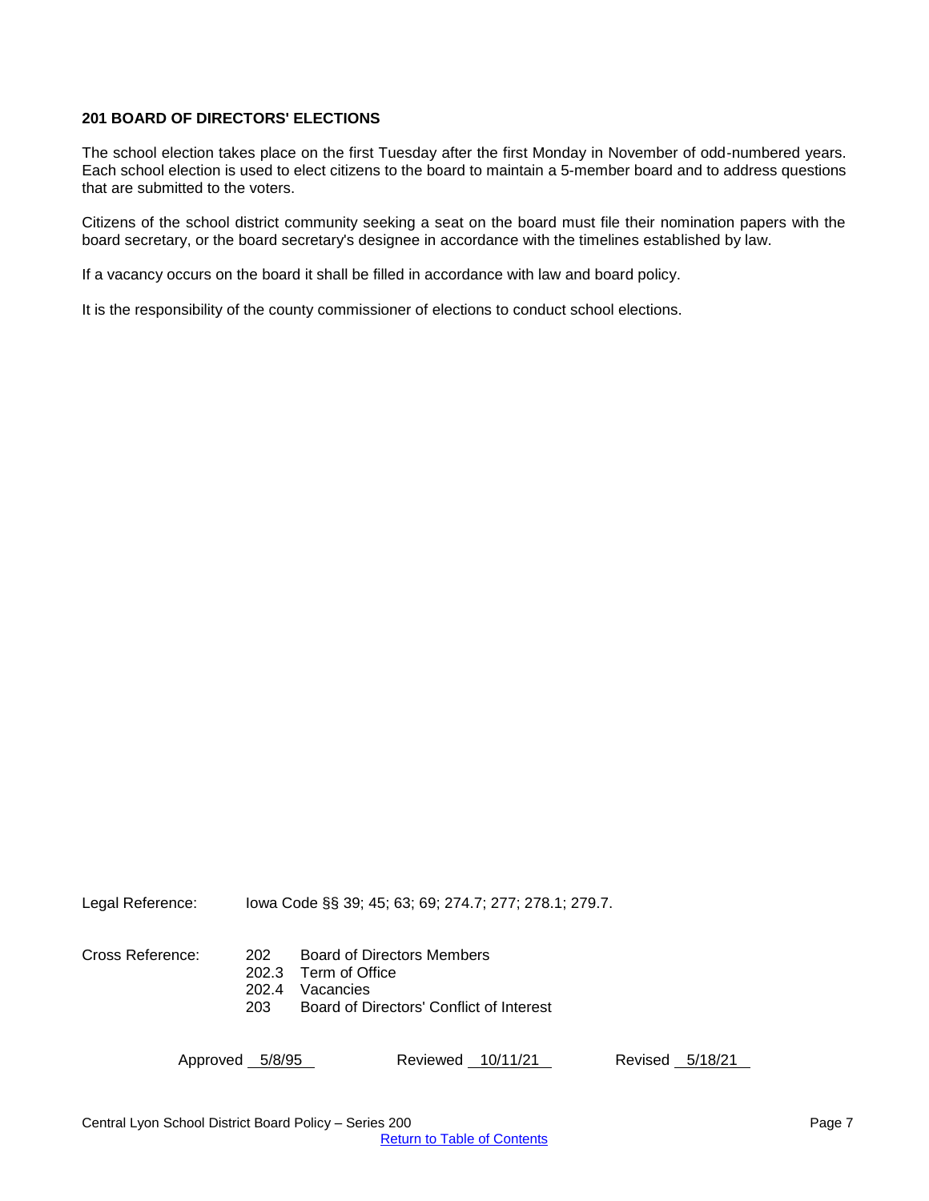**201 BOARD OF DIRECTORS' ELECTIONS**

The school election takes place on the first Tuesday after the first Monday in November of odd-numbered years. Each school election is used to elect citizens to the board to maintain a 5-member board and to address questions that are submitted to the voters.

Citizens of the school district community seeking a seat on the board must file their nomination papers with the board secretary, or the board secretary's designee in accordance with the timelines established by law.

If a vacancy occurs on the board it shall be filled in accordance with law and board policy.

It is the responsibility of the county commissioner of elections to conduct school elections.

Legal Reference: Iowa Code §§ 39; 45; 63; 69; 274.7; 277; 278.1; 279.7.

Cross Reference:
- 202 Board of Directors Members
- 202.3 Term of Office
- 202.4 Vacancies
- 203 Board of Directors' Conflict of Interest

Approved 5/8/95 Reviewed 10/11/21 Revised 5/18/21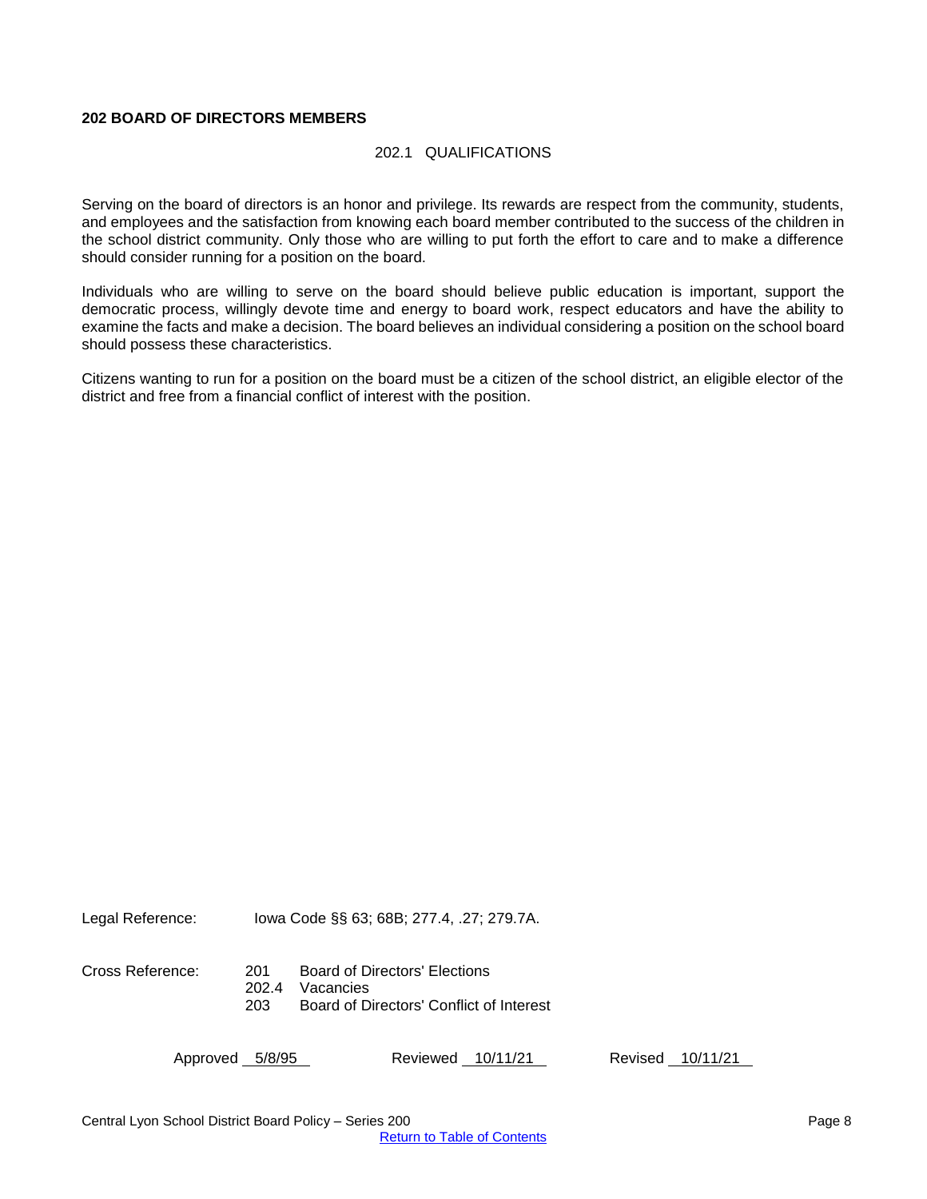## 202 BOARD OF DIRECTORS MEMBERS

### 202.1 QUALIFICATIONS

Serving on the board of directors is an honor and privilege. Its rewards are respect from the community, students, and employees and the satisfaction from knowing each board member contributed to the success of the children in the school district community. Only those who are willing to put forth the effort to care and to make a difference should consider running for a position on the board.

Individuals who are willing to serve on the board should believe public education is important, support the democratic process, willingly devote time and energy to board work, respect educators and have the ability to examine the facts and make a decision. The board believes an individual considering a position on the school board should possess these characteristics.

Citizens wanting to run for a position on the board must be a citizen of the school district, an eligible elector of the district and free from a financial conflict of interest with the position.

Legal Reference: Iowa Code §§ 63; 68B; 277.4, .27; 279.7A.

Cross Reference:
- 201 Board of Directors' Elections
- 202.4 Vacancies
- 203 Board of Directors' Conflict of Interest

Approved 5/8/95 Reviewed 10/11/21 Revised 10/11/21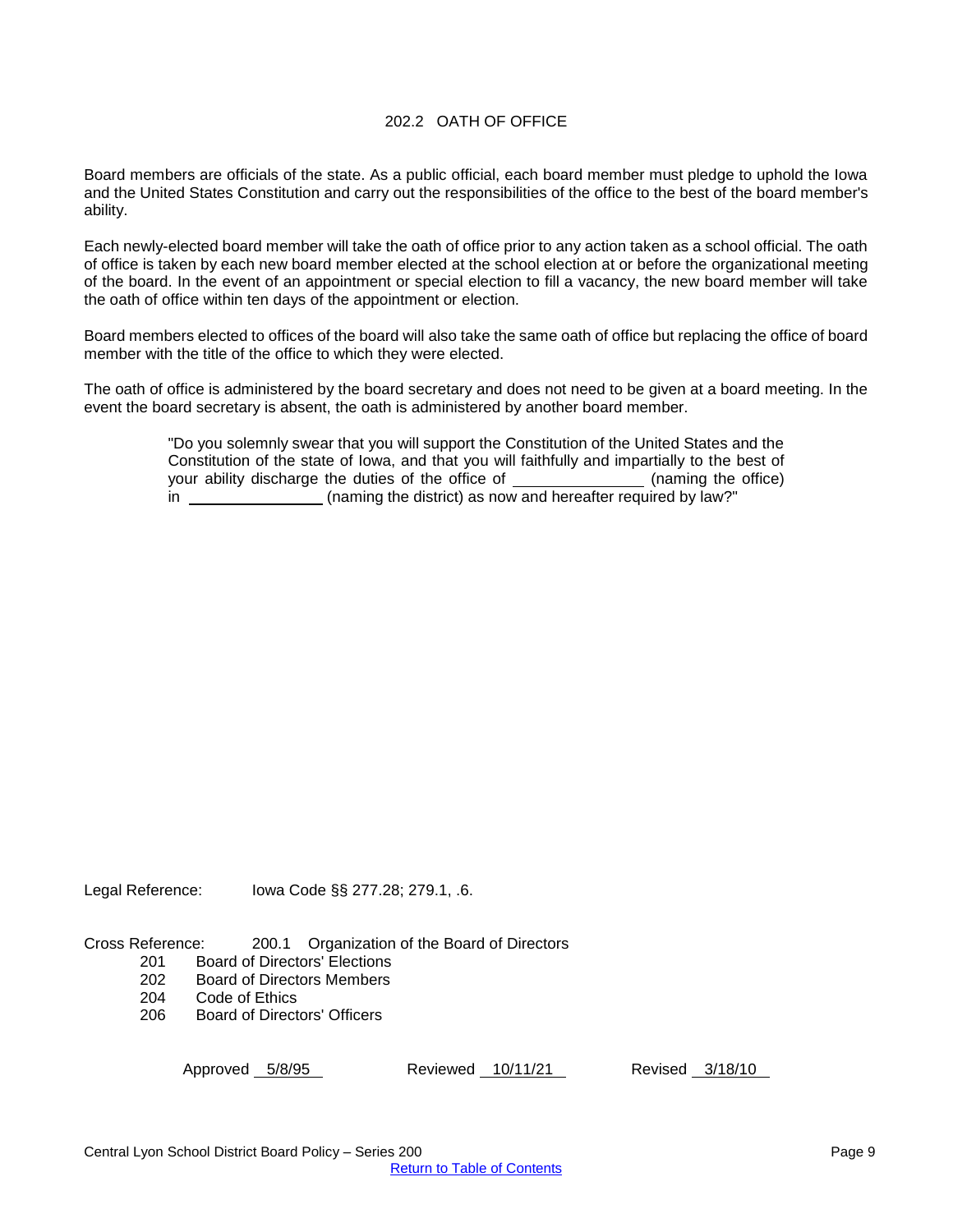# 202.2 OATH OF OFFICE

Board members are officials of the state. As a public official, each board member must pledge to uphold the Iowa and the United States Constitution and carry out the responsibilities of the office to the best of the board member's ability.

Each newly-elected board member will take the oath of office prior to any action taken as a school official. The oath of office is taken by each new board member elected at the school election at or before the organizational meeting of the board. In the event of an appointment or special election to fill a vacancy, the new board member will take the oath of office within ten days of the appointment or election.

Board members elected to offices of the board will also take the same oath of office but replacing the office of board member with the title of the office to which they were elected.

The oath of office is administered by the board secretary and does not need to be given at a board meeting. In the event the board secretary is absent, the oath is administered by another board member.

> "Do you solemnly swear that you will support the Constitution of the United States and the Constitution of the state of Iowa, and that you will faithfully and impartially to the best of your ability discharge the duties of the office of ______________ (naming the office) in ________________ (naming the district) as now and hereafter required by law?"

Legal Reference: Iowa Code §§ 277.28; 279.1, .6.

Cross Reference: 200.1 Organization of the Board of Directors
- 201 Board of Directors' Elections
- 202 Board of Directors Members
- 204 Code of Ethics
- 206 Board of Directors' Officers

Approved 5/8/95 Reviewed 10/11/21 Revised 3/18/10

Return to Table of Contents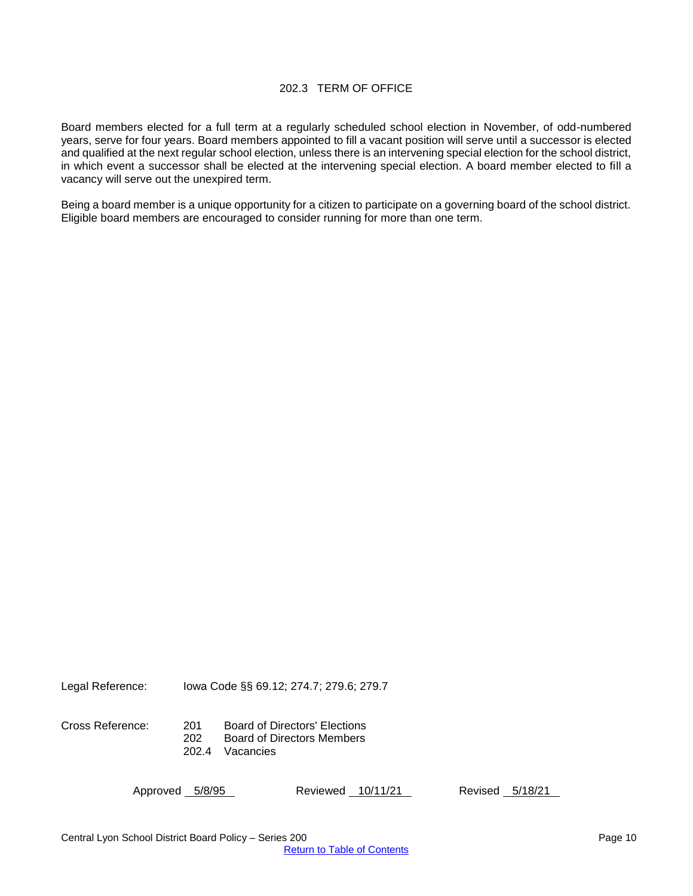## 202.3 TERM OF OFFICE

Board members elected for a full term at a regularly scheduled school election in November, of odd-numbered years, serve for four years. Board members appointed to fill a vacant position will serve until a successor is elected and qualified at the next regular school election, unless there is an intervening special election for the school district, in which event a successor shall be elected at the intervening special election. A board member elected to fill a vacancy will serve out the unexpired term.

Being a board member is a unique opportunity for a citizen to participate on a governing board of the school district. Eligible board members are encouraged to consider running for more than one term.

Legal Reference: Iowa Code §§ 69.12; 274.7; 279.6; 279.7

Cross Reference:
- 201 Board of Directors' Elections
- 202 Board of Directors Members
- 202.4 Vacancies

Approved 5/8/95 Reviewed 10/11/21 Revised 5/18/21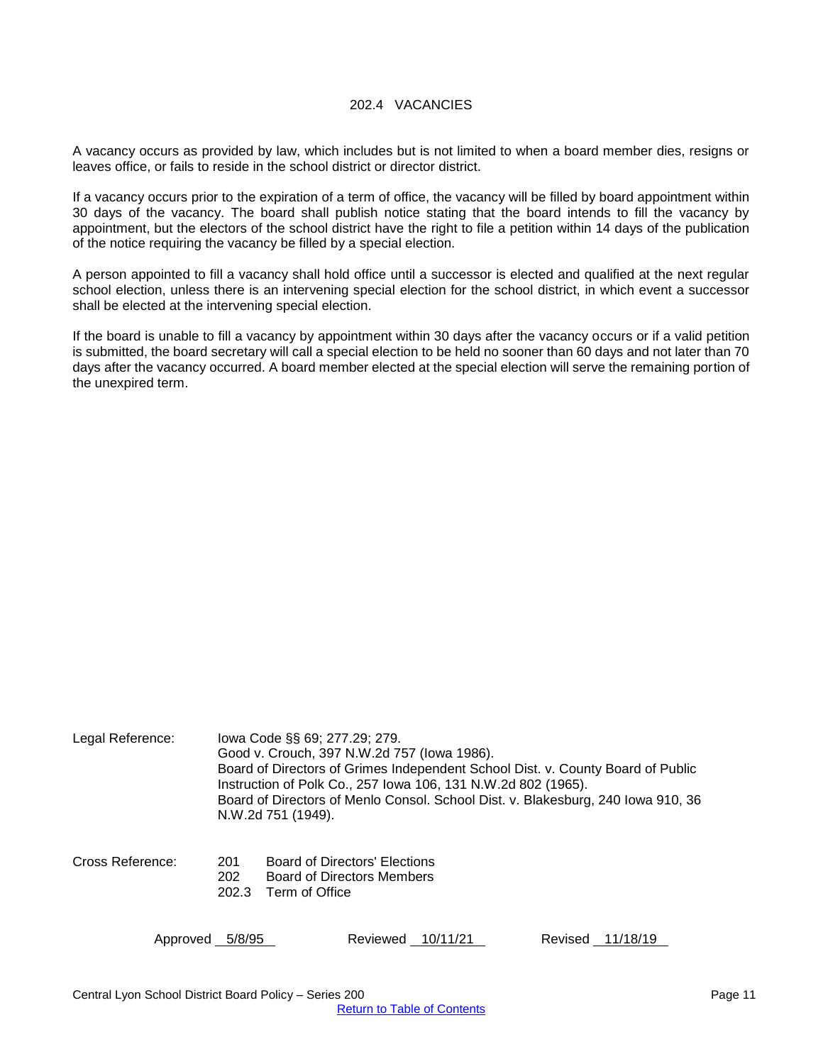# 202.4 VACANCIES

A vacancy occurs as provided by law, which includes but is not limited to when a board member dies, resigns or leaves office, or fails to reside in the school district or director district.

If a vacancy occurs prior to the expiration of a term of office, the vacancy will be filled by board appointment within 30 days of the vacancy. The board shall publish notice stating that the board intends to fill the vacancy by appointment, but the electors of the school district have the right to file a petition within 14 days of the publication of the notice requiring the vacancy be filled by a special election.

A person appointed to fill a vacancy shall hold office until a successor is elected and qualified at the next regular school election, unless there is an intervening special election for the school district, in which event a successor shall be elected at the intervening special election.

If the board is unable to fill a vacancy by appointment within 30 days after the vacancy occurs or if a valid petition is submitted, the board secretary will call a special election to be held no sooner than 60 days and not later than 70 days after the vacancy occurred. A board member elected at the special election will serve the remaining portion of the unexpired term.

Legal Reference: Iowa Code §§ 69; 277.29; 279.
Good v. Crouch, 397 N.W.2d 757 (Iowa 1986).
Board of Directors of Grimes Independent School Dist. v. County Board of Public Instruction of Polk Co., 257 Iowa 106, 131 N.W.2d 802 (1965).
Board of Directors of Menlo Consol. School Dist. v. Blakesburg, 240 Iowa 910, 36 N.W.2d 751 (1949).

Cross Reference:
201 Board of Directors' Elections
202 Board of Directors Members
202.3 Term of Office

Approved 5/8/95 Reviewed 10/11/21 Revised 11/18/19

Central Lyon School District Board Policy – Series 200

Return to Table of Contents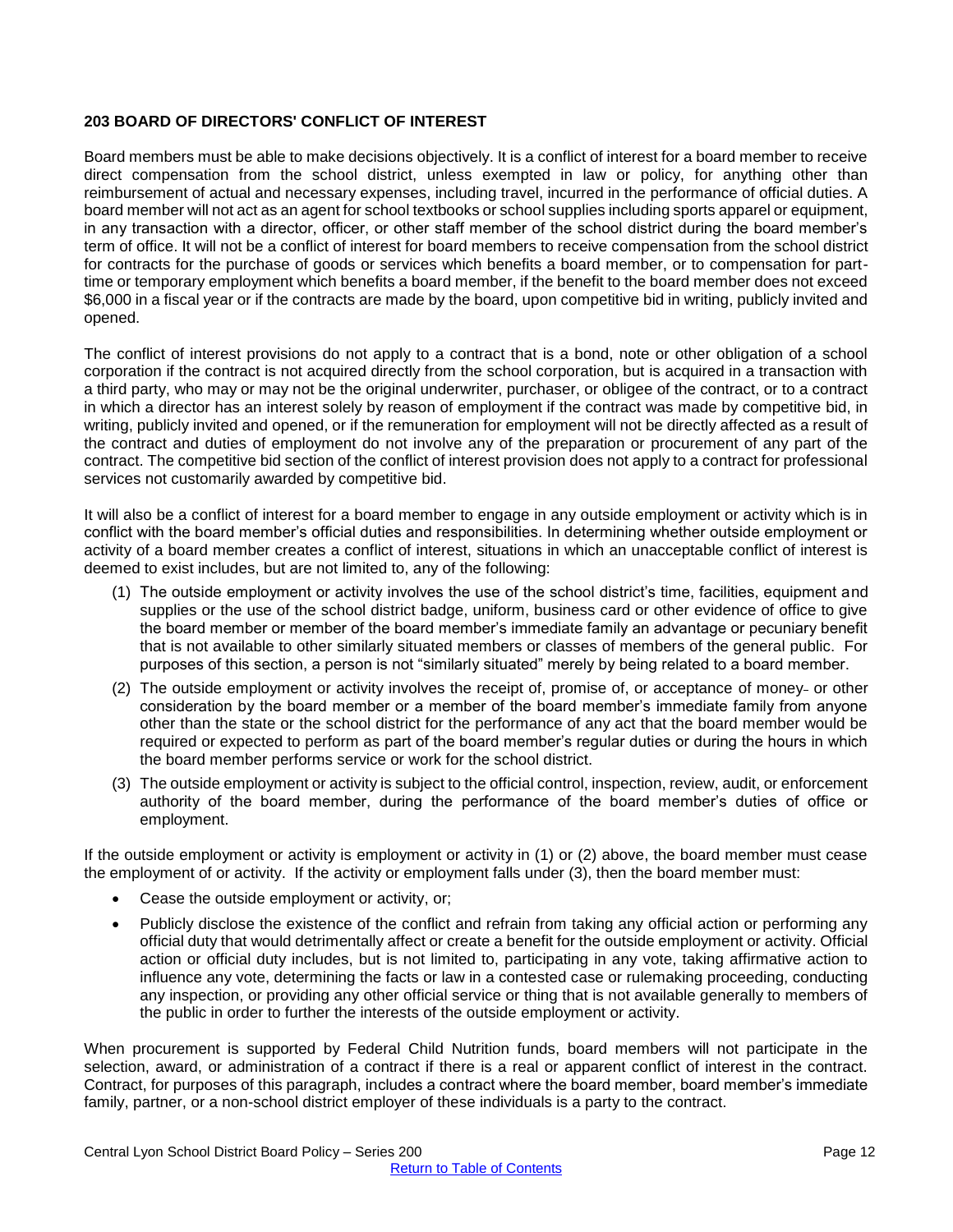## 203 BOARD OF DIRECTORS' CONFLICT OF INTEREST

Board members must be able to make decisions objectively. It is a conflict of interest for a board member to receive direct compensation from the school district, unless exempted in law or policy, for anything other than reimbursement of actual and necessary expenses, including travel, incurred in the performance of official duties. A board member will not act as an agent for school textbooks or school supplies including sports apparel or equipment, in any transaction with a director, officer, or other staff member of the school district during the board member's term of office. It will not be a conflict of interest for board members to receive compensation from the school district for contracts for the purchase of goods or services which benefits a board member, or to compensation for part-time or temporary employment which benefits a board member, if the benefit to the board member does not exceed $6,000 in a fiscal year or if the contracts are made by the board, upon competitive bid in writing, publicly invited and opened.

The conflict of interest provisions do not apply to a contract that is a bond, note or other obligation of a school corporation if the contract is not acquired directly from the school corporation, but is acquired in a transaction with a third party, who may or may not be the original underwriter, purchaser, or obligee of the contract, or to a contract in which a director has an interest solely by reason of employment if the contract was made by competitive bid, in writing, publicly invited and opened, or if the remuneration for employment will not be directly affected as a result of the contract and duties of employment do not involve any of the preparation or procurement of any part of the contract. The competitive bid section of the conflict of interest provision does not apply to a contract for professional services not customarily awarded by competitive bid.

It will also be a conflict of interest for a board member to engage in any outside employment or activity which is in conflict with the board member's official duties and responsibilities. In determining whether outside employment or activity of a board member creates a conflict of interest, situations in which an unacceptable conflict of interest is deemed to exist includes, but are not limited to, any of the following:

(1) The outside employment or activity involves the use of the school district's time, facilities, equipment and supplies or the use of the school district badge, uniform, business card or other evidence of office to give the board member or member of the board member's immediate family an advantage or pecuniary benefit that is not available to other similarly situated members or classes of members of the general public. For purposes of this section, a person is not "similarly situated" merely by being related to a board member.

(2) The outside employment or activity involves the receipt of, promise of, or acceptance of money or other consideration by the board member or a member of the board member's immediate family from anyone other than the state or the school district for the performance of any act that the board member would be required or expected to perform as part of the board member's regular duties or during the hours in which the board member performs service or work for the school district.

(3) The outside employment or activity is subject to the official control, inspection, review, audit, or enforcement authority of the board member, during the performance of the board member's duties of office or employment.

If the outside employment or activity is employment or activity in (1) or (2) above, the board member must cease the employment of or activity. If the activity or employment falls under (3), then the board member must:

- Cease the outside employment or activity, or;
- Publicly disclose the existence of the conflict and refrain from taking any official action or performing any official duty that would detrimentally affect or create a benefit for the outside employment or activity. Official action or official duty includes, but is not limited to, participating in any vote, taking affirmative action to influence any vote, determining the facts or law in a contested case or rulemaking proceeding, conducting any inspection, or providing any other official service or thing that is not available generally to members of the public in order to further the interests of the outside employment or activity.

When procurement is supported by Federal Child Nutrition funds, board members will not participate in the selection, award, or administration of a contract if there is a real or apparent conflict of interest in the contract. Contract, for purposes of this paragraph, includes a contract where the board member, board member's immediate family, partner, or a non-school district employer of these individuals is a party to the contract.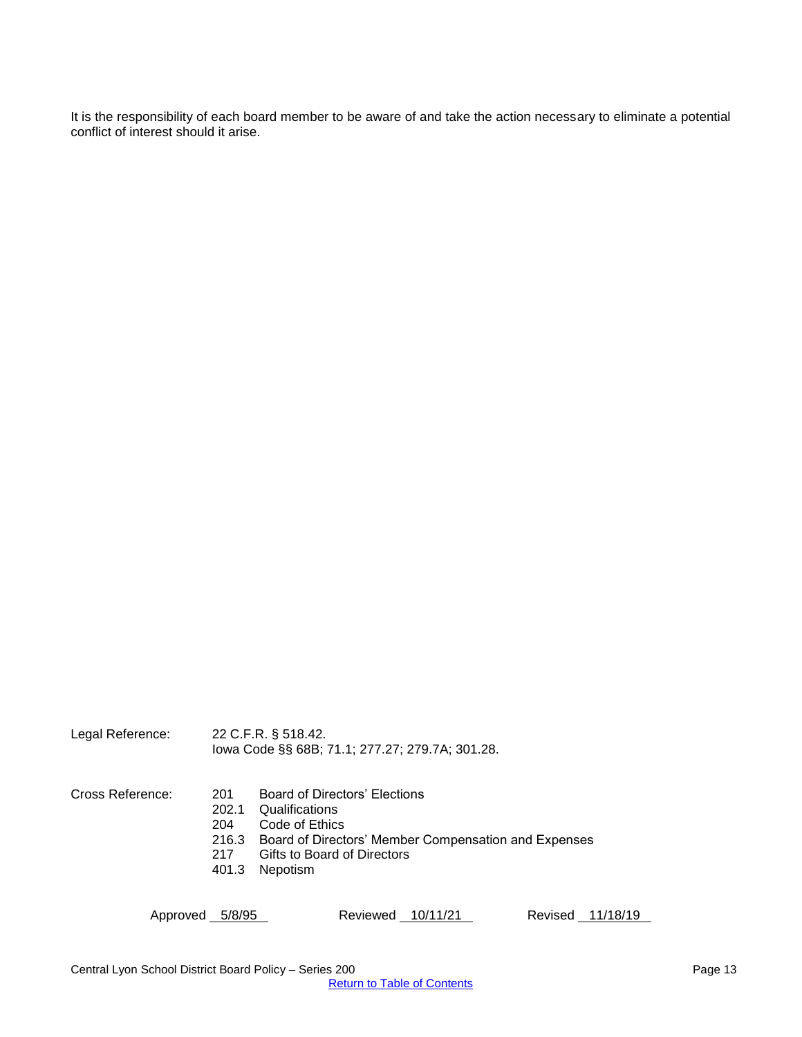It is the responsibility of each board member to be aware of and take the action necessary to eliminate a potential conflict of interest should it arise.

Legal Reference: 22 C.F.R. § 518.42.
Iowa Code §§ 68B; 71.1; 277.27; 279.7A; 301.28.

Cross Reference:
- 201 Board of Directors' Elections
- 202.1 Qualifications
- 204 Code of Ethics
- 216.3 Board of Directors' Member Compensation and Expenses
- 217 Gifts to Board of Directors
- 401.3 Nepotism

Approved 5/8/95 Reviewed 10/11/21 Revised 11/18/19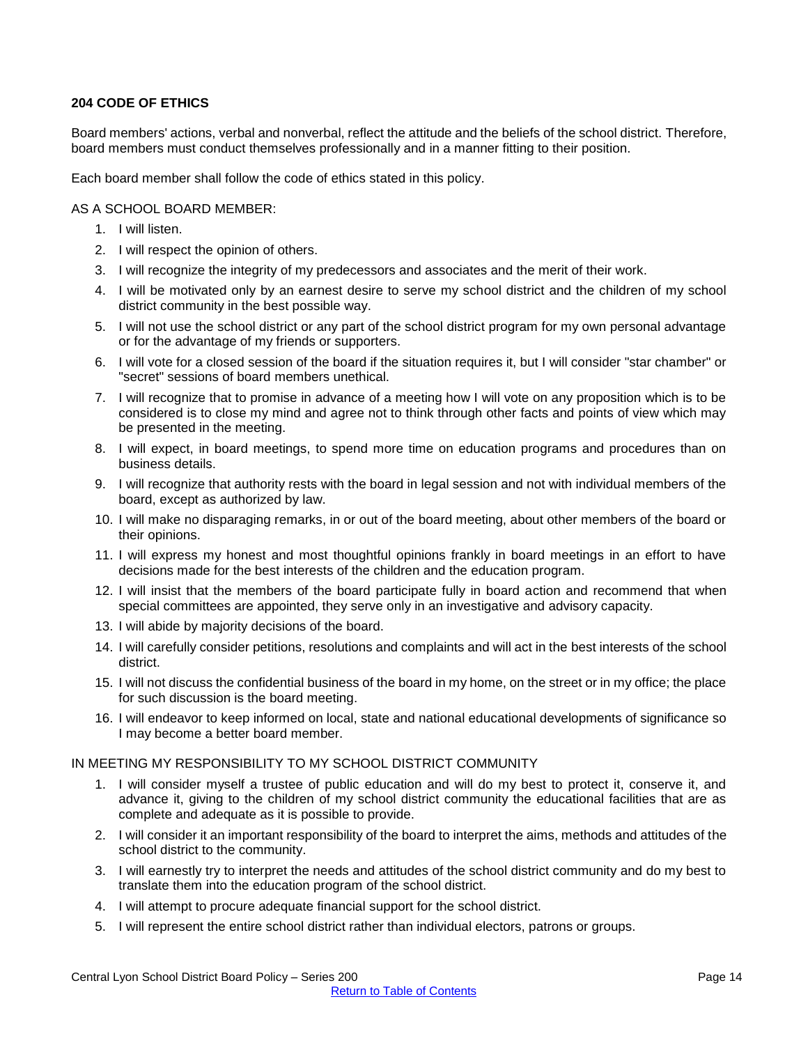## 204 CODE OF ETHICS

Board members' actions, verbal and nonverbal, reflect the attitude and the beliefs of the school district. Therefore, board members must conduct themselves professionally and in a manner fitting to their position.

Each board member shall follow the code of ethics stated in this policy.

AS A SCHOOL BOARD MEMBER:

1. I will listen.
2. I will respect the opinion of others.
3. I will recognize the integrity of my predecessors and associates and the merit of their work.
4. I will be motivated only by an earnest desire to serve my school district and the children of my school district community in the best possible way.
5. I will not use the school district or any part of the school district program for my own personal advantage or for the advantage of my friends or supporters.
6. I will vote for a closed session of the board if the situation requires it, but I will consider "star chamber" or "secret" sessions of board members unethical.
7. I will recognize that to promise in advance of a meeting how I will vote on any proposition which is to be considered is to close my mind and agree not to think through other facts and points of view which may be presented in the meeting.
8. I will expect, in board meetings, to spend more time on education programs and procedures than on business details.
9. I will recognize that authority rests with the board in legal session and not with individual members of the board, except as authorized by law.
10. I will make no disparaging remarks, in or out of the board meeting, about other members of the board or their opinions.
11. I will express my honest and most thoughtful opinions frankly in board meetings in an effort to have decisions made for the best interests of the children and the education program.
12. I will insist that the members of the board participate fully in board action and recommend that when special committees are appointed, they serve only in an investigative and advisory capacity.
13. I will abide by majority decisions of the board.
14. I will carefully consider petitions, resolutions and complaints and will act in the best interests of the school district.
15. I will not discuss the confidential business of the board in my home, on the street or in my office; the place for such discussion is the board meeting.
16. I will endeavor to keep informed on local, state and national educational developments of significance so I may become a better board member.

IN MEETING MY RESPONSIBILITY TO MY SCHOOL DISTRICT COMMUNITY

1. I will consider myself a trustee of public education and will do my best to protect it, conserve it, and advance it, giving to the children of my school district community the educational facilities that are as complete and adequate as it is possible to provide.
2. I will consider it an important responsibility of the board to interpret the aims, methods and attitudes of the school district to the community.
3. I will earnestly try to interpret the needs and attitudes of the school district community and do my best to translate them into the education program of the school district.
4. I will attempt to procure adequate financial support for the school district.
5. I will represent the entire school district rather than individual electors, patrons or groups.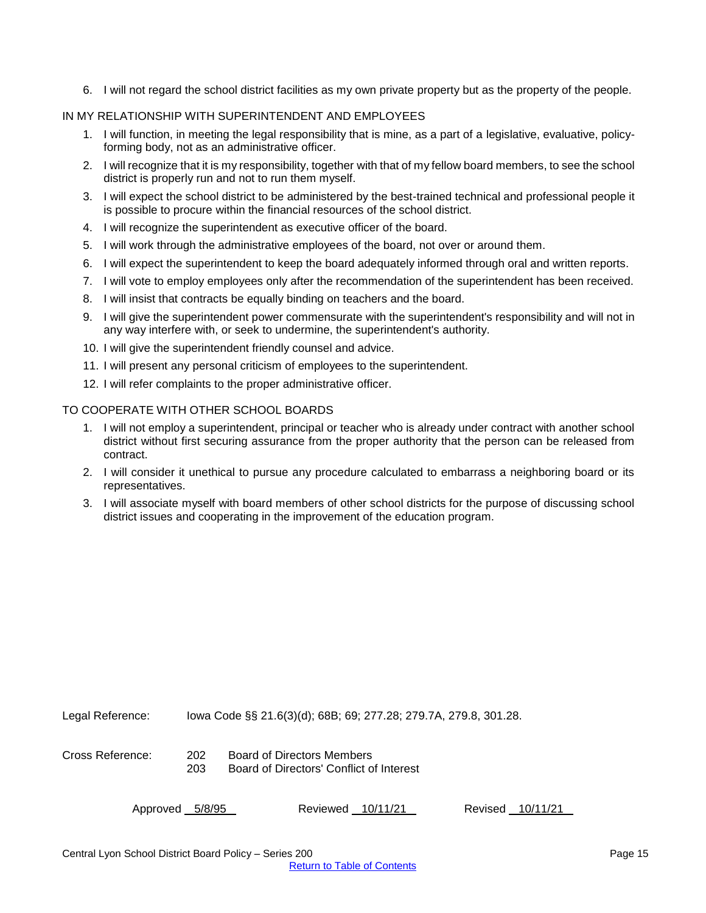6. I will not regard the school district facilities as my own private property but as the property of the people.

IN MY RELATIONSHIP WITH SUPERINTENDENT AND EMPLOYEES

1. I will function, in meeting the legal responsibility that is mine, as a part of a legislative, evaluative, policy-forming body, not as an administrative officer.
2. I will recognize that it is my responsibility, together with that of my fellow board members, to see the school district is properly run and not to run them myself.
3. I will expect the school district to be administered by the best-trained technical and professional people it is possible to procure within the financial resources of the school district.
4. I will recognize the superintendent as executive officer of the board.
5. I will work through the administrative employees of the board, not over or around them.
6. I will expect the superintendent to keep the board adequately informed through oral and written reports.
7. I will vote to employ employees only after the recommendation of the superintendent has been received.
8. I will insist that contracts be equally binding on teachers and the board.
9. I will give the superintendent power commensurate with the superintendent's responsibility and will not in any way interfere with, or seek to undermine, the superintendent's authority.
10. I will give the superintendent friendly counsel and advice.
11. I will present any personal criticism of employees to the superintendent.
12. I will refer complaints to the proper administrative officer.

TO COOPERATE WITH OTHER SCHOOL BOARDS

1. I will not employ a superintendent, principal or teacher who is already under contract with another school district without first securing assurance from the proper authority that the person can be released from contract.
2. I will consider it unethical to pursue any procedure calculated to embarrass a neighboring board or its representatives.
3. I will associate myself with board members of other school districts for the purpose of discussing school district issues and cooperating in the improvement of the education program.

Legal Reference: Iowa Code §§ 21.6(3)(d); 68B; 69; 277.28; 279.7A, 279.8, 301.28.

Cross Reference: 202 Board of Directors Members
203 Board of Directors' Conflict of Interest

Approved 5/8/95 Reviewed 10/11/21 Revised 10/11/21

Return to Table of Contents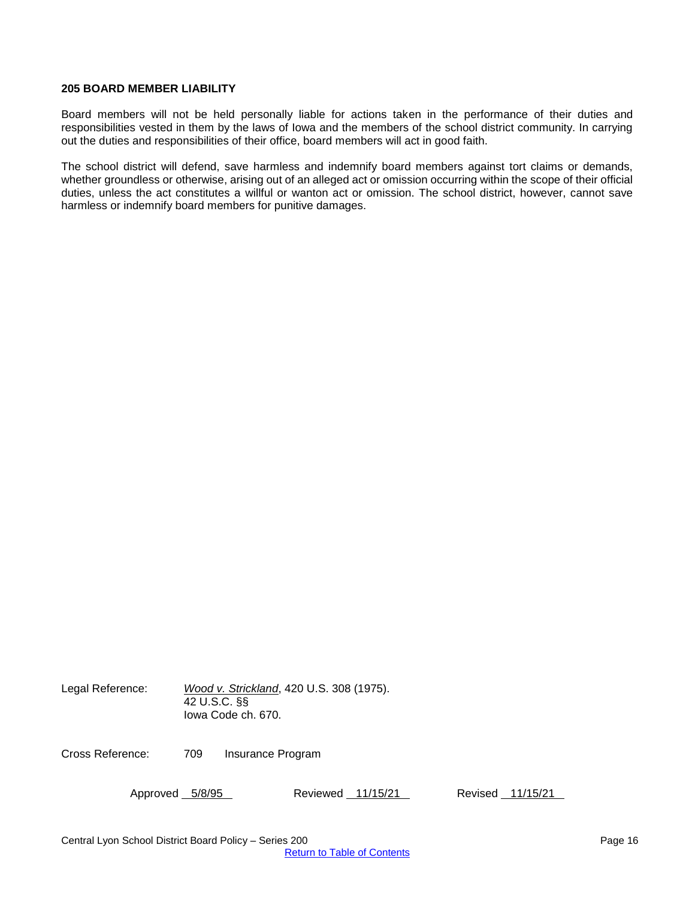**205 BOARD MEMBER LIABILITY**

Board members will not be held personally liable for actions taken in the performance of their duties and responsibilities vested in them by the laws of Iowa and the members of the school district community. In carrying out the duties and responsibilities of their office, board members will act in good faith.

The school district will defend, save harmless and indemnify board members against tort claims or demands, whether groundless or otherwise, arising out of an alleged act or omission occurring within the scope of their official duties, unless the act constitutes a willful or wanton act or omission. The school district, however, cannot save harmless or indemnify board members for punitive damages.

Legal Reference: *Wood v. Strickland*, 420 U.S. 308 (1975).
42 U.S.C. §§
Iowa Code ch. 670.

Cross Reference: 709 Insurance Program

Approved 5/8/95 Reviewed 11/15/21 Revised 11/15/21

Central Lyon School District Board Policy – Series 200

Return to Table of Contents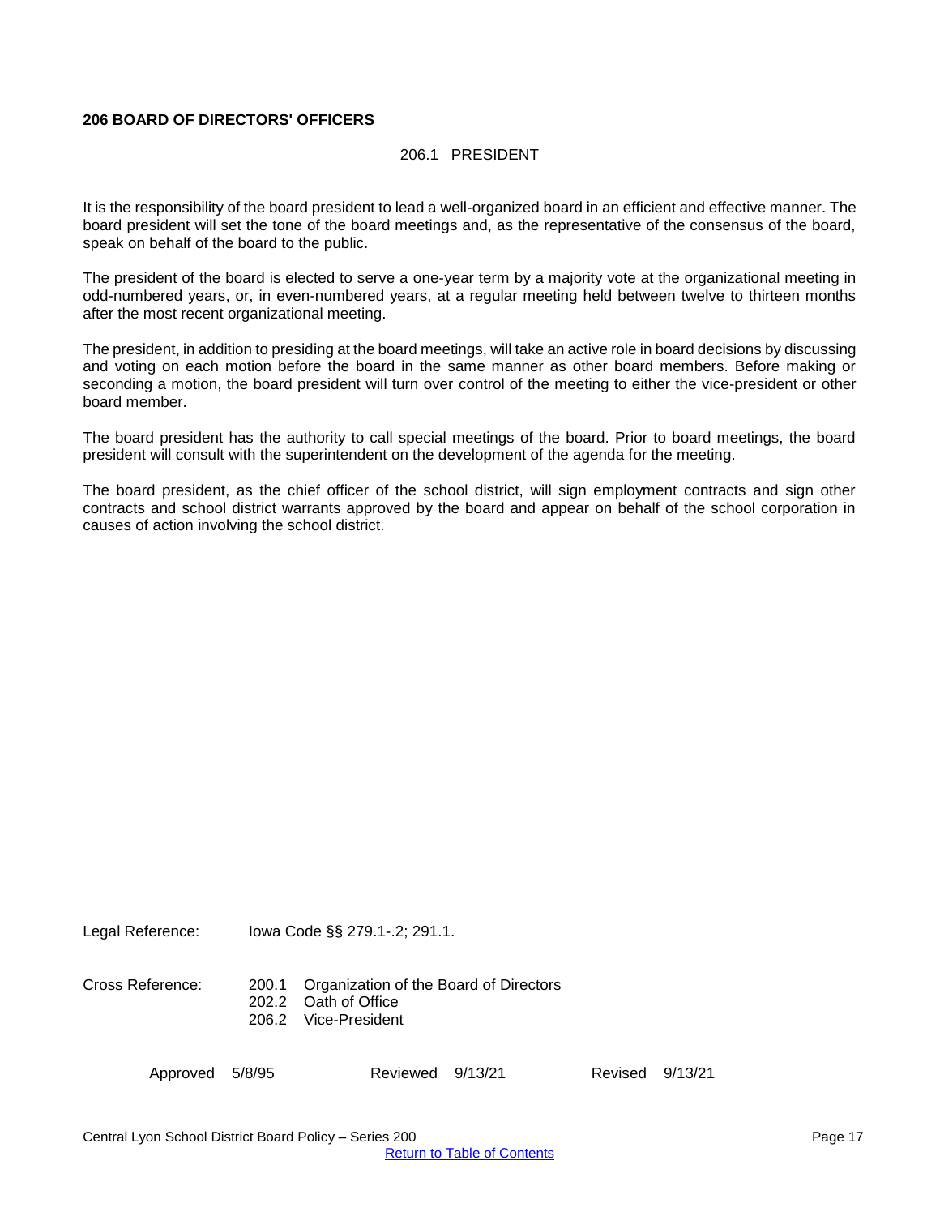**206 BOARD OF DIRECTORS' OFFICERS**

### 206.1 PRESIDENT

It is the responsibility of the board president to lead a well-organized board in an efficient and effective manner. The board president will set the tone of the board meetings and, as the representative of the consensus of the board, speak on behalf of the board to the public.

The president of the board is elected to serve a one-year term by a majority vote at the organizational meeting in odd-numbered years, or, in even-numbered years, at a regular meeting held between twelve to thirteen months after the most recent organizational meeting.

The president, in addition to presiding at the board meetings, will take an active role in board decisions by discussing and voting on each motion before the board in the same manner as other board members. Before making or seconding a motion, the board president will turn over control of the meeting to either the vice-president or other board member.

The board president has the authority to call special meetings of the board. Prior to board meetings, the board president will consult with the superintendent on the development of the agenda for the meeting.

The board president, as the chief officer of the school district, will sign employment contracts and sign other contracts and school district warrants approved by the board and appear on behalf of the school corporation in causes of action involving the school district.

Legal Reference: Iowa Code §§ 279.1-.2; 291.1.

Cross Reference:
200.1 Organization of the Board of Directors
202.2 Oath of Office
206.2 Vice-President

Approved 5/8/95 Reviewed 9/13/21 Revised 9/13/21

Central Lyon School District Board Policy – Series 200

Return to Table of Contents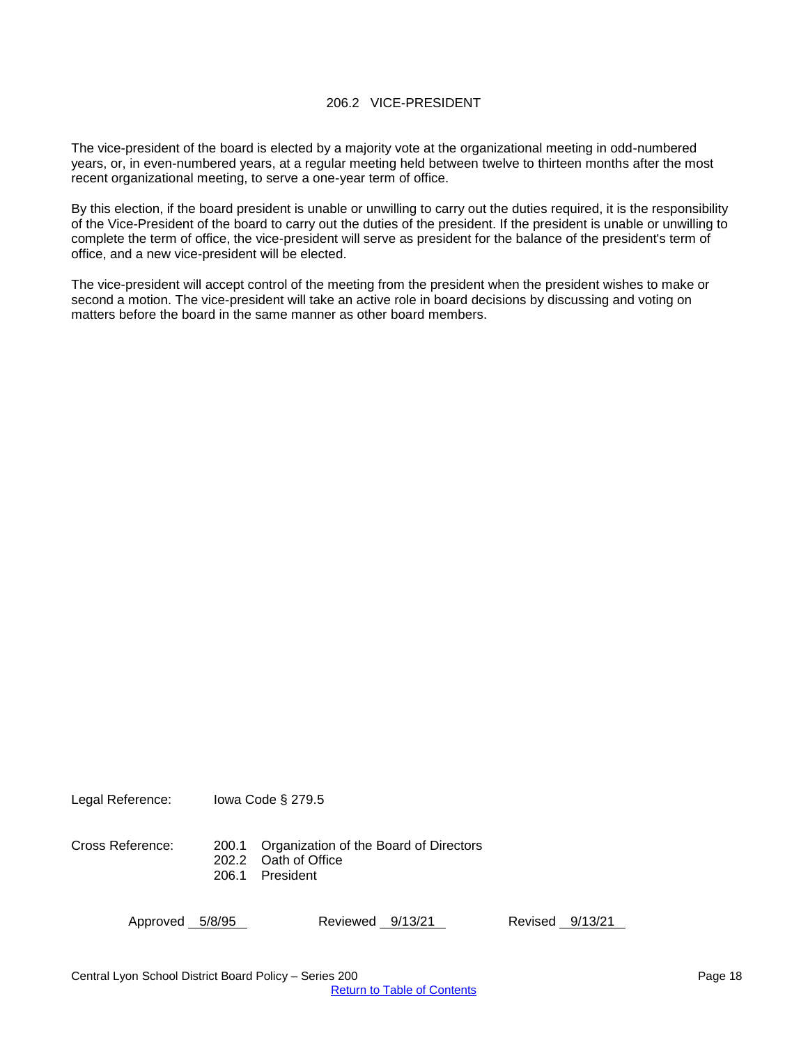## 206.2 VICE-PRESIDENT

The vice-president of the board is elected by a majority vote at the organizational meeting in odd-numbered years, or, in even-numbered years, at a regular meeting held between twelve to thirteen months after the most recent organizational meeting, to serve a one-year term of office.

By this election, if the board president is unable or unwilling to carry out the duties required, it is the responsibility of the Vice-President of the board to carry out the duties of the president. If the president is unable or unwilling to complete the term of office, the vice-president will serve as president for the balance of the president's term of office, and a new vice-president will be elected.

The vice-president will accept control of the meeting from the president when the president wishes to make or second a motion. The vice-president will take an active role in board decisions by discussing and voting on matters before the board in the same manner as other board members.

Legal Reference: Iowa Code § 279.5

Cross Reference:
- 200.1 Organization of the Board of Directors
- 202.2 Oath of Office
- 206.1 President

Approved 5/8/95 Reviewed 9/13/21 Revised 9/13/21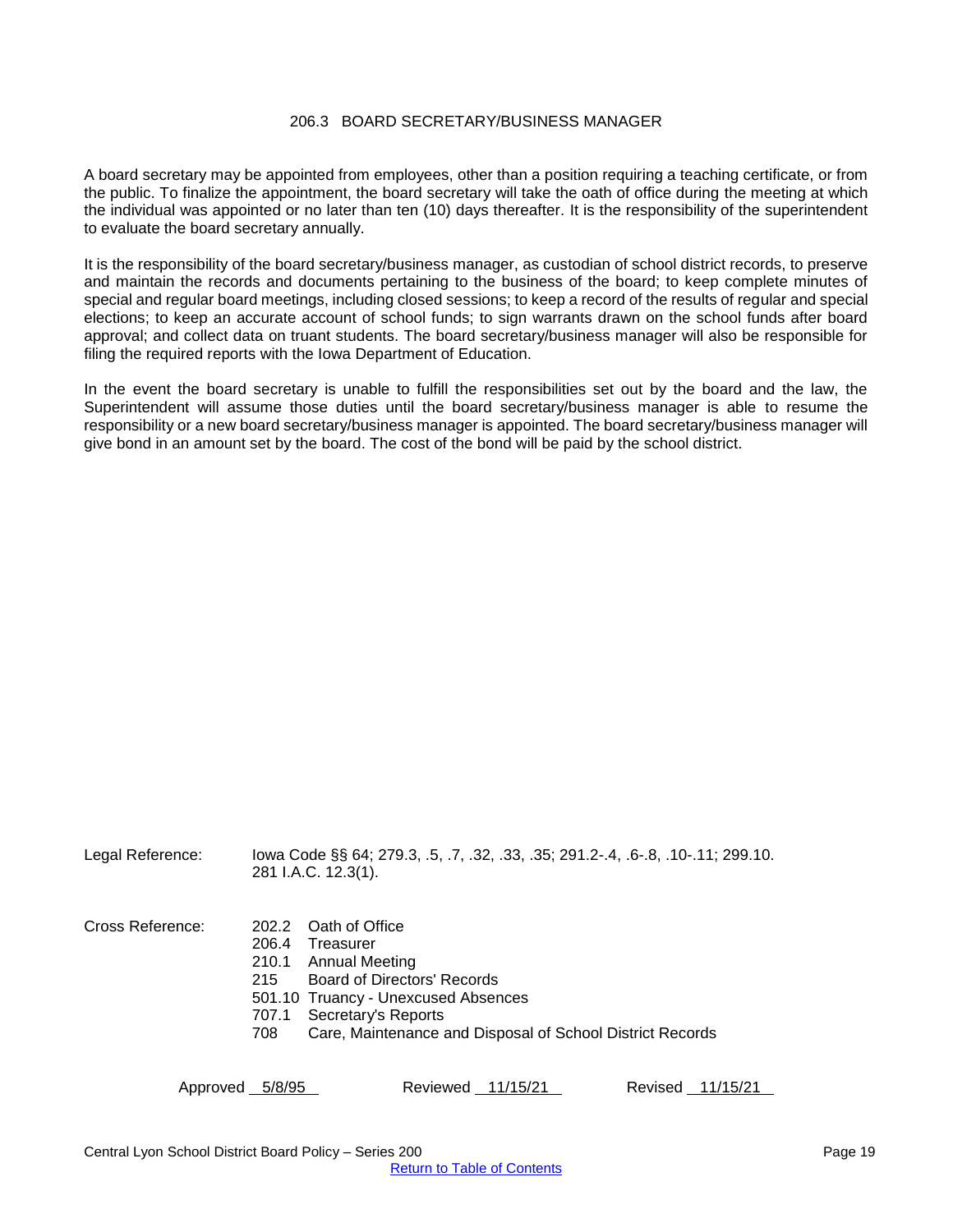## 206.3 BOARD SECRETARY/BUSINESS MANAGER

A board secretary may be appointed from employees, other than a position requiring a teaching certificate, or from the public. To finalize the appointment, the board secretary will take the oath of office during the meeting at which the individual was appointed or no later than ten (10) days thereafter. It is the responsibility of the superintendent to evaluate the board secretary annually.

It is the responsibility of the board secretary/business manager, as custodian of school district records, to preserve and maintain the records and documents pertaining to the business of the board; to keep complete minutes of special and regular board meetings, including closed sessions; to keep a record of the results of regular and special elections; to keep an accurate account of school funds; to sign warrants drawn on the school funds after board approval; and collect data on truant students. The board secretary/business manager will also be responsible for filing the required reports with the Iowa Department of Education.

In the event the board secretary is unable to fulfill the responsibilities set out by the board and the law, the Superintendent will assume those duties until the board secretary/business manager is able to resume the responsibility or a new board secretary/business manager is appointed. The board secretary/business manager will give bond in an amount set by the board. The cost of the bond will be paid by the school district.

Legal Reference: Iowa Code §§ 64; 279.3, .5, .7, .32, .33, .35; 291.2-.4, .6-.8, .10-.11; 299.10.
281 I.A.C. 12.3(1).

Cross Reference:
- 202.2 Oath of Office
- 206.4 Treasurer
- 210.1 Annual Meeting
- 215 Board of Directors' Records
- 501.10 Truancy - Unexcused Absences
- 707.1 Secretary's Reports
- 708 Care, Maintenance and Disposal of School District Records

Approved 5/8/95 Reviewed 11/15/21 Revised 11/15/21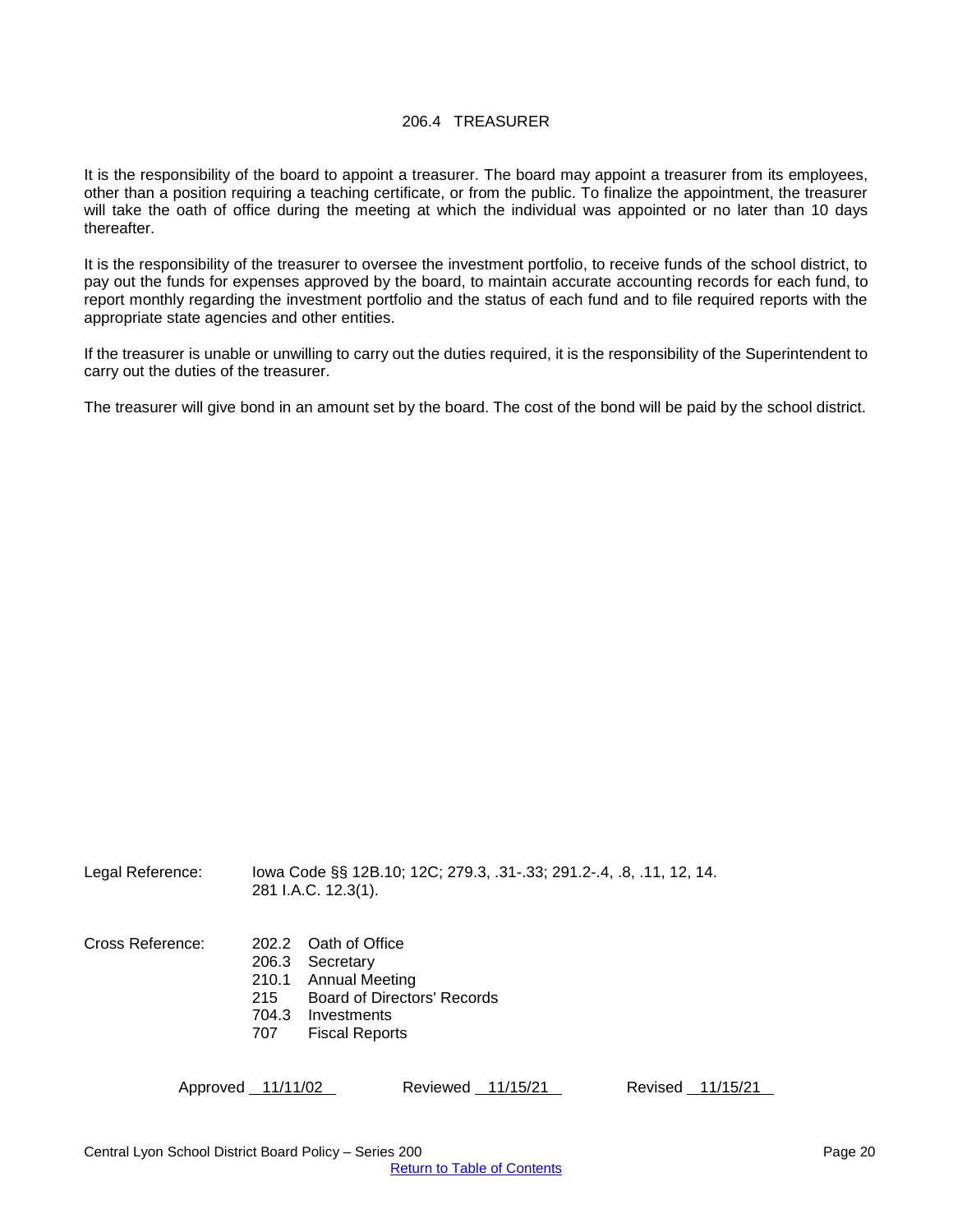# 206.4 TREASURER

It is the responsibility of the board to appoint a treasurer. The board may appoint a treasurer from its employees, other than a position requiring a teaching certificate, or from the public. To finalize the appointment, the treasurer will take the oath of office during the meeting at which the individual was appointed or no later than 10 days thereafter.

It is the responsibility of the treasurer to oversee the investment portfolio, to receive funds of the school district, to pay out the funds for expenses approved by the board, to maintain accurate accounting records for each fund, to report monthly regarding the investment portfolio and the status of each fund and to file required reports with the appropriate state agencies and other entities.

If the treasurer is unable or unwilling to carry out the duties required, it is the responsibility of the Superintendent to carry out the duties of the treasurer.

The treasurer will give bond in an amount set by the board. The cost of the bond will be paid by the school district.

Legal Reference: Iowa Code §§ 12B.10; 12C; 279.3, .31-.33; 291.2-.4, .8, .11, 12, 14.
281 I.A.C. 12.3(1).

Cross Reference:
- 202.2 Oath of Office
- 206.3 Secretary
- 210.1 Annual Meeting
- 215 Board of Directors' Records
- 704.3 Investments
- 707 Fiscal Reports

Approved 11/11/02 Reviewed 11/15/21 Revised 11/15/21

Return to Table of Contents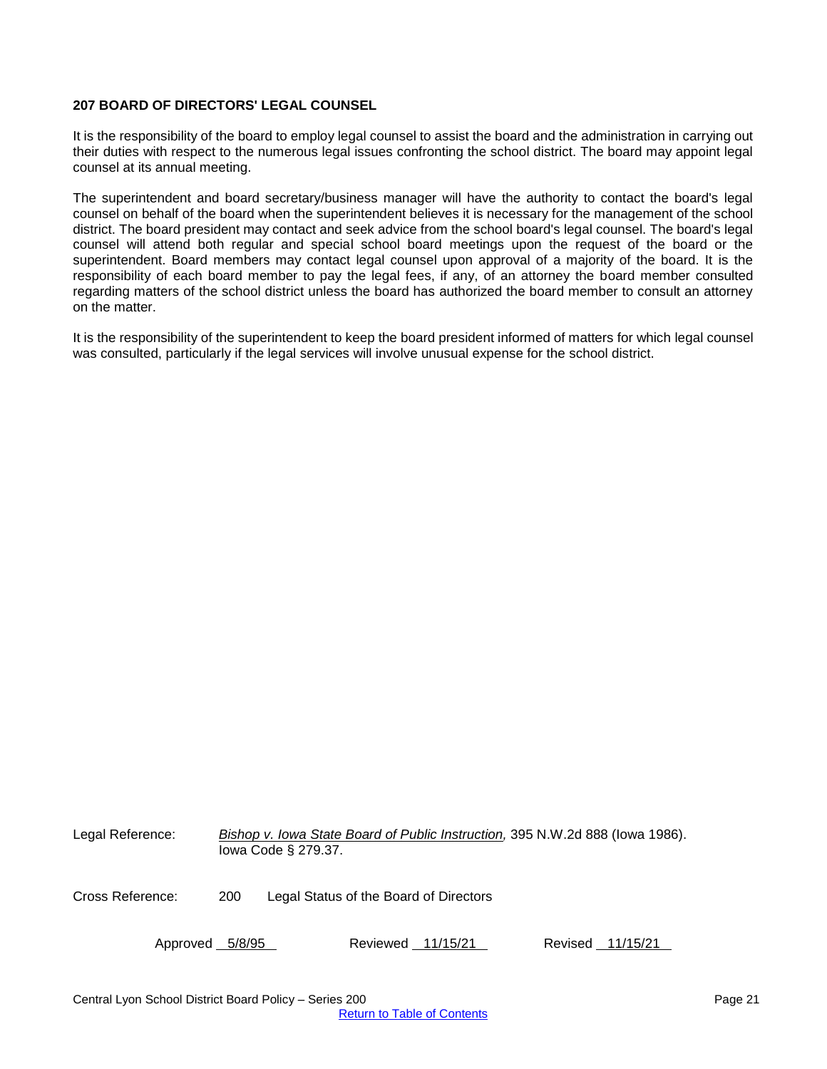**207 BOARD OF DIRECTORS' LEGAL COUNSEL**

It is the responsibility of the board to employ legal counsel to assist the board and the administration in carrying out their duties with respect to the numerous legal issues confronting the school district. The board may appoint legal counsel at its annual meeting.

The superintendent and board secretary/business manager will have the authority to contact the board's legal counsel on behalf of the board when the superintendent believes it is necessary for the management of the school district. The board president may contact and seek advice from the school board's legal counsel. The board's legal counsel will attend both regular and special school board meetings upon the request of the board or the superintendent. Board members may contact legal counsel upon approval of a majority of the board. It is the responsibility of each board member to pay the legal fees, if any, of an attorney the board member consulted regarding matters of the school district unless the board has authorized the board member to consult an attorney on the matter.

It is the responsibility of the superintendent to keep the board president informed of matters for which legal counsel was consulted, particularly if the legal services will involve unusual expense for the school district.

Legal Reference: *Bishop v. Iowa State Board of Public Instruction,* 395 N.W.2d 888 (Iowa 1986).
Iowa Code § 279.37.

Cross Reference: 200 Legal Status of the Board of Directors

Approved 5/8/95 Reviewed 11/15/21 Revised 11/15/21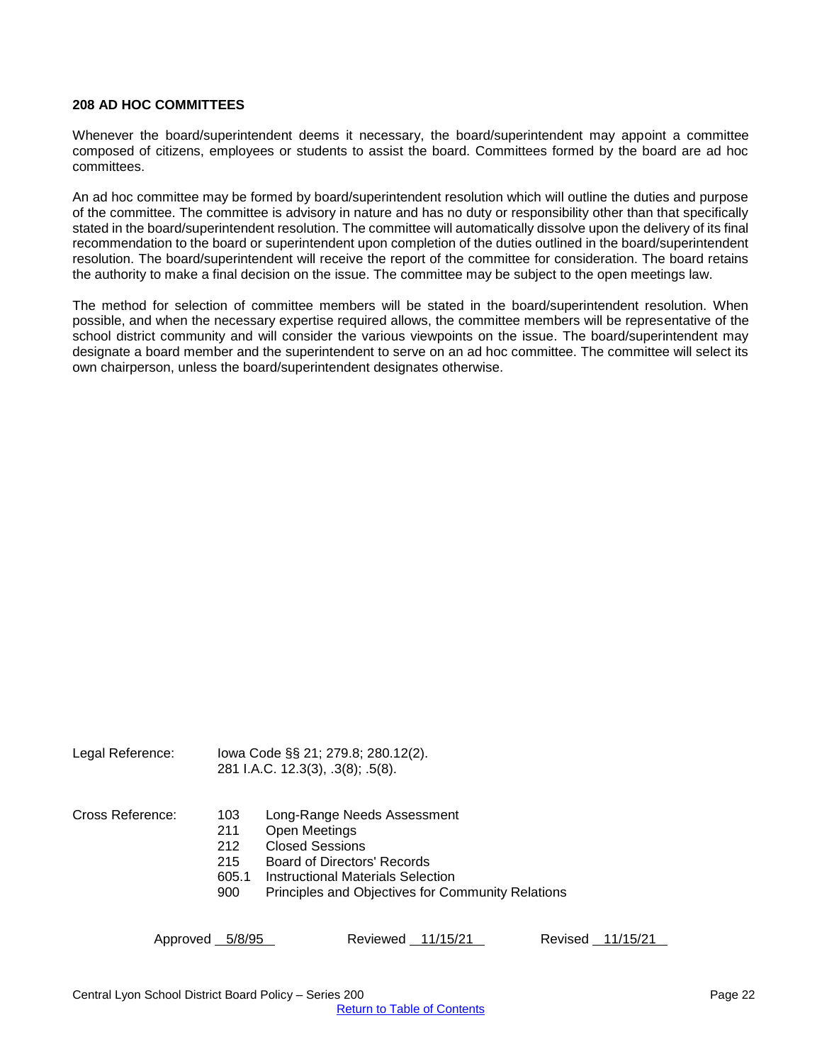## 208 AD HOC COMMITTEES

Whenever the board/superintendent deems it necessary, the board/superintendent may appoint a committee composed of citizens, employees or students to assist the board. Committees formed by the board are ad hoc committees.

An ad hoc committee may be formed by board/superintendent resolution which will outline the duties and purpose of the committee. The committee is advisory in nature and has no duty or responsibility other than that specifically stated in the board/superintendent resolution. The committee will automatically dissolve upon the delivery of its final recommendation to the board or superintendent upon completion of the duties outlined in the board/superintendent resolution. The board/superintendent will receive the report of the committee for consideration. The board retains the authority to make a final decision on the issue. The committee may be subject to the open meetings law.

The method for selection of committee members will be stated in the board/superintendent resolution. When possible, and when the necessary expertise required allows, the committee members will be representative of the school district community and will consider the various viewpoints on the issue. The board/superintendent may designate a board member and the superintendent to serve on an ad hoc committee. The committee will select its own chairperson, unless the board/superintendent designates otherwise.

Legal Reference: Iowa Code §§ 21; 279.8; 280.12(2).
281 I.A.C. 12.3(3), .3(8); .5(8).

Cross Reference:
- 103 Long-Range Needs Assessment
- 211 Open Meetings
- 212 Closed Sessions
- 215 Board of Directors' Records
- 605.1 Instructional Materials Selection
- 900 Principles and Objectives for Community Relations

Approved 5/8/95 Reviewed 11/15/21 Revised 11/15/21

Return to Table of Contents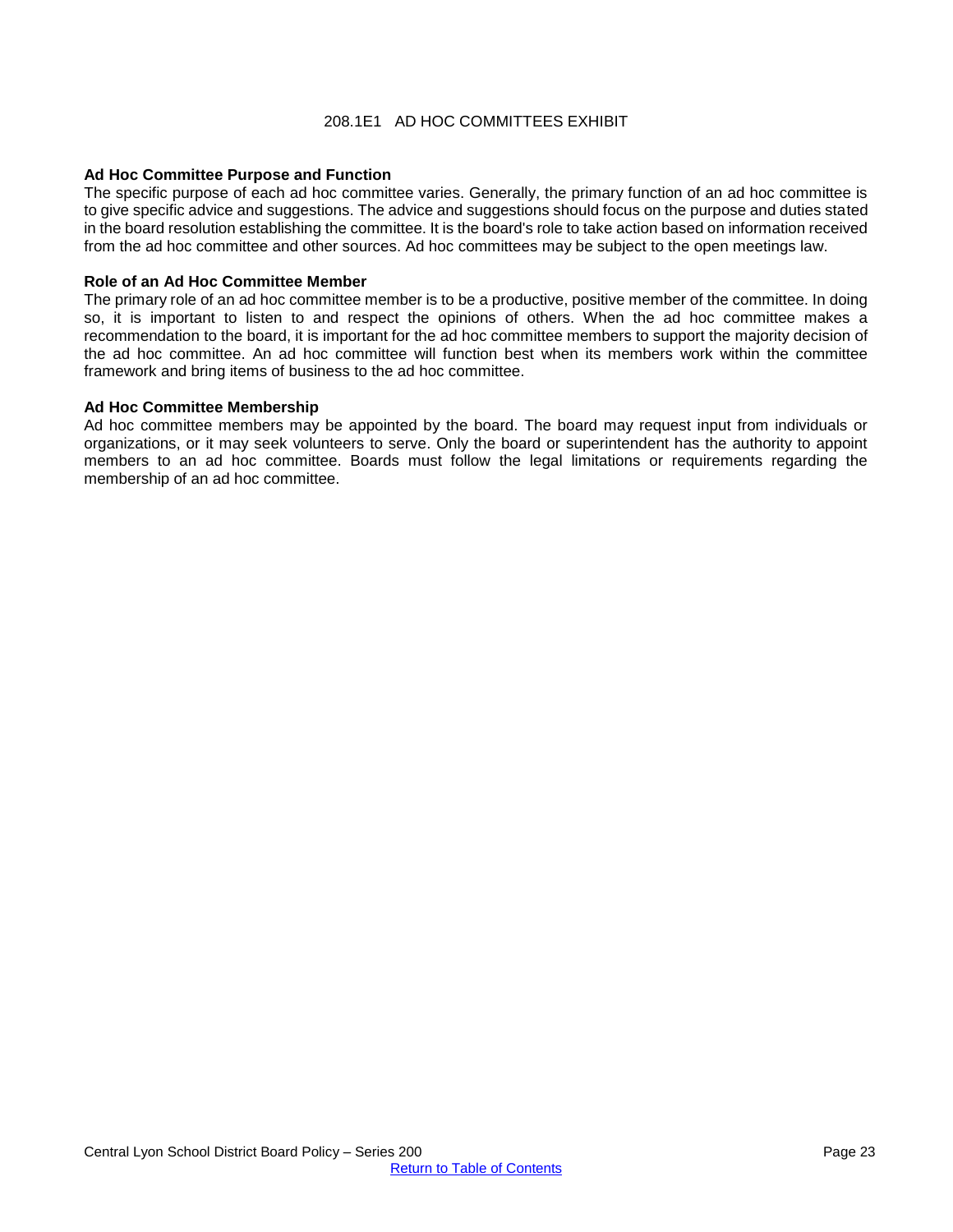# 208.1E1 AD HOC COMMITTEES EXHIBIT

**Ad Hoc Committee Purpose and Function**

The specific purpose of each ad hoc committee varies. Generally, the primary function of an ad hoc committee is to give specific advice and suggestions. The advice and suggestions should focus on the purpose and duties stated in the board resolution establishing the committee. It is the board's role to take action based on information received from the ad hoc committee and other sources. Ad hoc committees may be subject to the open meetings law.

**Role of an Ad Hoc Committee Member**

The primary role of an ad hoc committee member is to be a productive, positive member of the committee. In doing so, it is important to listen to and respect the opinions of others. When the ad hoc committee makes a recommendation to the board, it is important for the ad hoc committee members to support the majority decision of the ad hoc committee. An ad hoc committee will function best when its members work within the committee framework and bring items of business to the ad hoc committee.

**Ad Hoc Committee Membership**

Ad hoc committee members may be appointed by the board. The board may request input from individuals or organizations, or it may seek volunteers to serve. Only the board or superintendent has the authority to appoint members to an ad hoc committee. Boards must follow the legal limitations or requirements regarding the membership of an ad hoc committee.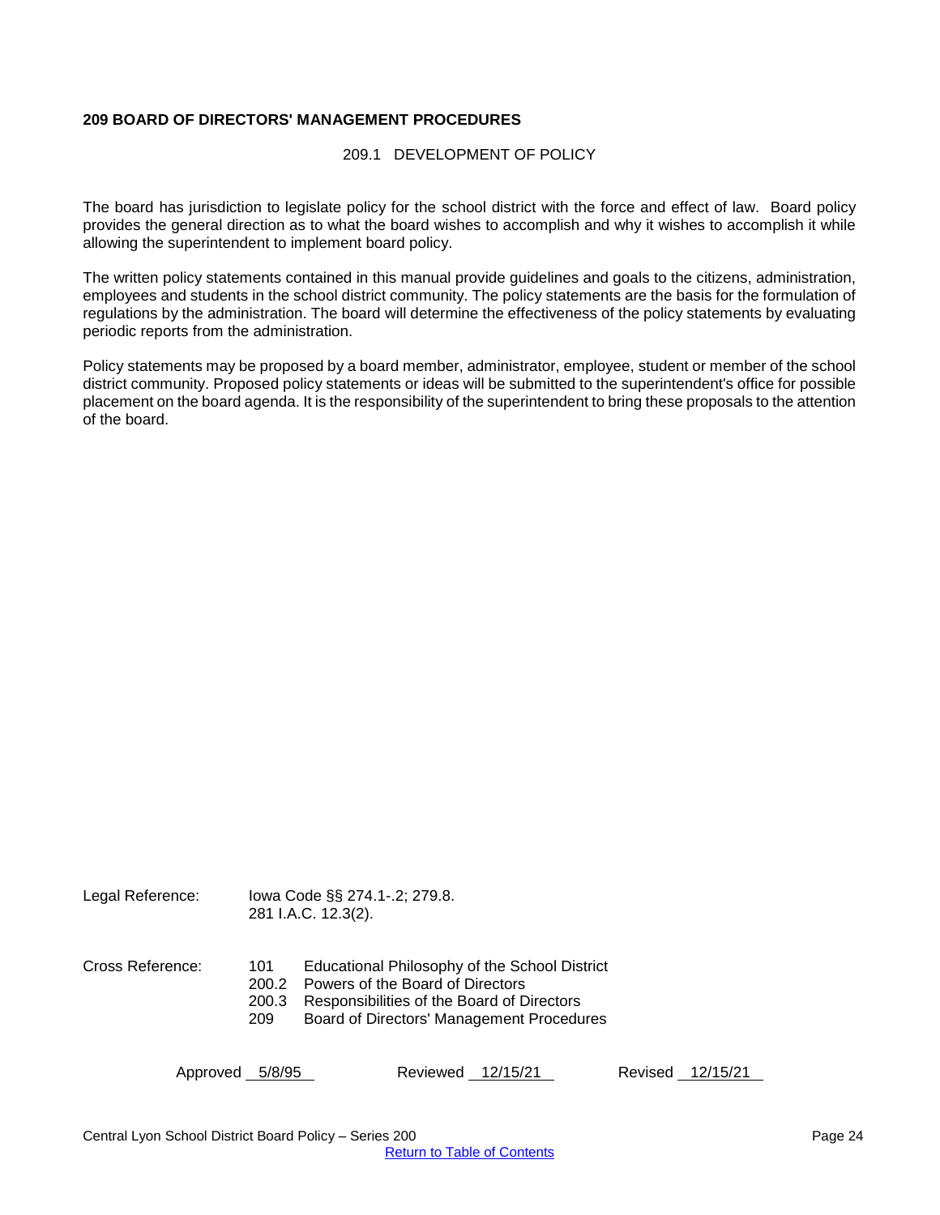**209 BOARD OF DIRECTORS' MANAGEMENT PROCEDURES**

209.1 DEVELOPMENT OF POLICY

The board has jurisdiction to legislate policy for the school district with the force and effect of law. Board policy provides the general direction as to what the board wishes to accomplish and why it wishes to accomplish it while allowing the superintendent to implement board policy.

The written policy statements contained in this manual provide guidelines and goals to the citizens, administration, employees and students in the school district community. The policy statements are the basis for the formulation of regulations by the administration. The board will determine the effectiveness of the policy statements by evaluating periodic reports from the administration.

Policy statements may be proposed by a board member, administrator, employee, student or member of the school district community. Proposed policy statements or ideas will be submitted to the superintendent's office for possible placement on the board agenda. It is the responsibility of the superintendent to bring these proposals to the attention of the board.

Legal Reference: Iowa Code §§ 274.1-.2; 279.8.
281 I.A.C. 12.3(2).

Cross Reference:
- 101 Educational Philosophy of the School District
- 200.2 Powers of the Board of Directors
- 200.3 Responsibilities of the Board of Directors
- 209 Board of Directors' Management Procedures

Approved 5/8/95 Reviewed 12/15/21 Revised 12/15/21

Return to Table of Contents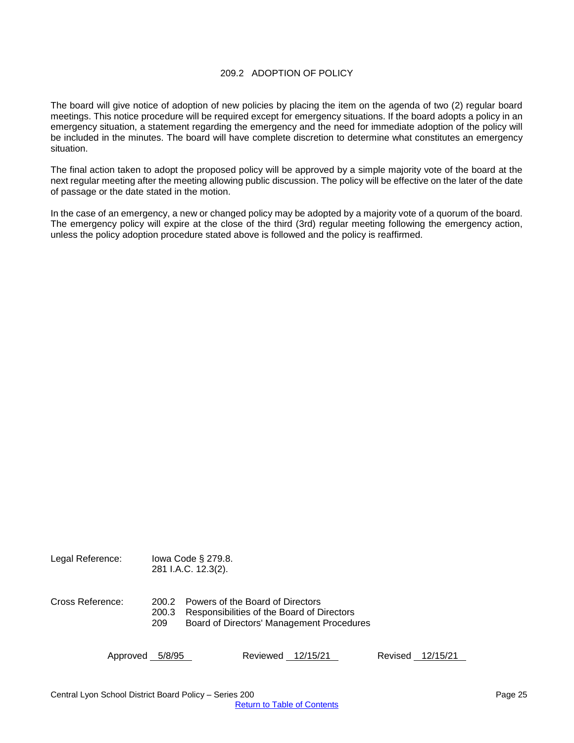# 209.2 ADOPTION OF POLICY

The board will give notice of adoption of new policies by placing the item on the agenda of two (2) regular board meetings. This notice procedure will be required except for emergency situations. If the board adopts a policy in an emergency situation, a statement regarding the emergency and the need for immediate adoption of the policy will be included in the minutes. The board will have complete discretion to determine what constitutes an emergency situation.

The final action taken to adopt the proposed policy will be approved by a simple majority vote of the board at the next regular meeting after the meeting allowing public discussion. The policy will be effective on the later of the date of passage or the date stated in the motion.

In the case of an emergency, a new or changed policy may be adopted by a majority vote of a quorum of the board. The emergency policy will expire at the close of the third (3rd) regular meeting following the emergency action, unless the policy adoption procedure stated above is followed and the policy is reaffirmed.

Legal Reference: Iowa Code § 279.8.
281 I.A.C. 12.3(2).

Cross Reference:
200.2 Powers of the Board of Directors
200.3 Responsibilities of the Board of Directors
209 Board of Directors' Management Procedures

Approved 5/8/95 Reviewed 12/15/21 Revised 12/15/21

Central Lyon School District Board Policy – Series 200

Return to Table of Contents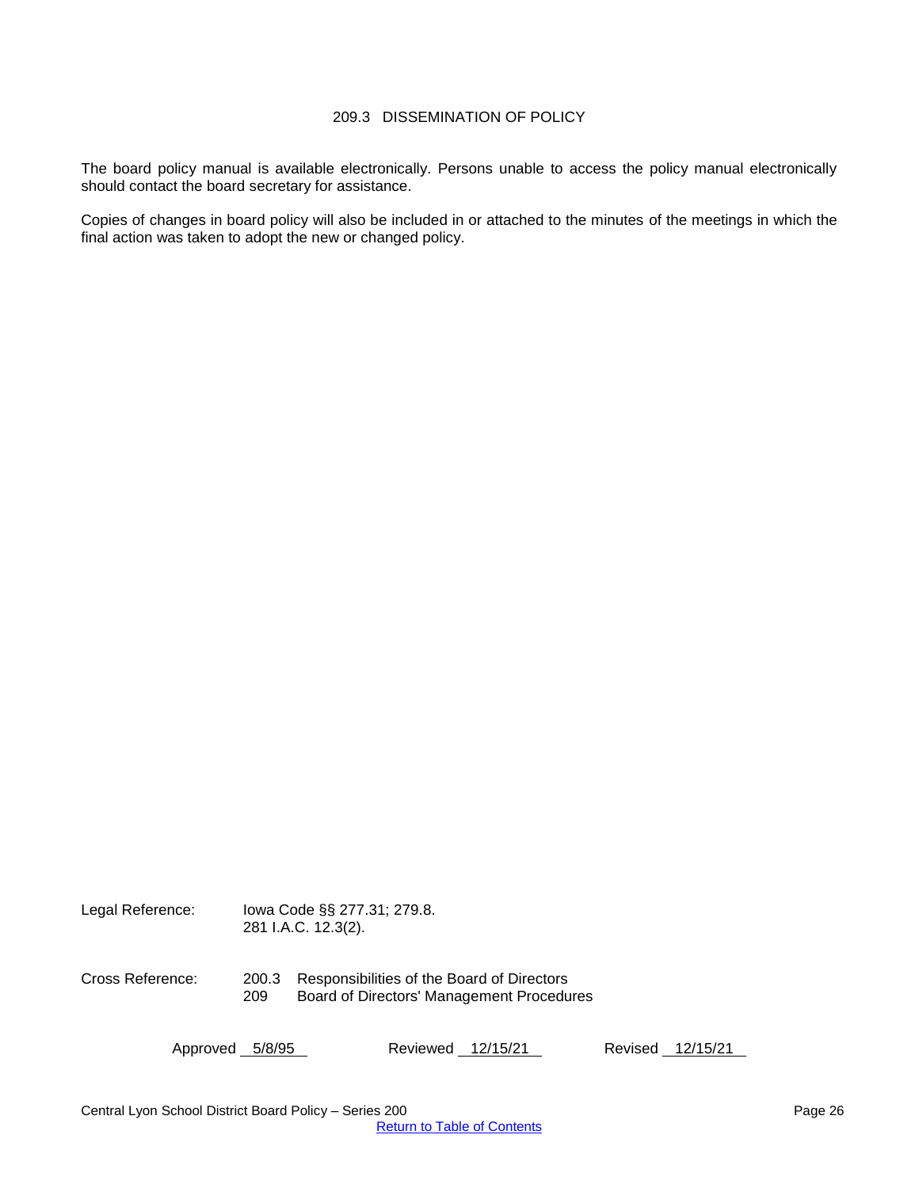## 209.3 DISSEMINATION OF POLICY

The board policy manual is available electronically. Persons unable to access the policy manual electronically should contact the board secretary for assistance.

Copies of changes in board policy will also be included in or attached to the minutes of the meetings in which the final action was taken to adopt the new or changed policy.

Legal Reference: Iowa Code §§ 277.31; 279.8.
281 I.A.C. 12.3(2).

Cross Reference: 200.3 Responsibilities of the Board of Directors
209 Board of Directors' Management Procedures

Approved 5/8/95 Reviewed 12/15/21 Revised 12/15/21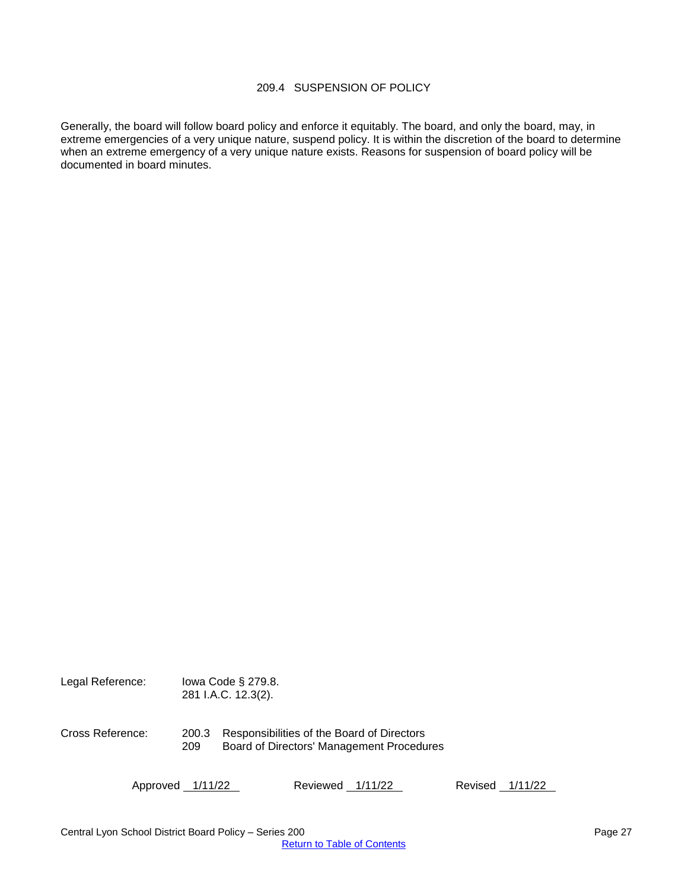# 209.4 SUSPENSION OF POLICY

Generally, the board will follow board policy and enforce it equitably. The board, and only the board, may, in extreme emergencies of a very unique nature, suspend policy. It is within the discretion of the board to determine when an extreme emergency of a very unique nature exists. Reasons for suspension of board policy will be documented in board minutes.

Legal Reference: Iowa Code § 279.8.
281 I.A.C. 12.3(2).

Cross Reference: 200.3 Responsibilities of the Board of Directors
209 Board of Directors' Management Procedures

Approved 1/11/22 Reviewed 1/11/22 Revised 1/11/22

Central Lyon School District Board Policy – Series 200

Return to Table of Contents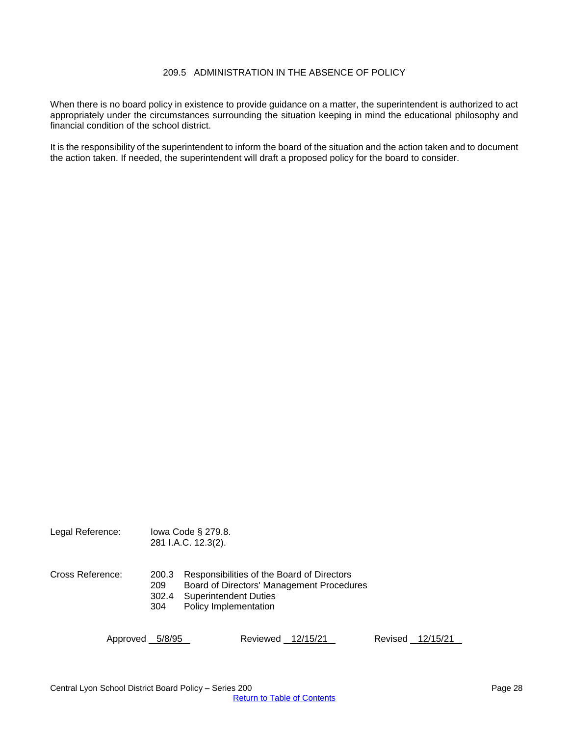# 209.5 ADMINISTRATION IN THE ABSENCE OF POLICY

When there is no board policy in existence to provide guidance on a matter, the superintendent is authorized to act appropriately under the circumstances surrounding the situation keeping in mind the educational philosophy and financial condition of the school district.

It is the responsibility of the superintendent to inform the board of the situation and the action taken and to document the action taken. If needed, the superintendent will draft a proposed policy for the board to consider.

Legal Reference: Iowa Code § 279.8.
281 I.A.C. 12.3(2).

Cross Reference:
200.3 Responsibilities of the Board of Directors
209 Board of Directors' Management Procedures
302.4 Superintendent Duties
304 Policy Implementation

Approved 5/8/95 Reviewed 12/15/21 Revised 12/15/21

Central Lyon School District Board Policy – Series 200

Return to Table of Contents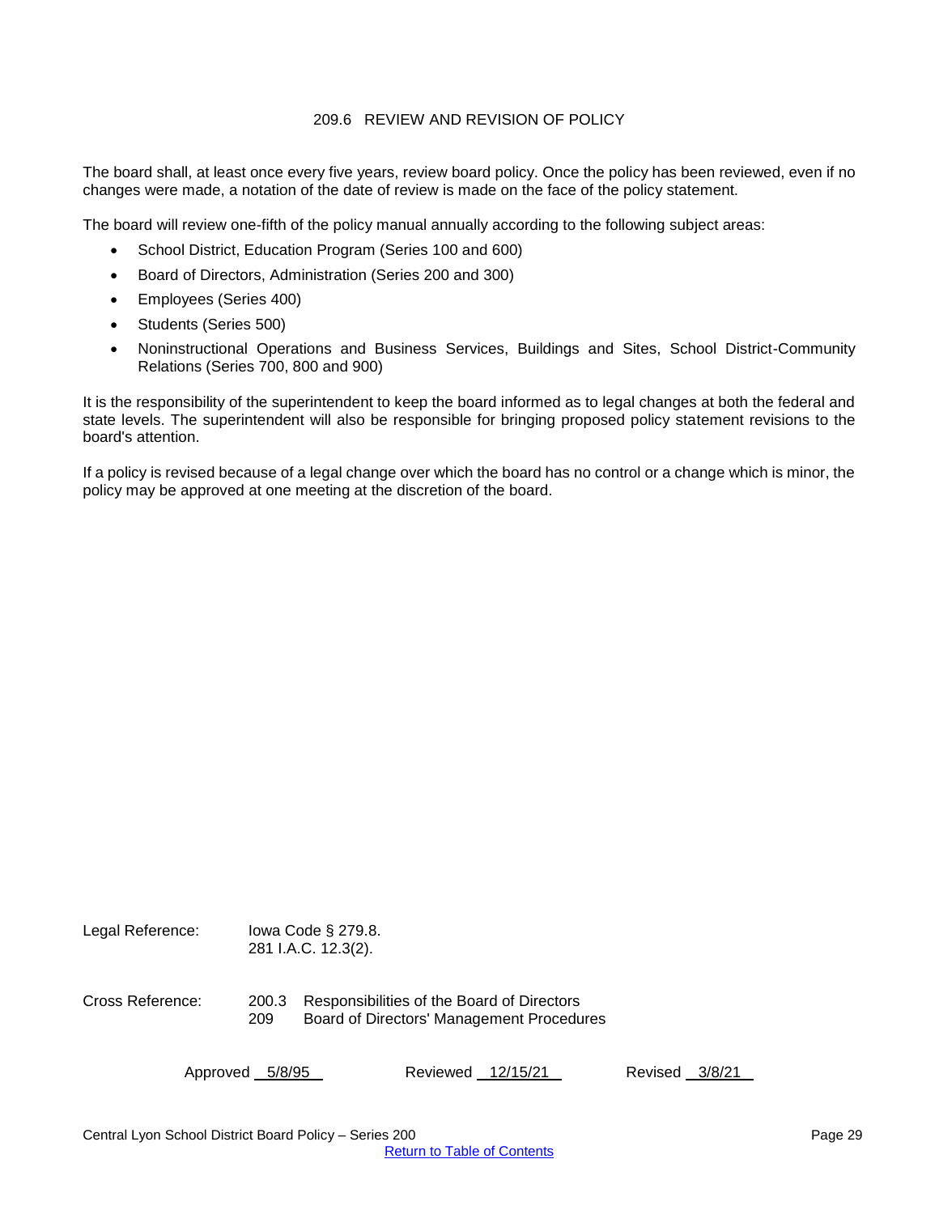## 209.6 REVIEW AND REVISION OF POLICY

The board shall, at least once every five years, review board policy. Once the policy has been reviewed, even if no changes were made, a notation of the date of review is made on the face of the policy statement.

The board will review one-fifth of the policy manual annually according to the following subject areas:

- School District, Education Program (Series 100 and 600)
- Board of Directors, Administration (Series 200 and 300)
- Employees (Series 400)
- Students (Series 500)
- Noninstructional Operations and Business Services, Buildings and Sites, School District-Community Relations (Series 700, 800 and 900)

It is the responsibility of the superintendent to keep the board informed as to legal changes at both the federal and state levels. The superintendent will also be responsible for bringing proposed policy statement revisions to the board's attention.

If a policy is revised because of a legal change over which the board has no control or a change which is minor, the policy may be approved at one meeting at the discretion of the board.

Legal Reference: Iowa Code § 279.8.
281 I.A.C. 12.3(2).

Cross Reference: 200.3 Responsibilities of the Board of Directors
209 Board of Directors' Management Procedures

Approved 5/8/95 Reviewed 12/15/21 Revised 3/8/21

Return to Table of Contents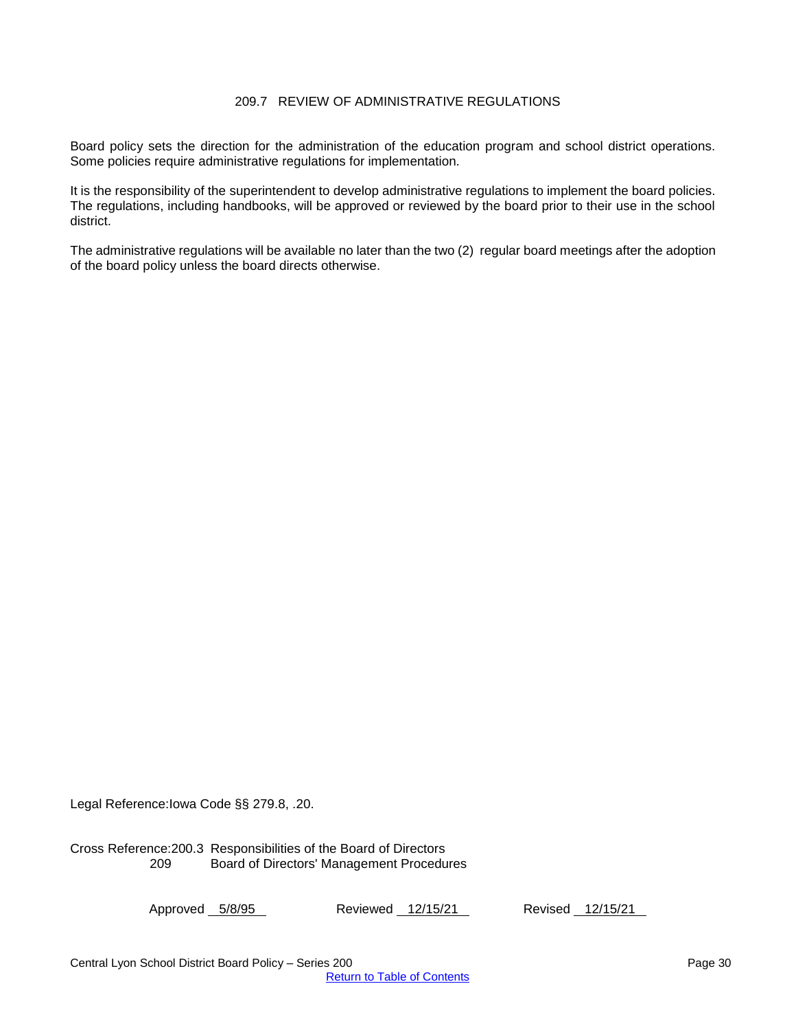# 209.7 REVIEW OF ADMINISTRATIVE REGULATIONS

Board policy sets the direction for the administration of the education program and school district operations. Some policies require administrative regulations for implementation.

It is the responsibility of the superintendent to develop administrative regulations to implement the board policies. The regulations, including handbooks, will be approved or reviewed by the board prior to their use in the school district.

The administrative regulations will be available no later than the two (2) regular board meetings after the adoption of the board policy unless the board directs otherwise.

Legal Reference: Iowa Code §§ 279.8, .20.

Cross Reference: 200.3 Responsibilities of the Board of Directors
209 Board of Directors' Management Procedures

Approved 5/8/95 Reviewed 12/15/21 Revised 12/15/21

Return to Table of Contents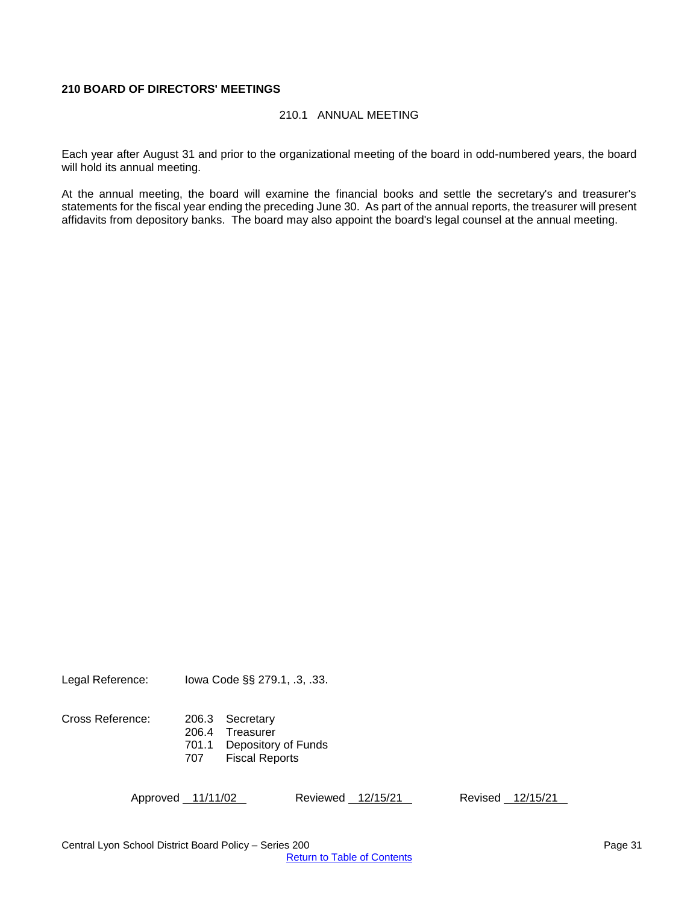## 210 BOARD OF DIRECTORS' MEETINGS

### 210.1 ANNUAL MEETING

Each year after August 31 and prior to the organizational meeting of the board in odd-numbered years, the board will hold its annual meeting.

At the annual meeting, the board will examine the financial books and settle the secretary's and treasurer's statements for the fiscal year ending the preceding June 30. As part of the annual reports, the treasurer will present affidavits from depository banks. The board may also appoint the board's legal counsel at the annual meeting.

Legal Reference: Iowa Code §§ 279.1, .3, .33.

Cross Reference:
- 206.3 Secretary
- 206.4 Treasurer
- 701.1 Depository of Funds
- 707 Fiscal Reports

Approved 11/11/02 Reviewed 12/15/21 Revised 12/15/21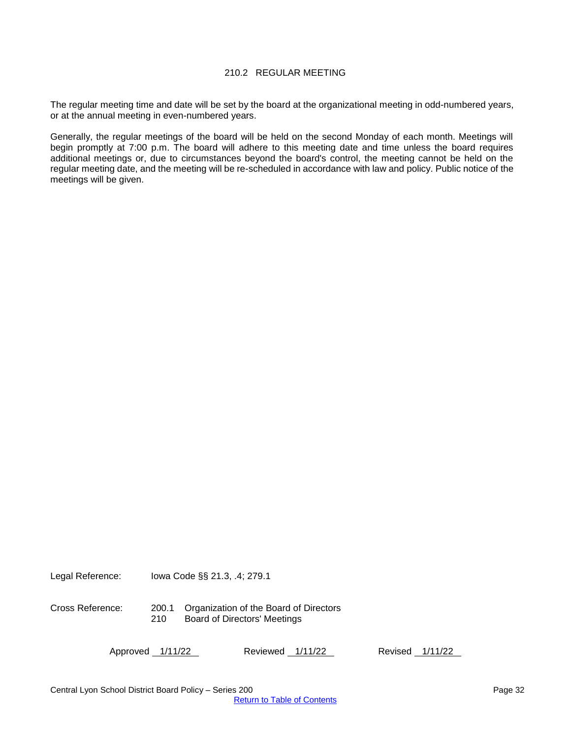# 210.2 REGULAR MEETING

The regular meeting time and date will be set by the board at the organizational meeting in odd-numbered years, or at the annual meeting in even-numbered years.

Generally, the regular meetings of the board will be held on the second Monday of each month. Meetings will begin promptly at 7:00 p.m. The board will adhere to this meeting date and time unless the board requires additional meetings or, due to circumstances beyond the board's control, the meeting cannot be held on the regular meeting date, and the meeting will be re-scheduled in accordance with law and policy. Public notice of the meetings will be given.

Legal Reference: Iowa Code §§ 21.3, .4; 279.1

Cross Reference: 200.1 Organization of the Board of Directors
210 Board of Directors' Meetings

Approved 1/11/22 Reviewed 1/11/22 Revised 1/11/22

Central Lyon School District Board Policy – Series 200

Return to Table of Contents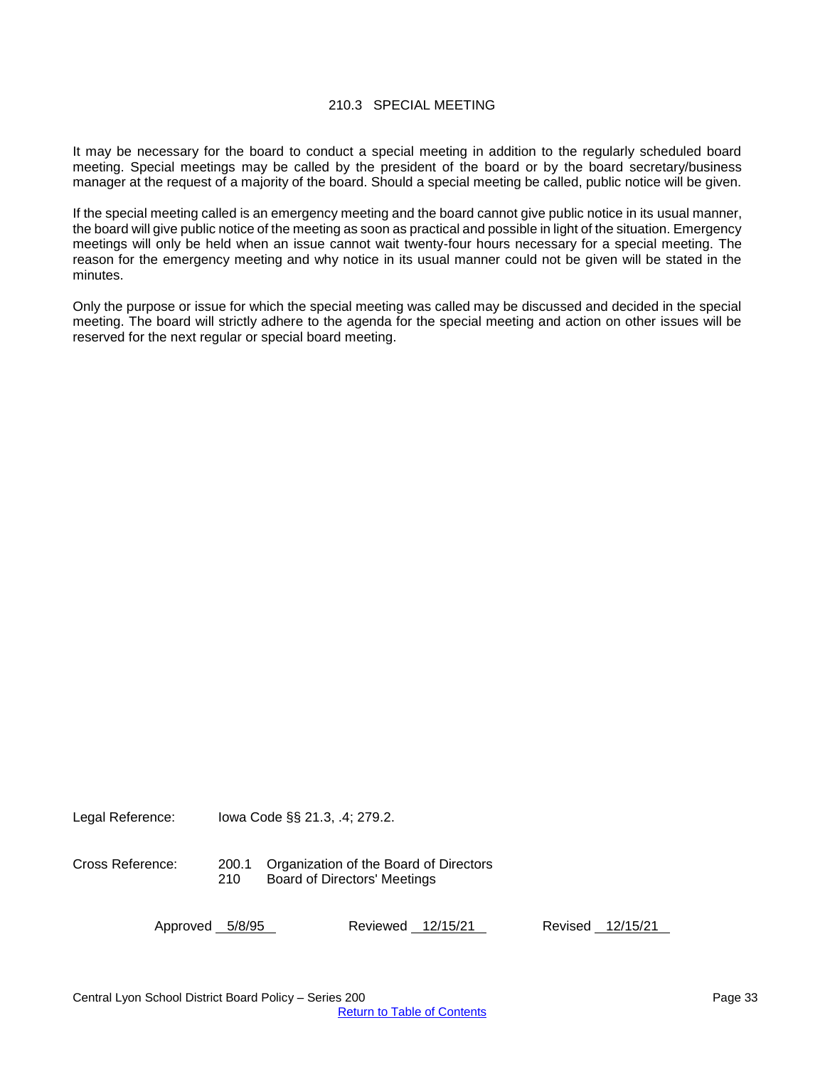## 210.3 SPECIAL MEETING

It may be necessary for the board to conduct a special meeting in addition to the regularly scheduled board meeting. Special meetings may be called by the president of the board or by the board secretary/business manager at the request of a majority of the board. Should a special meeting be called, public notice will be given.

If the special meeting called is an emergency meeting and the board cannot give public notice in its usual manner, the board will give public notice of the meeting as soon as practical and possible in light of the situation. Emergency meetings will only be held when an issue cannot wait twenty-four hours necessary for a special meeting. The reason for the emergency meeting and why notice in its usual manner could not be given will be stated in the minutes.

Only the purpose or issue for which the special meeting was called may be discussed and decided in the special meeting. The board will strictly adhere to the agenda for the special meeting and action on other issues will be reserved for the next regular or special board meeting.

Legal Reference: Iowa Code §§ 21.3, .4; 279.2.

Cross Reference:
200.1 Organization of the Board of Directors
210 Board of Directors' Meetings

Approved 5/8/95 Reviewed 12/15/21 Revised 12/15/21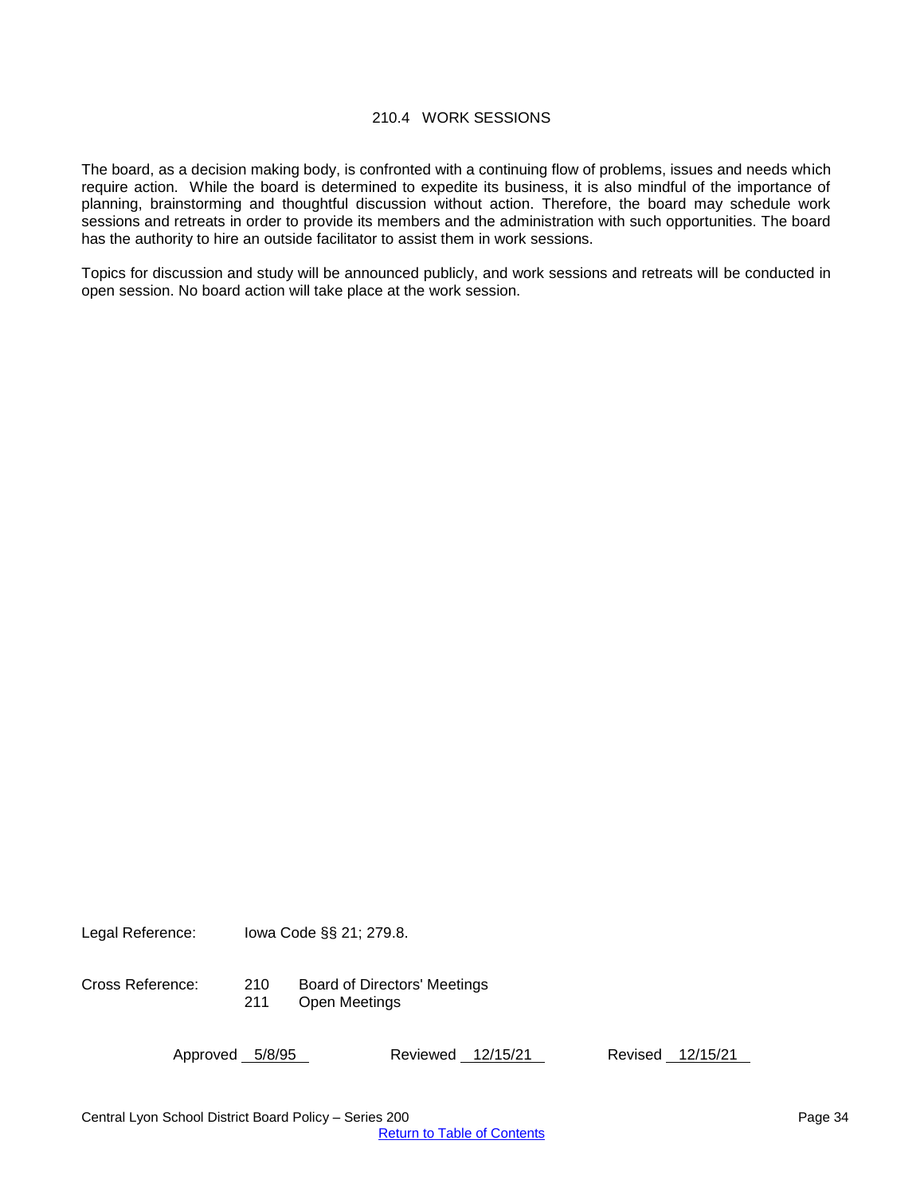# 210.4 WORK SESSIONS

The board, as a decision making body, is confronted with a continuing flow of problems, issues and needs which require action. While the board is determined to expedite its business, it is also mindful of the importance of planning, brainstorming and thoughtful discussion without action. Therefore, the board may schedule work sessions and retreats in order to provide its members and the administration with such opportunities. The board has the authority to hire an outside facilitator to assist them in work sessions.

Topics for discussion and study will be announced publicly, and work sessions and retreats will be conducted in open session. No board action will take place at the work session.

Legal Reference: Iowa Code §§ 21; 279.8.

Cross Reference: 210 Board of Directors' Meetings
211 Open Meetings

Approved 5/8/95 Reviewed 12/15/21 Revised 12/15/21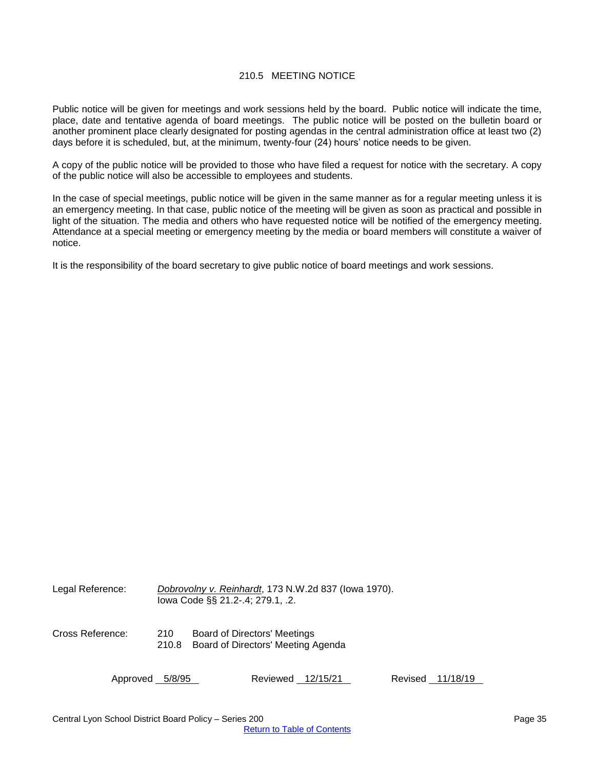# 210.5 MEETING NOTICE

Public notice will be given for meetings and work sessions held by the board. Public notice will indicate the time, place, date and tentative agenda of board meetings. The public notice will be posted on the bulletin board or another prominent place clearly designated for posting agendas in the central administration office at least two (2) days before it is scheduled, but, at the minimum, twenty-four (24) hours' notice needs to be given.

A copy of the public notice will be provided to those who have filed a request for notice with the secretary. A copy of the public notice will also be accessible to employees and students.

In the case of special meetings, public notice will be given in the same manner as for a regular meeting unless it is an emergency meeting. In that case, public notice of the meeting will be given as soon as practical and possible in light of the situation. The media and others who have requested notice will be notified of the emergency meeting. Attendance at a special meeting or emergency meeting by the media or board members will constitute a waiver of notice.

It is the responsibility of the board secretary to give public notice of board meetings and work sessions.

Legal Reference: *Dobrovolny v. Reinhardt*, 173 N.W.2d 837 (Iowa 1970).
Iowa Code §§ 21.2-.4; 279.1, .2.

Cross Reference:
210 Board of Directors' Meetings
210.8 Board of Directors' Meeting Agenda

Approved 5/8/95 Reviewed 12/15/21 Revised 11/18/19

Return to Table of Contents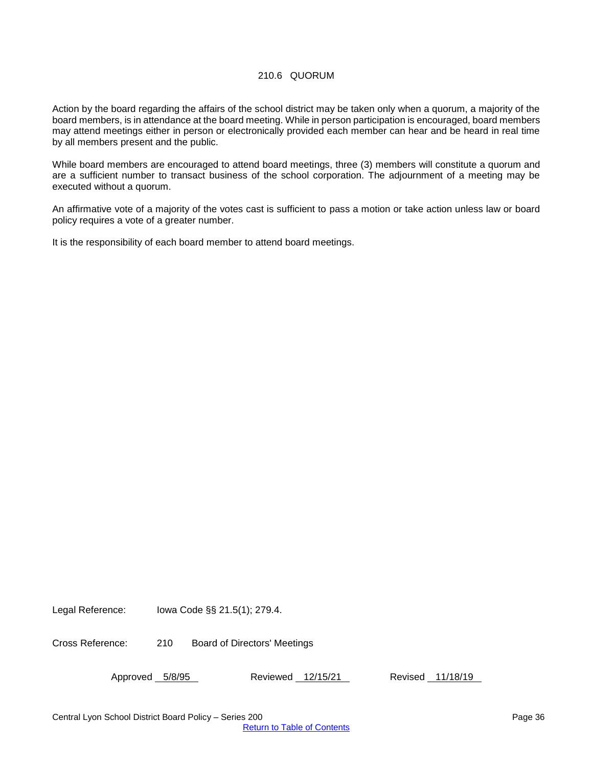# 210.6 QUORUM

Action by the board regarding the affairs of the school district may be taken only when a quorum, a majority of the board members, is in attendance at the board meeting. While in person participation is encouraged, board members may attend meetings either in person or electronically provided each member can hear and be heard in real time by all members present and the public.

While board members are encouraged to attend board meetings, three (3) members will constitute a quorum and are a sufficient number to transact business of the school corporation. The adjournment of a meeting may be executed without a quorum.

An affirmative vote of a majority of the votes cast is sufficient to pass a motion or take action unless law or board policy requires a vote of a greater number.

It is the responsibility of each board member to attend board meetings.

Legal Reference: Iowa Code §§ 21.5(1); 279.4.

Cross Reference: 210 Board of Directors' Meetings

Approved 5/8/95 Reviewed 12/15/21 Revised 11/18/19

Central Lyon School District Board Policy – Series 200

Return to Table of Contents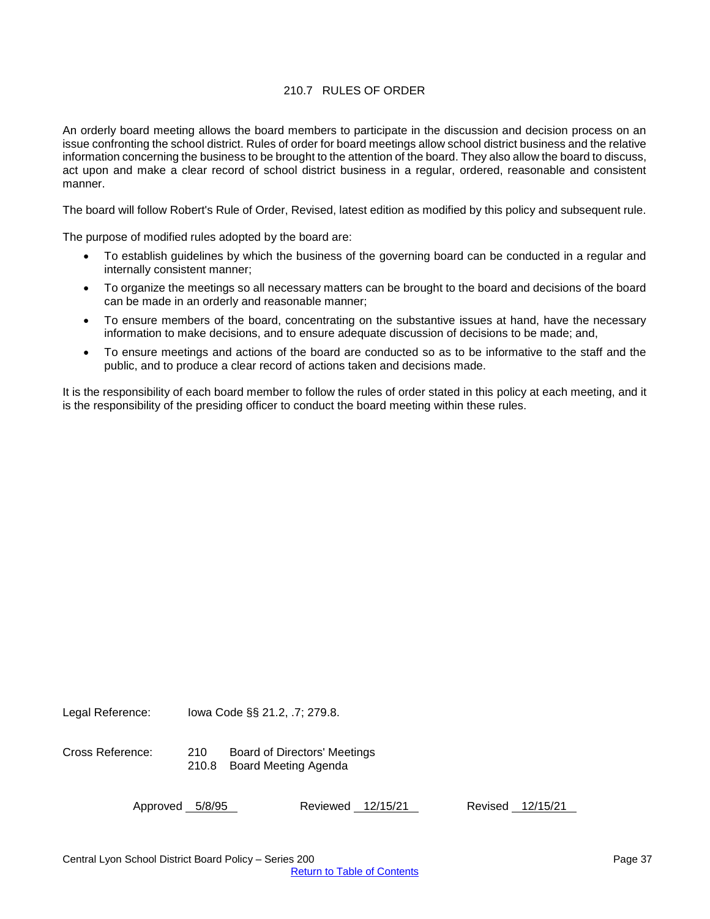# 210.7 RULES OF ORDER

An orderly board meeting allows the board members to participate in the discussion and decision process on an issue confronting the school district. Rules of order for board meetings allow school district business and the relative information concerning the business to be brought to the attention of the board. They also allow the board to discuss, act upon and make a clear record of school district business in a regular, ordered, reasonable and consistent manner.

The board will follow Robert's Rule of Order, Revised, latest edition as modified by this policy and subsequent rule.

The purpose of modified rules adopted by the board are:

- To establish guidelines by which the business of the governing board can be conducted in a regular and internally consistent manner;
- To organize the meetings so all necessary matters can be brought to the board and decisions of the board can be made in an orderly and reasonable manner;
- To ensure members of the board, concentrating on the substantive issues at hand, have the necessary information to make decisions, and to ensure adequate discussion of decisions to be made; and,
- To ensure meetings and actions of the board are conducted so as to be informative to the staff and the public, and to produce a clear record of actions taken and decisions made.

It is the responsibility of each board member to follow the rules of order stated in this policy at each meeting, and it is the responsibility of the presiding officer to conduct the board meeting within these rules.

Legal Reference: Iowa Code §§ 21.2, .7; 279.8.

Cross Reference: 210 Board of Directors' Meetings
210.8 Board Meeting Agenda

Approved 5/8/95 Reviewed 12/15/21 Revised 12/15/21

Return to Table of Contents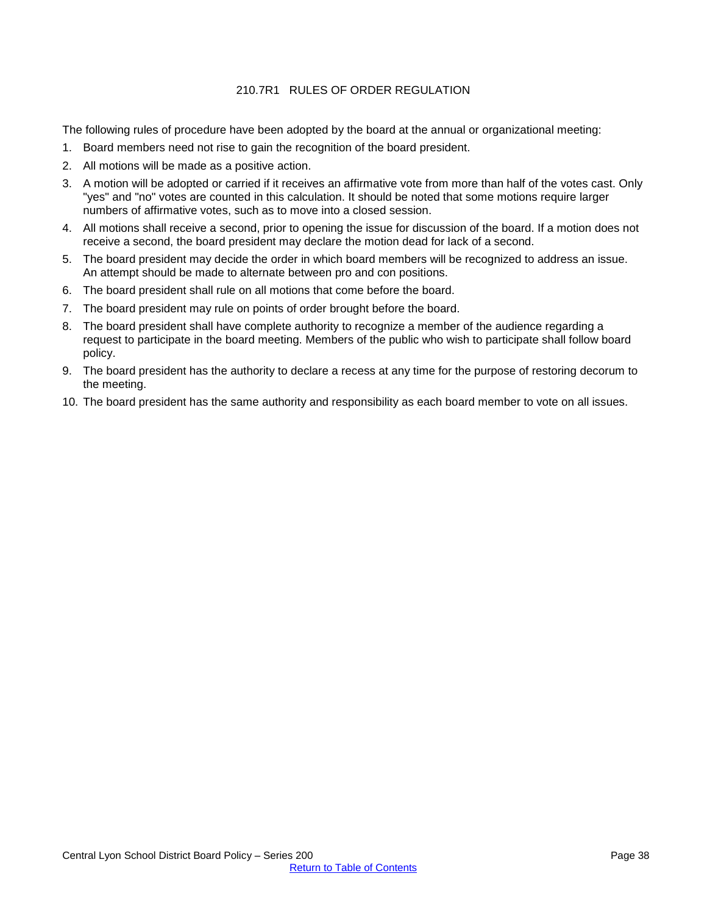# 210.7R1 RULES OF ORDER REGULATION

The following rules of procedure have been adopted by the board at the annual or organizational meeting:

1. Board members need not rise to gain the recognition of the board president.
2. All motions will be made as a positive action.
3. A motion will be adopted or carried if it receives an affirmative vote from more than half of the votes cast. Only "yes" and "no" votes are counted in this calculation. It should be noted that some motions require larger numbers of affirmative votes, such as to move into a closed session.
4. All motions shall receive a second, prior to opening the issue for discussion of the board. If a motion does not receive a second, the board president may declare the motion dead for lack of a second.
5. The board president may decide the order in which board members will be recognized to address an issue. An attempt should be made to alternate between pro and con positions.
6. The board president shall rule on all motions that come before the board.
7. The board president may rule on points of order brought before the board.
8. The board president shall have complete authority to recognize a member of the audience regarding a request to participate in the board meeting. Members of the public who wish to participate shall follow board policy.
9. The board president has the authority to declare a recess at any time for the purpose of restoring decorum to the meeting.
10. The board president has the same authority and responsibility as each board member to vote on all issues.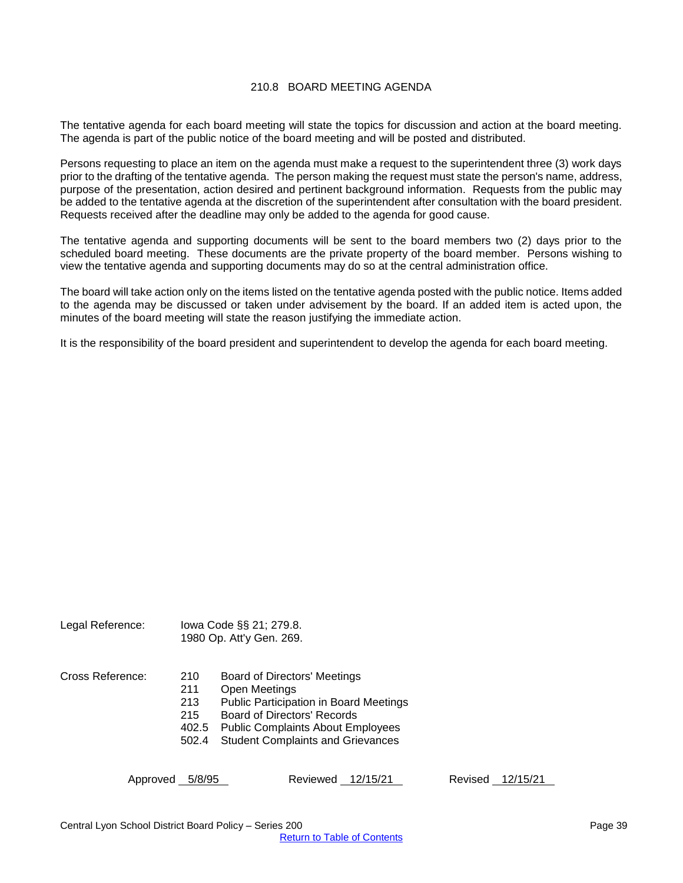# 210.8 BOARD MEETING AGENDA

The tentative agenda for each board meeting will state the topics for discussion and action at the board meeting. The agenda is part of the public notice of the board meeting and will be posted and distributed.

Persons requesting to place an item on the agenda must make a request to the superintendent three (3) work days prior to the drafting of the tentative agenda. The person making the request must state the person's name, address, purpose of the presentation, action desired and pertinent background information. Requests from the public may be added to the tentative agenda at the discretion of the superintendent after consultation with the board president. Requests received after the deadline may only be added to the agenda for good cause.

The tentative agenda and supporting documents will be sent to the board members two (2) days prior to the scheduled board meeting. These documents are the private property of the board member. Persons wishing to view the tentative agenda and supporting documents may do so at the central administration office.

The board will take action only on the items listed on the tentative agenda posted with the public notice. Items added to the agenda may be discussed or taken under advisement by the board. If an added item is acted upon, the minutes of the board meeting will state the reason justifying the immediate action.

It is the responsibility of the board president and superintendent to develop the agenda for each board meeting.

Legal Reference: Iowa Code §§ 21; 279.8.
1980 Op. Att'y Gen. 269.

Cross Reference:
- 210 Board of Directors' Meetings
- 211 Open Meetings
- 213 Public Participation in Board Meetings
- 215 Board of Directors' Records
- 402.5 Public Complaints About Employees
- 502.4 Student Complaints and Grievances

Approved 5/8/95 Reviewed 12/15/21 Revised 12/15/21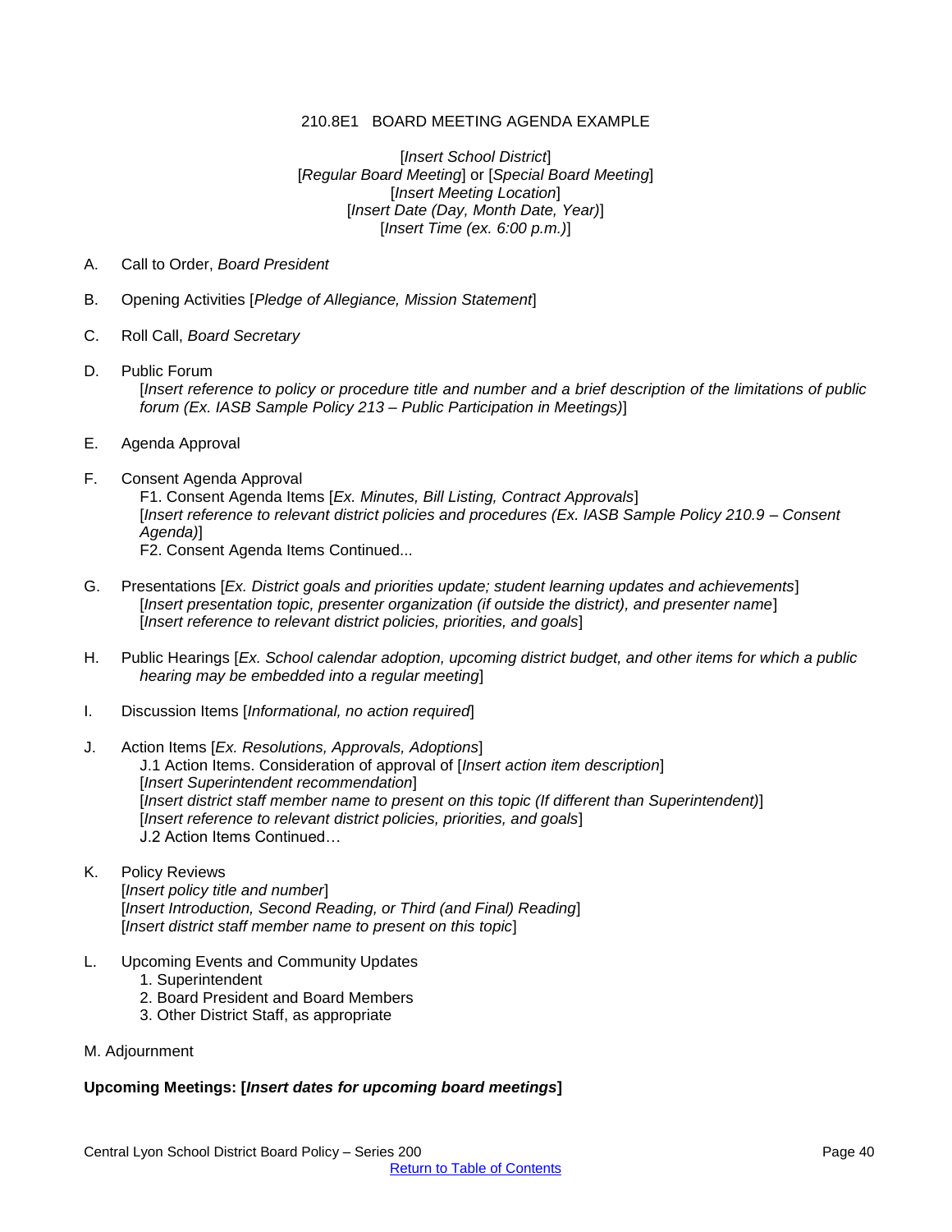# 210.8E1 BOARD MEETING AGENDA EXAMPLE

[*Insert School District*]
[*Regular Board Meeting*] or [*Special Board Meeting*]
[*Insert Meeting Location*]
[*Insert Date (Day, Month Date, Year)*]
[*Insert Time (ex. 6:00 p.m.)*]

A. Call to Order, *Board President*

B. Opening Activities [*Pledge of Allegiance, Mission Statement*]

C. Roll Call, *Board Secretary*

D. Public Forum
[*Insert reference to policy or procedure title and number and a brief description of the limitations of public forum (Ex. IASB Sample Policy 213 – Public Participation in Meetings)*]

E. Agenda Approval

F. Consent Agenda Approval
F1. Consent Agenda Items [*Ex. Minutes, Bill Listing, Contract Approvals*]
[*Insert reference to relevant district policies and procedures (Ex. IASB Sample Policy 210.9 – Consent Agenda)*]
F2. Consent Agenda Items Continued...

G. Presentations [*Ex. District goals and priorities update; student learning updates and achievements*]
[*Insert presentation topic, presenter organization (if outside the district), and presenter name*]
[*Insert reference to relevant district policies, priorities, and goals*]

H. Public Hearings [*Ex. School calendar adoption, upcoming district budget, and other items for which a public hearing may be embedded into a regular meeting*]

I. Discussion Items [*Informational, no action required*]

J. Action Items [*Ex. Resolutions, Approvals, Adoptions*]
J.1 Action Items. Consideration of approval of [*Insert action item description*]
[*Insert Superintendent recommendation*]
[*Insert district staff member name to present on this topic (If different than Superintendent)*]
[*Insert reference to relevant district policies, priorities, and goals*]
J.2 Action Items Continued…

K. Policy Reviews
[*Insert policy title and number*]
[*Insert Introduction, Second Reading, or Third (and Final) Reading*]
[*Insert district staff member name to present on this topic*]

L. Upcoming Events and Community Updates
1. Superintendent
2. Board President and Board Members
3. Other District Staff, as appropriate

M. Adjournment

**Upcoming Meetings: [*Insert dates for upcoming board meetings*]**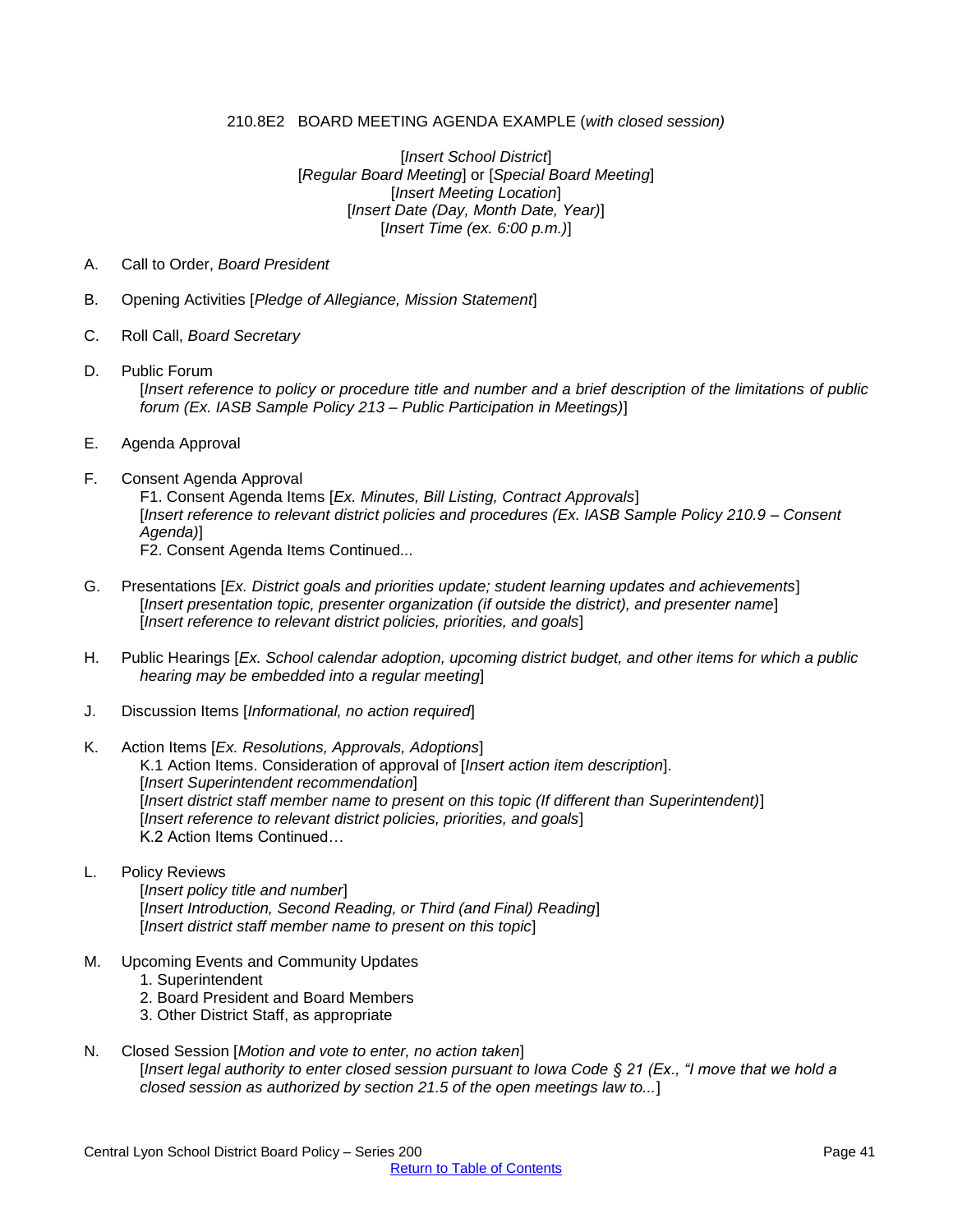210.8E2 BOARD MEETING AGENDA EXAMPLE (*with closed session)*

[*Insert School District*]
[*Regular Board Meeting*] or [*Special Board Meeting*]
[*Insert Meeting Location*]
[*Insert Date (Day, Month Date, Year)*]
[*Insert Time (ex. 6:00 p.m.)*]

A. Call to Order, *Board President*

B. Opening Activities [*Pledge of Allegiance, Mission Statement*]

C. Roll Call, *Board Secretary*

D. Public Forum
[*Insert reference to policy or procedure title and number and a brief description of the limitations of public forum (Ex. IASB Sample Policy 213 – Public Participation in Meetings)*]

E. Agenda Approval

F. Consent Agenda Approval
F1. Consent Agenda Items [*Ex. Minutes, Bill Listing, Contract Approvals*]
[*Insert reference to relevant district policies and procedures (Ex. IASB Sample Policy 210.9 – Consent Agenda)*]
F2. Consent Agenda Items Continued...

G. Presentations [*Ex. District goals and priorities update; student learning updates and achievements*]
[*Insert presentation topic, presenter organization (if outside the district), and presenter name*]
[*Insert reference to relevant district policies, priorities, and goals*]

H. Public Hearings [*Ex. School calendar adoption, upcoming district budget, and other items for which a public hearing may be embedded into a regular meeting*]

J. Discussion Items [*Informational, no action required*]

K. Action Items [*Ex. Resolutions, Approvals, Adoptions*]
K.1 Action Items. Consideration of approval of [*Insert action item description*].
[*Insert Superintendent recommendation*]
[*Insert district staff member name to present on this topic (If different than Superintendent)*]
[*Insert reference to relevant district policies, priorities, and goals*]
K.2 Action Items Continued…

L. Policy Reviews
[*Insert policy title and number*]
[*Insert Introduction, Second Reading, or Third (and Final) Reading*]
[*Insert district staff member name to present on this topic*]

M. Upcoming Events and Community Updates
1. Superintendent
2. Board President and Board Members
3. Other District Staff, as appropriate

N. Closed Session [*Motion and vote to enter, no action taken*]
[*Insert legal authority to enter closed session pursuant to Iowa Code § 21 (Ex., "I move that we hold a closed session as authorized by section 21.5 of the open meetings law to...*]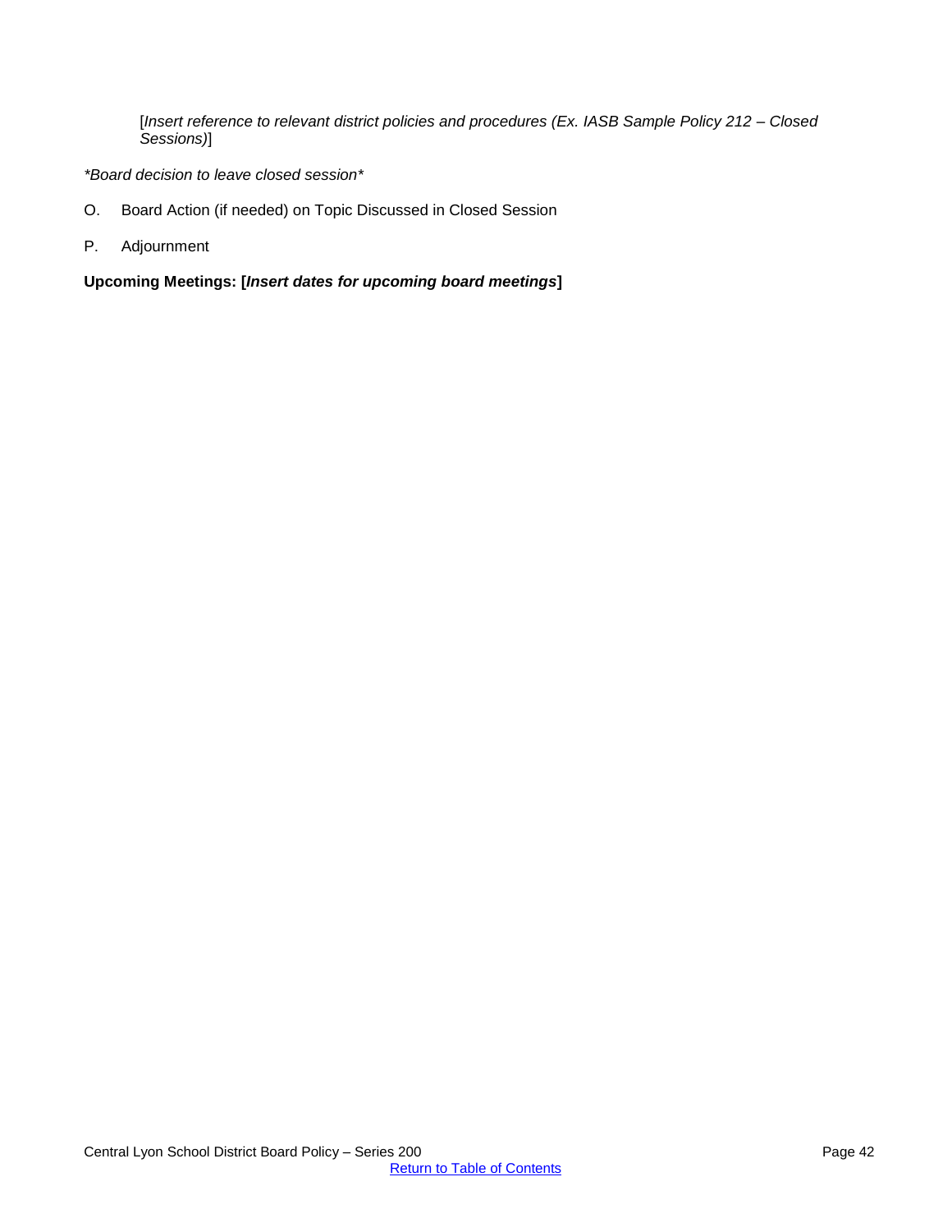[*Insert reference to relevant district policies and procedures (Ex. IASB Sample Policy 212 – Closed Sessions)*]

*\*Board decision to leave closed session\**

O. Board Action (if needed) on Topic Discussed in Closed Session

P. Adjournment

**Upcoming Meetings: [*Insert dates for upcoming board meetings*]**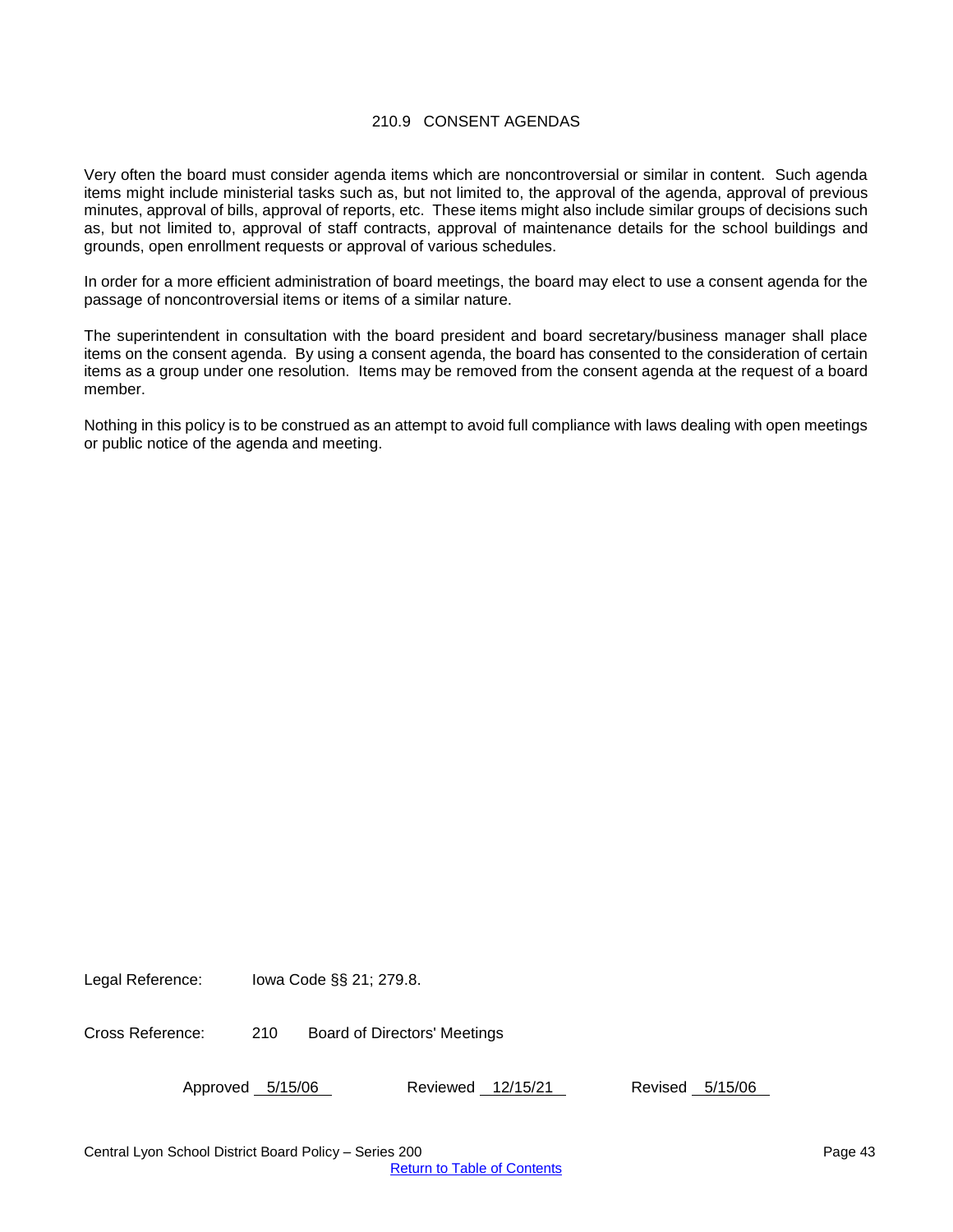# 210.9 CONSENT AGENDAS

Very often the board must consider agenda items which are noncontroversial or similar in content. Such agenda items might include ministerial tasks such as, but not limited to, the approval of the agenda, approval of previous minutes, approval of bills, approval of reports, etc. These items might also include similar groups of decisions such as, but not limited to, approval of staff contracts, approval of maintenance details for the school buildings and grounds, open enrollment requests or approval of various schedules.

In order for a more efficient administration of board meetings, the board may elect to use a consent agenda for the passage of noncontroversial items or items of a similar nature.

The superintendent in consultation with the board president and board secretary/business manager shall place items on the consent agenda. By using a consent agenda, the board has consented to the consideration of certain items as a group under one resolution. Items may be removed from the consent agenda at the request of a board member.

Nothing in this policy is to be construed as an attempt to avoid full compliance with laws dealing with open meetings or public notice of the agenda and meeting.

Legal Reference: Iowa Code §§ 21; 279.8.

Cross Reference: 210 Board of Directors' Meetings

Approved 5/15/06 Reviewed 12/15/21 Revised 5/15/06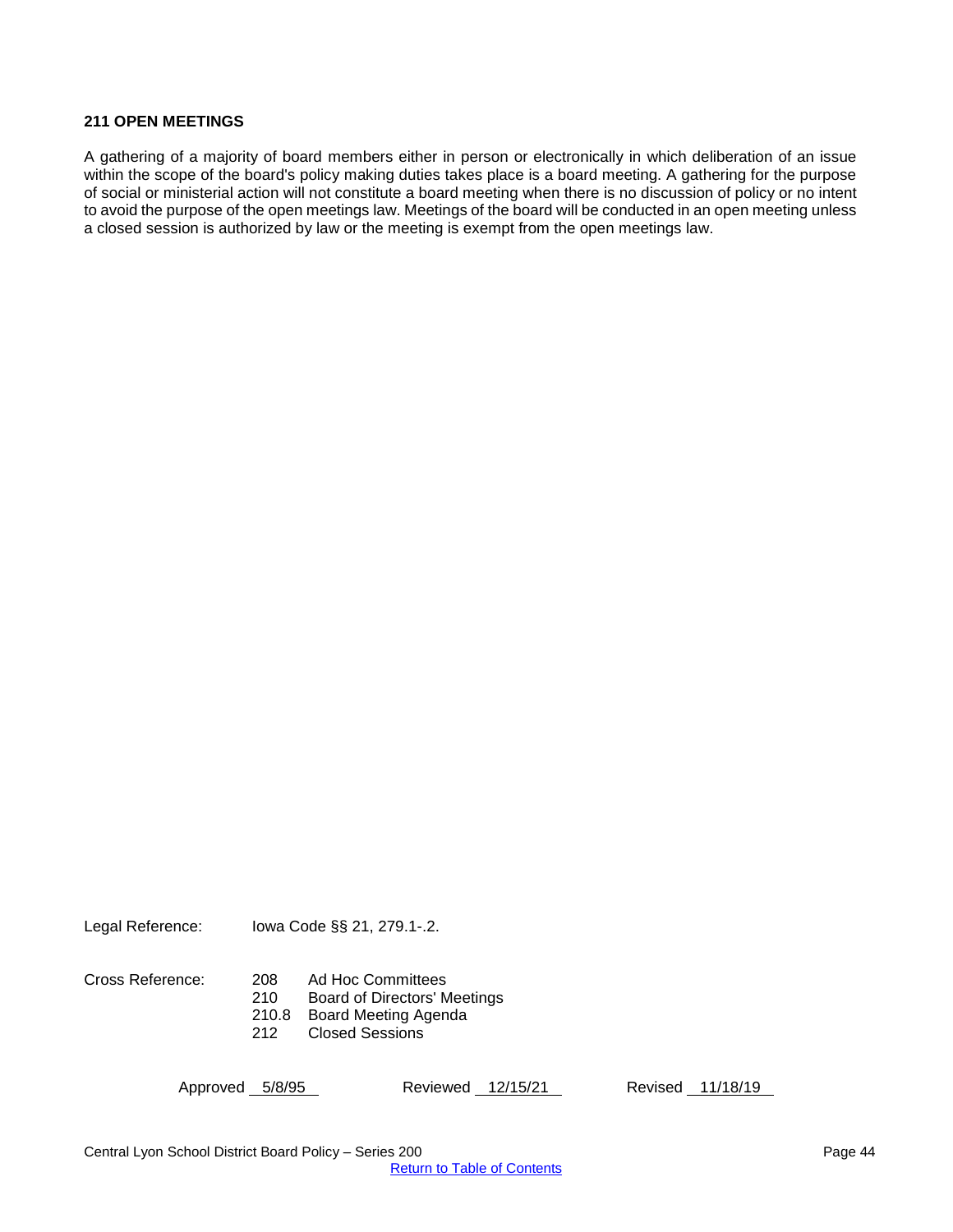**211 OPEN MEETINGS**

A gathering of a majority of board members either in person or electronically in which deliberation of an issue within the scope of the board's policy making duties takes place is a board meeting. A gathering for the purpose of social or ministerial action will not constitute a board meeting when there is no discussion of policy or no intent to avoid the purpose of the open meetings law. Meetings of the board will be conducted in an open meeting unless a closed session is authorized by law or the meeting is exempt from the open meetings law.

Legal Reference: Iowa Code §§ 21, 279.1-.2.

Cross Reference:
- 208 Ad Hoc Committees
- 210 Board of Directors' Meetings
- 210.8 Board Meeting Agenda
- 212 Closed Sessions

Approved 5/8/95 Reviewed 12/15/21 Revised 11/18/19

Central Lyon School District Board Policy – Series 200

Return to Table of Contents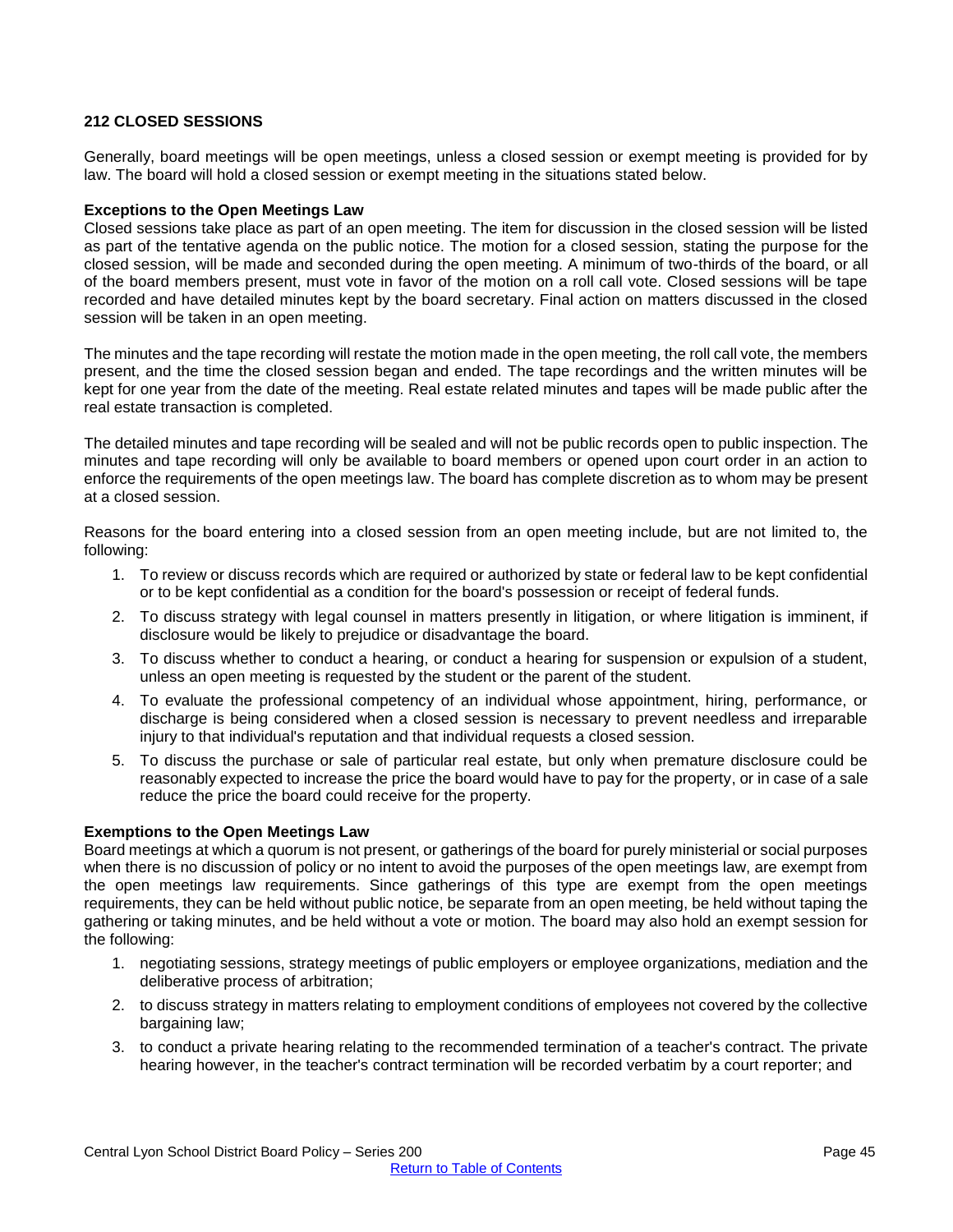## 212 CLOSED SESSIONS

Generally, board meetings will be open meetings, unless a closed session or exempt meeting is provided for by law. The board will hold a closed session or exempt meeting in the situations stated below.

**Exceptions to the Open Meetings Law**

Closed sessions take place as part of an open meeting. The item for discussion in the closed session will be listed as part of the tentative agenda on the public notice. The motion for a closed session, stating the purpose for the closed session, will be made and seconded during the open meeting. A minimum of two-thirds of the board, or all of the board members present, must vote in favor of the motion on a roll call vote. Closed sessions will be tape recorded and have detailed minutes kept by the board secretary. Final action on matters discussed in the closed session will be taken in an open meeting.

The minutes and the tape recording will restate the motion made in the open meeting, the roll call vote, the members present, and the time the closed session began and ended. The tape recordings and the written minutes will be kept for one year from the date of the meeting. Real estate related minutes and tapes will be made public after the real estate transaction is completed.

The detailed minutes and tape recording will be sealed and will not be public records open to public inspection. The minutes and tape recording will only be available to board members or opened upon court order in an action to enforce the requirements of the open meetings law. The board has complete discretion as to whom may be present at a closed session.

Reasons for the board entering into a closed session from an open meeting include, but are not limited to, the following:

1. To review or discuss records which are required or authorized by state or federal law to be kept confidential or to be kept confidential as a condition for the board's possession or receipt of federal funds.
2. To discuss strategy with legal counsel in matters presently in litigation, or where litigation is imminent, if disclosure would be likely to prejudice or disadvantage the board.
3. To discuss whether to conduct a hearing, or conduct a hearing for suspension or expulsion of a student, unless an open meeting is requested by the student or the parent of the student.
4. To evaluate the professional competency of an individual whose appointment, hiring, performance, or discharge is being considered when a closed session is necessary to prevent needless and irreparable injury to that individual's reputation and that individual requests a closed session.
5. To discuss the purchase or sale of particular real estate, but only when premature disclosure could be reasonably expected to increase the price the board would have to pay for the property, or in case of a sale reduce the price the board could receive for the property.

**Exemptions to the Open Meetings Law**

Board meetings at which a quorum is not present, or gatherings of the board for purely ministerial or social purposes when there is no discussion of policy or no intent to avoid the purposes of the open meetings law, are exempt from the open meetings law requirements. Since gatherings of this type are exempt from the open meetings requirements, they can be held without public notice, be separate from an open meeting, be held without taping the gathering or taking minutes, and be held without a vote or motion. The board may also hold an exempt session for the following:

1. negotiating sessions, strategy meetings of public employers or employee organizations, mediation and the deliberative process of arbitration;
2. to discuss strategy in matters relating to employment conditions of employees not covered by the collective bargaining law;
3. to conduct a private hearing relating to the recommended termination of a teacher's contract. The private hearing however, in the teacher's contract termination will be recorded verbatim by a court reporter; and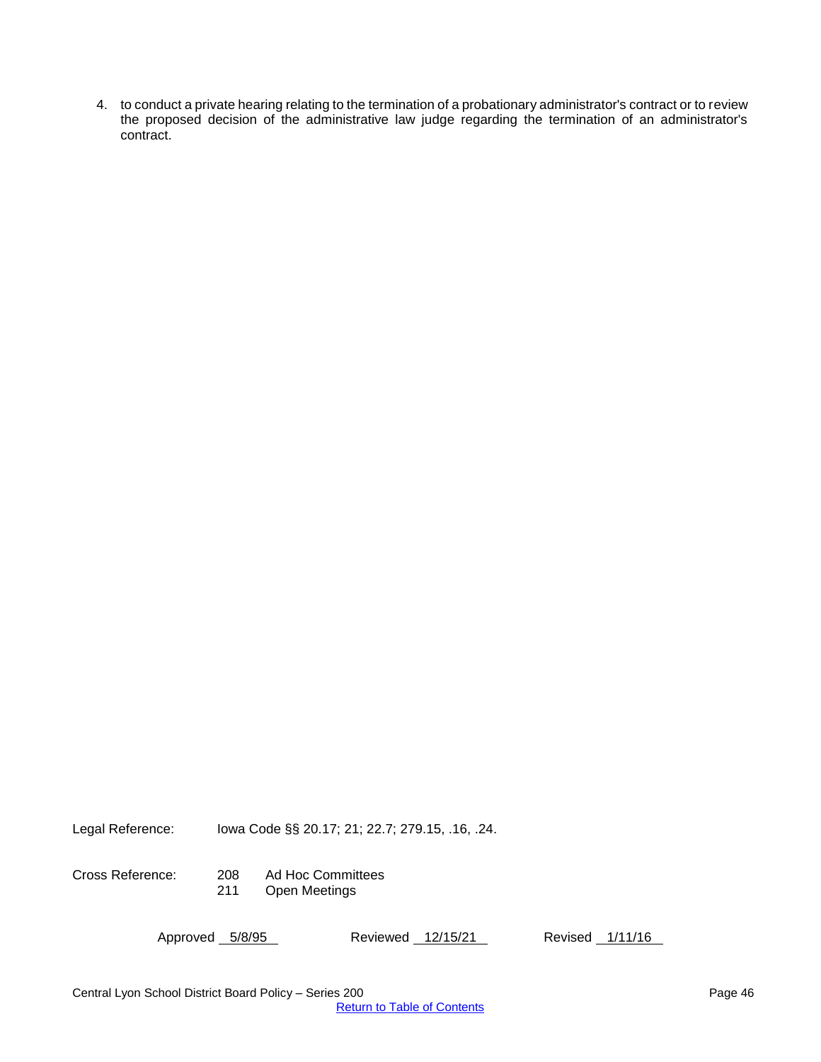4. to conduct a private hearing relating to the termination of a probationary administrator's contract or to review the proposed decision of the administrative law judge regarding the termination of an administrator's contract.

Legal Reference: Iowa Code §§ 20.17; 21; 22.7; 279.15, .16, .24.

Cross Reference: 208 Ad Hoc Committees
211 Open Meetings

Approved 5/8/95 Reviewed 12/15/21 Revised 1/11/16

Central Lyon School District Board Policy – Series 200

Return to Table of Contents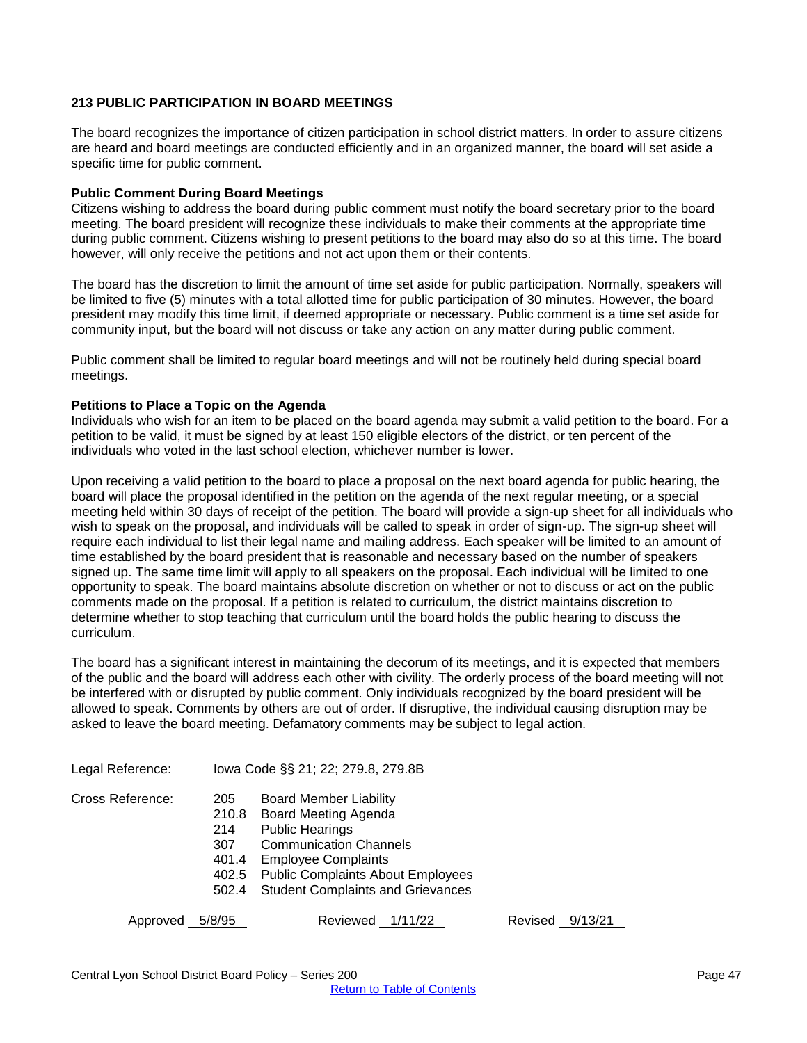## 213 PUBLIC PARTICIPATION IN BOARD MEETINGS

The board recognizes the importance of citizen participation in school district matters. In order to assure citizens are heard and board meetings are conducted efficiently and in an organized manner, the board will set aside a specific time for public comment.

### Public Comment During Board Meetings

Citizens wishing to address the board during public comment must notify the board secretary prior to the board meeting. The board president will recognize these individuals to make their comments at the appropriate time during public comment. Citizens wishing to present petitions to the board may also do so at this time. The board however, will only receive the petitions and not act upon them or their contents.

The board has the discretion to limit the amount of time set aside for public participation. Normally, speakers will be limited to five (5) minutes with a total allotted time for public participation of 30 minutes. However, the board president may modify this time limit, if deemed appropriate or necessary. Public comment is a time set aside for community input, but the board will not discuss or take any action on any matter during public comment.

Public comment shall be limited to regular board meetings and will not be routinely held during special board meetings.

### Petitions to Place a Topic on the Agenda

Individuals who wish for an item to be placed on the board agenda may submit a valid petition to the board. For a petition to be valid, it must be signed by at least 150 eligible electors of the district, or ten percent of the individuals who voted in the last school election, whichever number is lower.

Upon receiving a valid petition to the board to place a proposal on the next board agenda for public hearing, the board will place the proposal identified in the petition on the agenda of the next regular meeting, or a special meeting held within 30 days of receipt of the petition. The board will provide a sign-up sheet for all individuals who wish to speak on the proposal, and individuals will be called to speak in order of sign-up. The sign-up sheet will require each individual to list their legal name and mailing address. Each speaker will be limited to an amount of time established by the board president that is reasonable and necessary based on the number of speakers signed up. The same time limit will apply to all speakers on the proposal. Each individual will be limited to one opportunity to speak. The board maintains absolute discretion on whether or not to discuss or act on the public comments made on the proposal. If a petition is related to curriculum, the district maintains discretion to determine whether to stop teaching that curriculum until the board holds the public hearing to discuss the curriculum.

The board has a significant interest in maintaining the decorum of its meetings, and it is expected that members of the public and the board will address each other with civility. The orderly process of the board meeting will not be interfered with or disrupted by public comment. Only individuals recognized by the board president will be allowed to speak. Comments by others are out of order. If disruptive, the individual causing disruption may be asked to leave the board meeting. Defamatory comments may be subject to legal action.

Legal Reference: Iowa Code §§ 21; 22; 279.8, 279.8B

Cross Reference:
- 205 Board Member Liability
- 210.8 Board Meeting Agenda
- 214 Public Hearings
- 307 Communication Channels
- 401.4 Employee Complaints
- 402.5 Public Complaints About Employees
- 502.4 Student Complaints and Grievances

Approved 5/8/95 Reviewed 1/11/22 Revised 9/13/21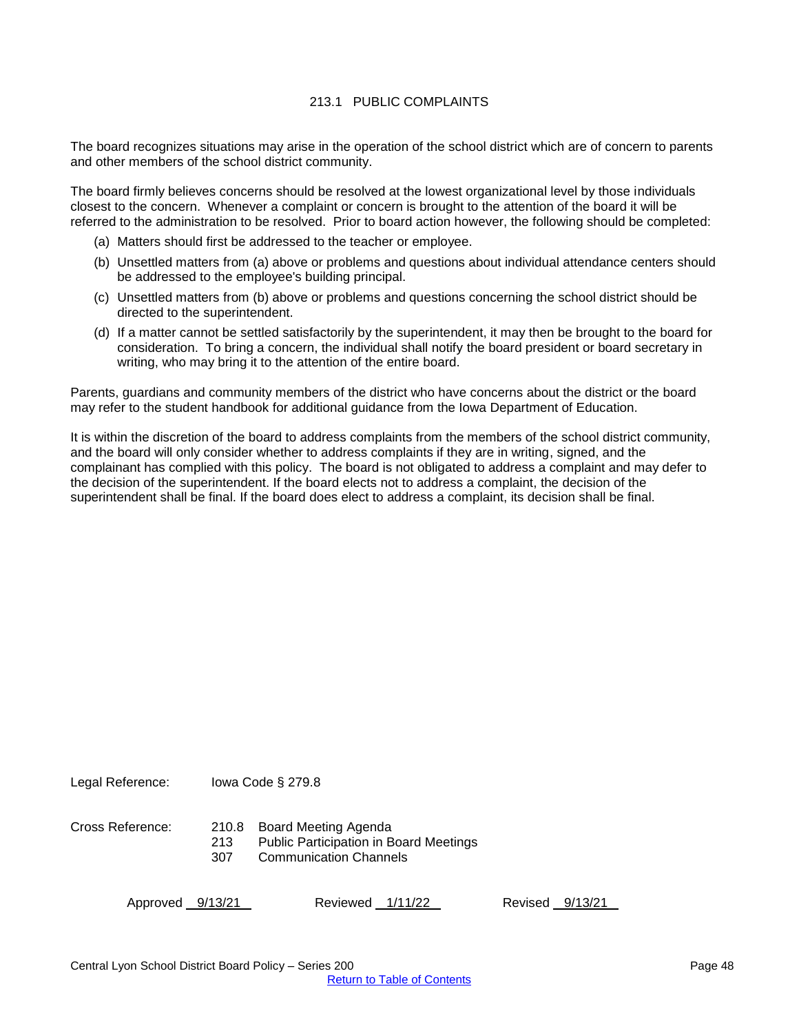# 213.1 PUBLIC COMPLAINTS

The board recognizes situations may arise in the operation of the school district which are of concern to parents and other members of the school district community.

The board firmly believes concerns should be resolved at the lowest organizational level by those individuals closest to the concern. Whenever a complaint or concern is brought to the attention of the board it will be referred to the administration to be resolved. Prior to board action however, the following should be completed:

(a) Matters should first be addressed to the teacher or employee.

(b) Unsettled matters from (a) above or problems and questions about individual attendance centers should be addressed to the employee's building principal.

(c) Unsettled matters from (b) above or problems and questions concerning the school district should be directed to the superintendent.

(d) If a matter cannot be settled satisfactorily by the superintendent, it may then be brought to the board for consideration. To bring a concern, the individual shall notify the board president or board secretary in writing, who may bring it to the attention of the entire board.

Parents, guardians and community members of the district who have concerns about the district or the board may refer to the student handbook for additional guidance from the Iowa Department of Education.

It is within the discretion of the board to address complaints from the members of the school district community, and the board will only consider whether to address complaints if they are in writing, signed, and the complainant has complied with this policy. The board is not obligated to address a complaint and may defer to the decision of the superintendent. If the board elects not to address a complaint, the decision of the superintendent shall be final. If the board does elect to address a complaint, its decision shall be final.

Legal Reference: Iowa Code § 279.8

Cross Reference:
210.8 Board Meeting Agenda
213 Public Participation in Board Meetings
307 Communication Channels

Approved 9/13/21 Reviewed 1/11/22 Revised 9/13/21

Central Lyon School District Board Policy – Series 200

Return to Table of Contents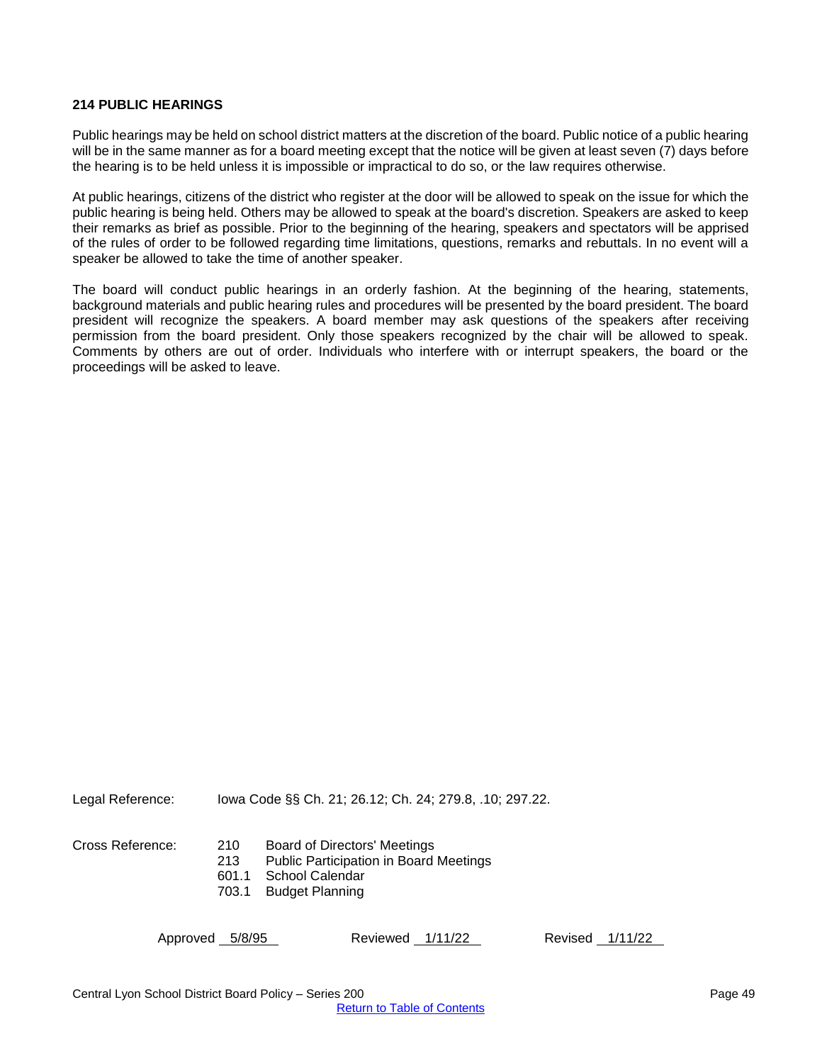## 214 PUBLIC HEARINGS

Public hearings may be held on school district matters at the discretion of the board. Public notice of a public hearing will be in the same manner as for a board meeting except that the notice will be given at least seven (7) days before the hearing is to be held unless it is impossible or impractical to do so, or the law requires otherwise.

At public hearings, citizens of the district who register at the door will be allowed to speak on the issue for which the public hearing is being held. Others may be allowed to speak at the board's discretion. Speakers are asked to keep their remarks as brief as possible. Prior to the beginning of the hearing, speakers and spectators will be apprised of the rules of order to be followed regarding time limitations, questions, remarks and rebuttals. In no event will a speaker be allowed to take the time of another speaker.

The board will conduct public hearings in an orderly fashion. At the beginning of the hearing, statements, background materials and public hearing rules and procedures will be presented by the board president. The board president will recognize the speakers. A board member may ask questions of the speakers after receiving permission from the board president. Only those speakers recognized by the chair will be allowed to speak. Comments by others are out of order. Individuals who interfere with or interrupt speakers, the board or the proceedings will be asked to leave.

Legal Reference: Iowa Code §§ Ch. 21; 26.12; Ch. 24; 279.8, .10; 297.22.

Cross Reference:
- 210 Board of Directors' Meetings
- 213 Public Participation in Board Meetings
- 601.1 School Calendar
- 703.1 Budget Planning

Approved 5/8/95 Reviewed 1/11/22 Revised 1/11/22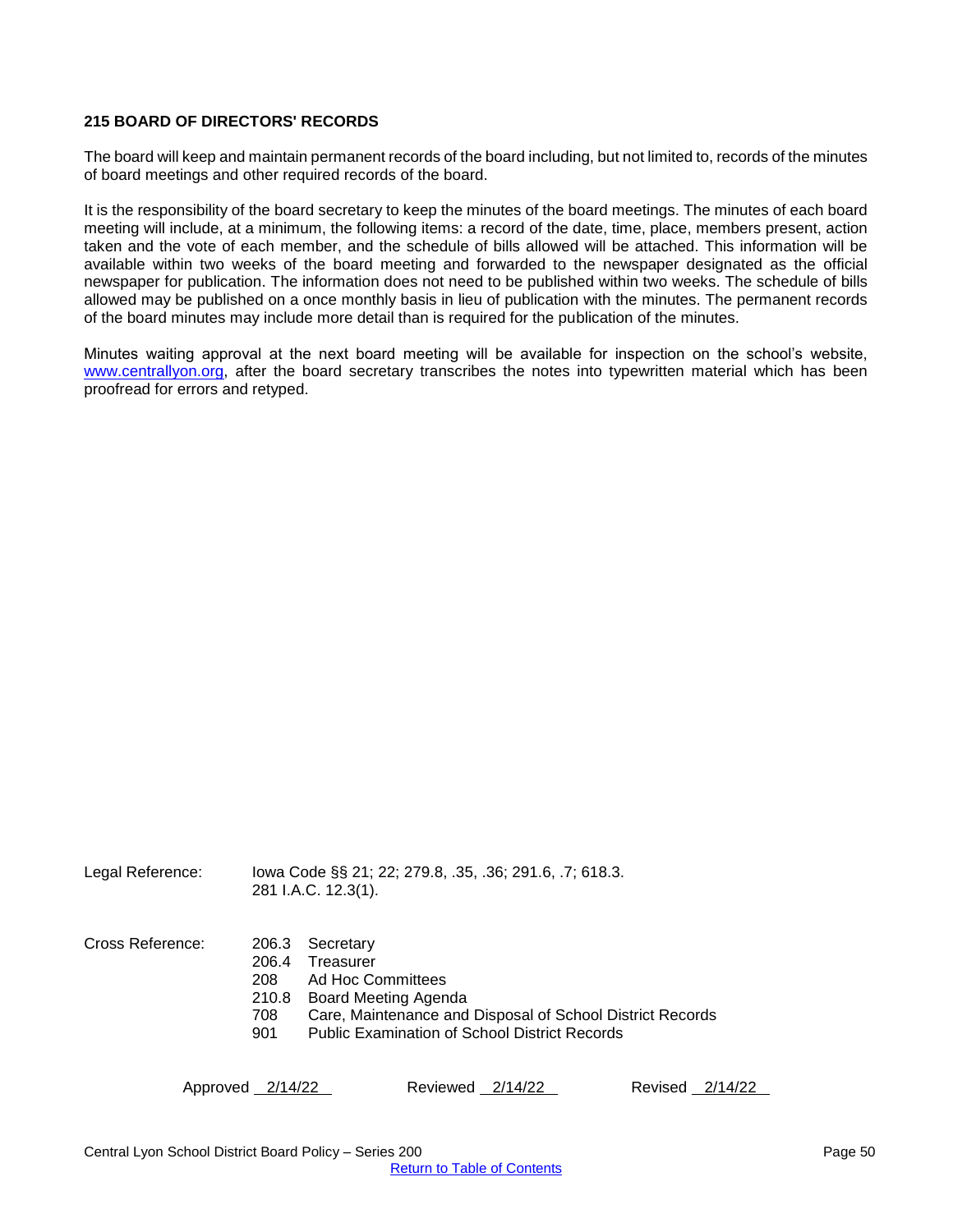**215 BOARD OF DIRECTORS' RECORDS**

The board will keep and maintain permanent records of the board including, but not limited to, records of the minutes of board meetings and other required records of the board.

It is the responsibility of the board secretary to keep the minutes of the board meetings. The minutes of each board meeting will include, at a minimum, the following items: a record of the date, time, place, members present, action taken and the vote of each member, and the schedule of bills allowed will be attached. This information will be available within two weeks of the board meeting and forwarded to the newspaper designated as the official newspaper for publication. The information does not need to be published within two weeks. The schedule of bills allowed may be published on a once monthly basis in lieu of publication with the minutes. The permanent records of the board minutes may include more detail than is required for the publication of the minutes.

Minutes waiting approval at the next board meeting will be available for inspection on the school's website, www.centrallyon.org, after the board secretary transcribes the notes into typewritten material which has been proofread for errors and retyped.

Legal Reference: Iowa Code §§ 21; 22; 279.8, .35, .36; 291.6, .7; 618.3.
281 I.A.C. 12.3(1).

Cross Reference:
- 206.3 Secretary
- 206.4 Treasurer
- 208 Ad Hoc Committees
- 210.8 Board Meeting Agenda
- 708 Care, Maintenance and Disposal of School District Records
- 901 Public Examination of School District Records

Approved 2/14/22 Reviewed 2/14/22 Revised 2/14/22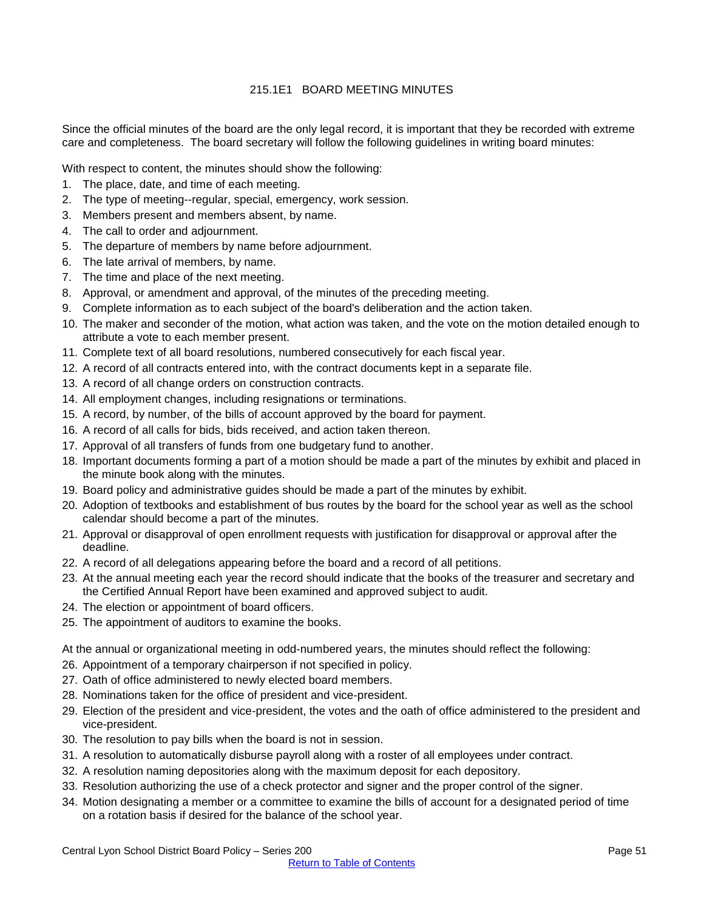# 215.1E1 BOARD MEETING MINUTES

Since the official minutes of the board are the only legal record, it is important that they be recorded with extreme care and completeness. The board secretary will follow the following guidelines in writing board minutes:

With respect to content, the minutes should show the following:

1. The place, date, and time of each meeting.
2. The type of meeting--regular, special, emergency, work session.
3. Members present and members absent, by name.
4. The call to order and adjournment.
5. The departure of members by name before adjournment.
6. The late arrival of members, by name.
7. The time and place of the next meeting.
8. Approval, or amendment and approval, of the minutes of the preceding meeting.
9. Complete information as to each subject of the board's deliberation and the action taken.
10. The maker and seconder of the motion, what action was taken, and the vote on the motion detailed enough to attribute a vote to each member present.
11. Complete text of all board resolutions, numbered consecutively for each fiscal year.
12. A record of all contracts entered into, with the contract documents kept in a separate file.
13. A record of all change orders on construction contracts.
14. All employment changes, including resignations or terminations.
15. A record, by number, of the bills of account approved by the board for payment.
16. A record of all calls for bids, bids received, and action taken thereon.
17. Approval of all transfers of funds from one budgetary fund to another.
18. Important documents forming a part of a motion should be made a part of the minutes by exhibit and placed in the minute book along with the minutes.
19. Board policy and administrative guides should be made a part of the minutes by exhibit.
20. Adoption of textbooks and establishment of bus routes by the board for the school year as well as the school calendar should become a part of the minutes.
21. Approval or disapproval of open enrollment requests with justification for disapproval or approval after the deadline.
22. A record of all delegations appearing before the board and a record of all petitions.
23. At the annual meeting each year the record should indicate that the books of the treasurer and secretary and the Certified Annual Report have been examined and approved subject to audit.
24. The election or appointment of board officers.
25. The appointment of auditors to examine the books.

At the annual or organizational meeting in odd-numbered years, the minutes should reflect the following:

26. Appointment of a temporary chairperson if not specified in policy.
27. Oath of office administered to newly elected board members.
28. Nominations taken for the office of president and vice-president.
29. Election of the president and vice-president, the votes and the oath of office administered to the president and vice-president.
30. The resolution to pay bills when the board is not in session.
31. A resolution to automatically disburse payroll along with a roster of all employees under contract.
32. A resolution naming depositories along with the maximum deposit for each depository.
33. Resolution authorizing the use of a check protector and signer and the proper control of the signer.
34. Motion designating a member or a committee to examine the bills of account for a designated period of time on a rotation basis if desired for the balance of the school year.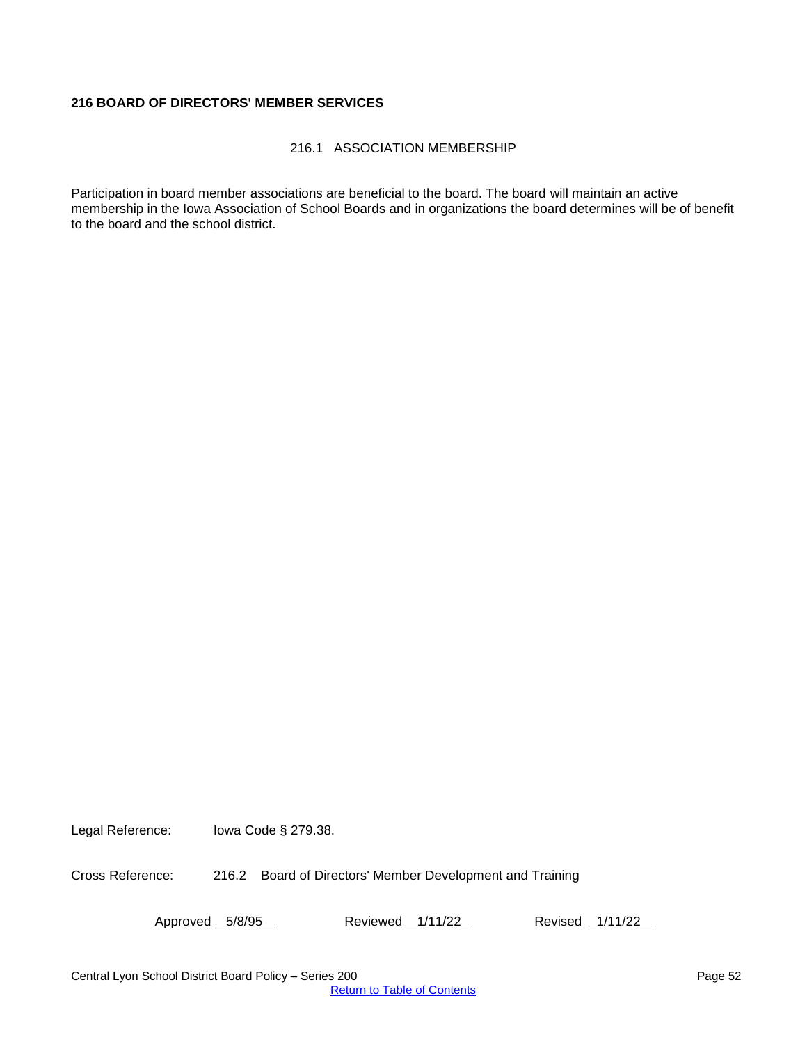**216 BOARD OF DIRECTORS' MEMBER SERVICES**

216.1 ASSOCIATION MEMBERSHIP

Participation in board member associations are beneficial to the board. The board will maintain an active membership in the Iowa Association of School Boards and in organizations the board determines will be of benefit to the board and the school district.

Legal Reference: Iowa Code § 279.38.

Cross Reference: 216.2 Board of Directors' Member Development and Training

Approved 5/8/95 Reviewed 1/11/22 Revised 1/11/22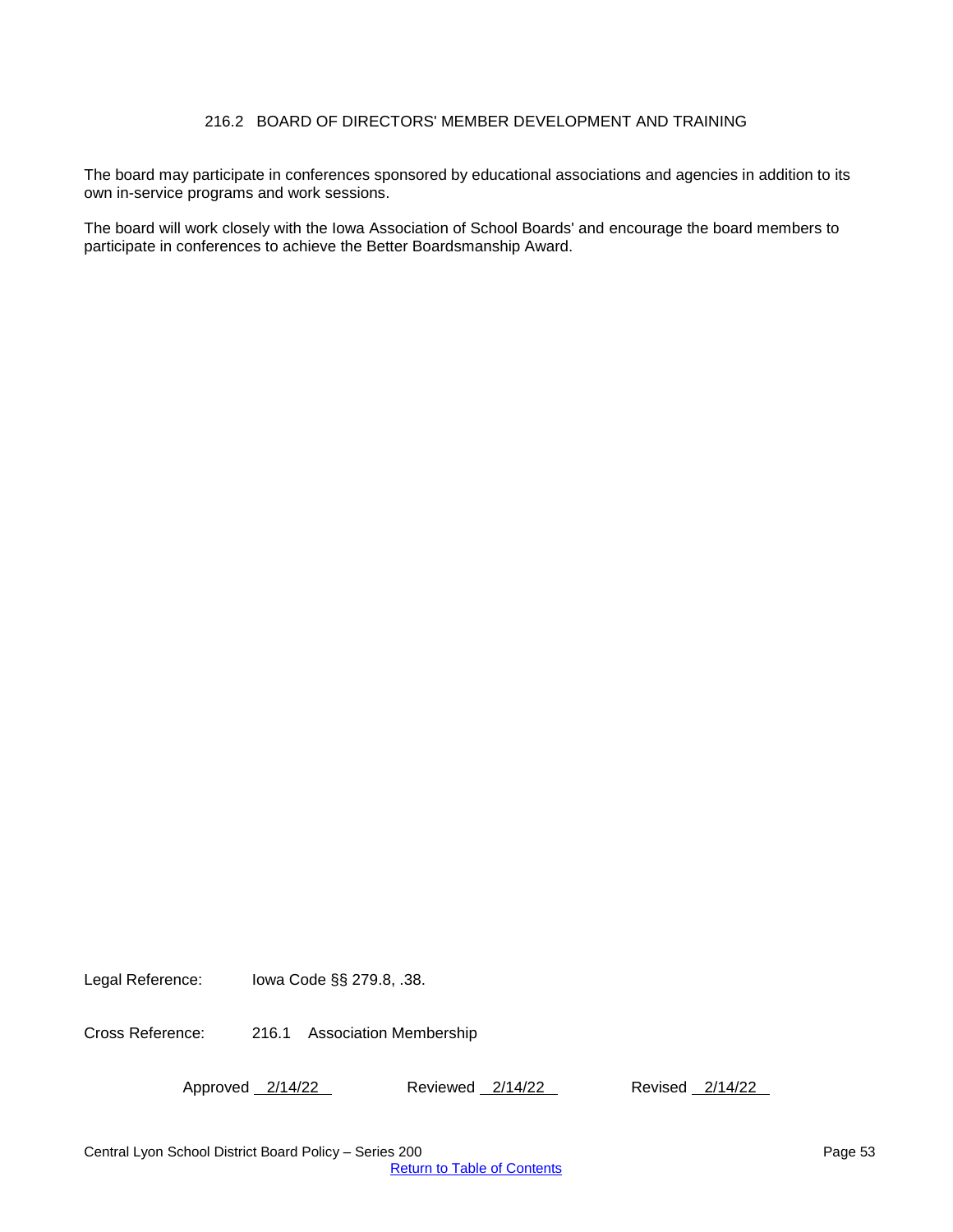# 216.2 BOARD OF DIRECTORS' MEMBER DEVELOPMENT AND TRAINING

The board may participate in conferences sponsored by educational associations and agencies in addition to its own in-service programs and work sessions.

The board will work closely with the Iowa Association of School Boards' and encourage the board members to participate in conferences to achieve the Better Boardsmanship Award.

Legal Reference: Iowa Code §§ 279.8, .38.

Cross Reference: 216.1 Association Membership

Approved 2/14/22 Reviewed 2/14/22 Revised 2/14/22

Central Lyon School District Board Policy – Series 200

Return to Table of Contents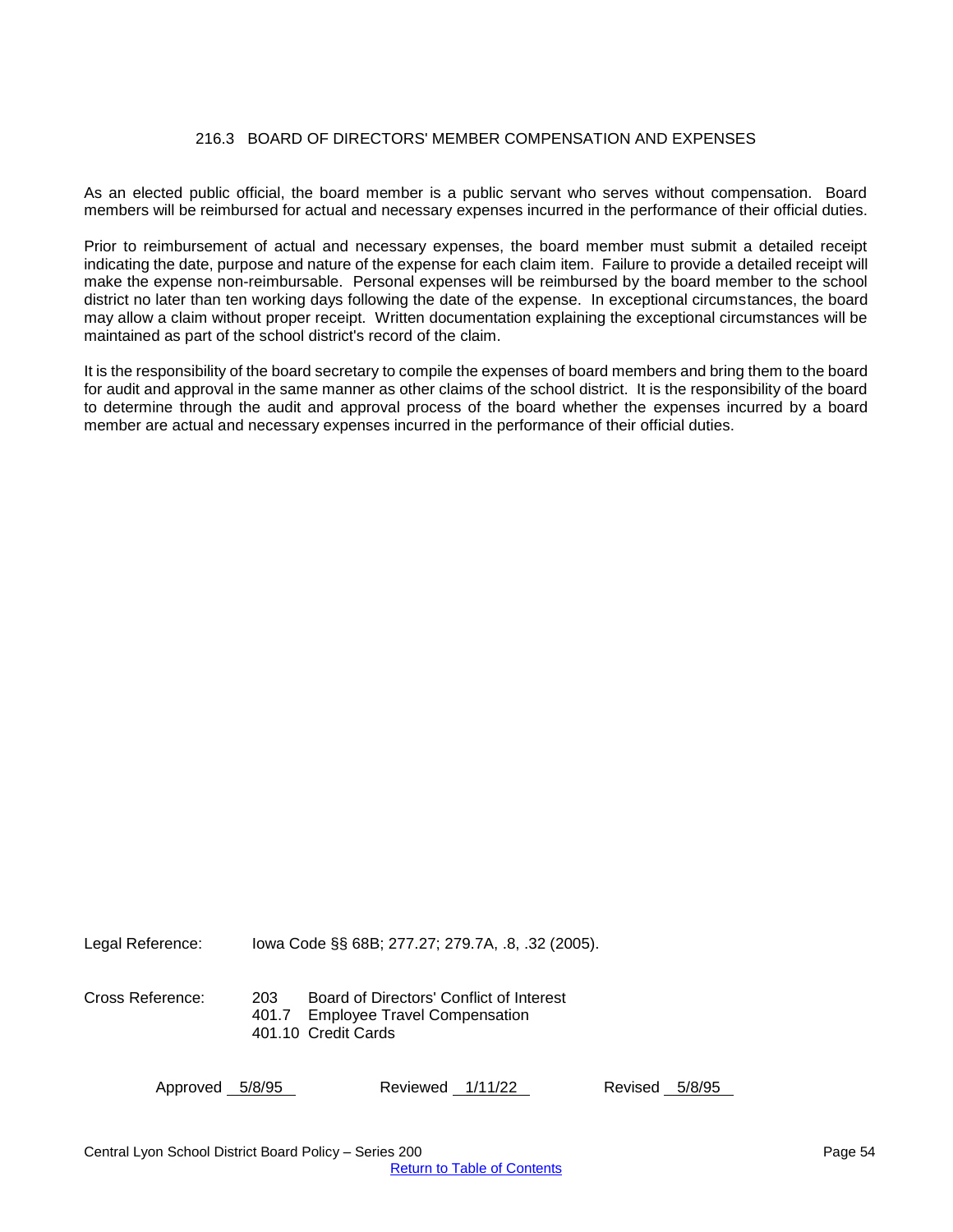## 216.3 BOARD OF DIRECTORS' MEMBER COMPENSATION AND EXPENSES

As an elected public official, the board member is a public servant who serves without compensation. Board members will be reimbursed for actual and necessary expenses incurred in the performance of their official duties.

Prior to reimbursement of actual and necessary expenses, the board member must submit a detailed receipt indicating the date, purpose and nature of the expense for each claim item. Failure to provide a detailed receipt will make the expense non-reimbursable. Personal expenses will be reimbursed by the board member to the school district no later than ten working days following the date of the expense. In exceptional circumstances, the board may allow a claim without proper receipt. Written documentation explaining the exceptional circumstances will be maintained as part of the school district's record of the claim.

It is the responsibility of the board secretary to compile the expenses of board members and bring them to the board for audit and approval in the same manner as other claims of the school district. It is the responsibility of the board to determine through the audit and approval process of the board whether the expenses incurred by a board member are actual and necessary expenses incurred in the performance of their official duties.

Legal Reference: Iowa Code §§ 68B; 277.27; 279.7A, .8, .32 (2005).

Cross Reference:
203 Board of Directors' Conflict of Interest
401.7 Employee Travel Compensation
401.10 Credit Cards

Approved 5/8/95 Reviewed 1/11/22 Revised 5/8/95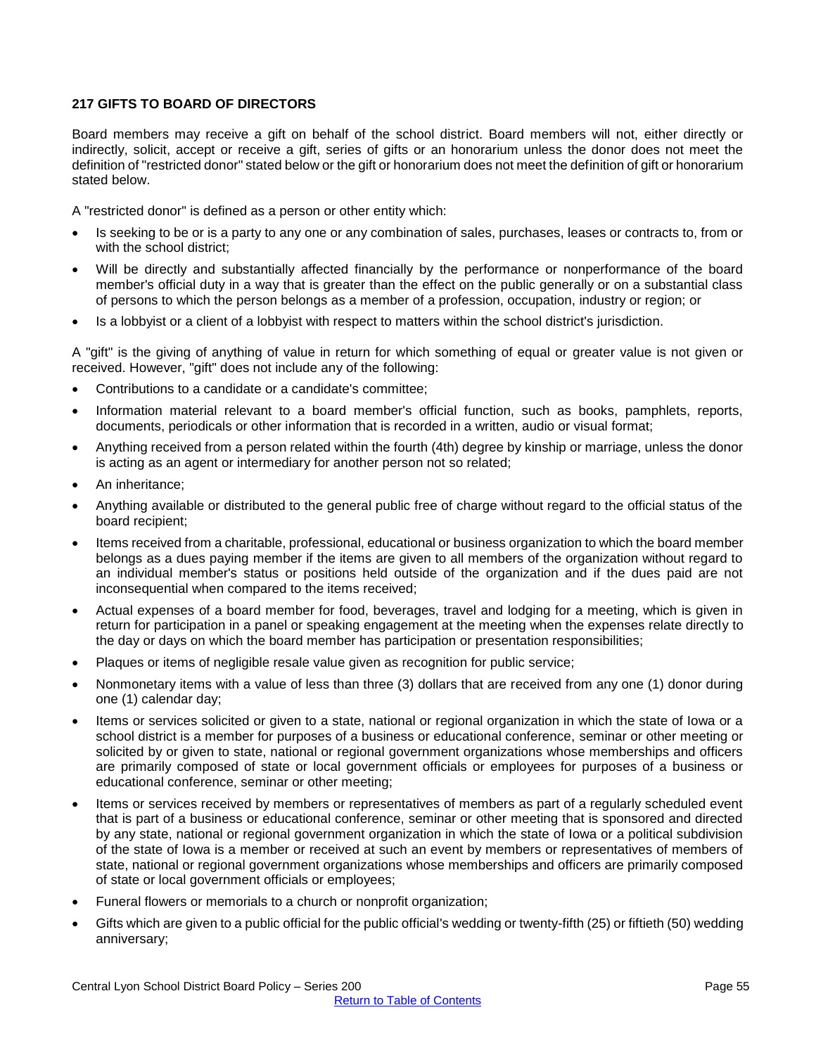**217 GIFTS TO BOARD OF DIRECTORS**

Board members may receive a gift on behalf of the school district. Board members will not, either directly or indirectly, solicit, accept or receive a gift, series of gifts or an honorarium unless the donor does not meet the definition of "restricted donor" stated below or the gift or honorarium does not meet the definition of gift or honorarium stated below.

A "restricted donor" is defined as a person or other entity which:

- Is seeking to be or is a party to any one or any combination of sales, purchases, leases or contracts to, from or with the school district;
- Will be directly and substantially affected financially by the performance or nonperformance of the board member's official duty in a way that is greater than the effect on the public generally or on a substantial class of persons to which the person belongs as a member of a profession, occupation, industry or region; or
- Is a lobbyist or a client of a lobbyist with respect to matters within the school district's jurisdiction.

A "gift" is the giving of anything of value in return for which something of equal or greater value is not given or received. However, "gift" does not include any of the following:

- Contributions to a candidate or a candidate's committee;
- Information material relevant to a board member's official function, such as books, pamphlets, reports, documents, periodicals or other information that is recorded in a written, audio or visual format;
- Anything received from a person related within the fourth (4th) degree by kinship or marriage, unless the donor is acting as an agent or intermediary for another person not so related;
- An inheritance;
- Anything available or distributed to the general public free of charge without regard to the official status of the board recipient;
- Items received from a charitable, professional, educational or business organization to which the board member belongs as a dues paying member if the items are given to all members of the organization without regard to an individual member's status or positions held outside of the organization and if the dues paid are not inconsequential when compared to the items received;
- Actual expenses of a board member for food, beverages, travel and lodging for a meeting, which is given in return for participation in a panel or speaking engagement at the meeting when the expenses relate directly to the day or days on which the board member has participation or presentation responsibilities;
- Plaques or items of negligible resale value given as recognition for public service;
- Nonmonetary items with a value of less than three (3) dollars that are received from any one (1) donor during one (1) calendar day;
- Items or services solicited or given to a state, national or regional organization in which the state of Iowa or a school district is a member for purposes of a business or educational conference, seminar or other meeting or solicited by or given to state, national or regional government organizations whose memberships and officers are primarily composed of state or local government officials or employees for purposes of a business or educational conference, seminar or other meeting;
- Items or services received by members or representatives of members as part of a regularly scheduled event that is part of a business or educational conference, seminar or other meeting that is sponsored and directed by any state, national or regional government organization in which the state of Iowa or a political subdivision of the state of Iowa is a member or received at such an event by members or representatives of members of state, national or regional government organizations whose memberships and officers are primarily composed of state or local government officials or employees;
- Funeral flowers or memorials to a church or nonprofit organization;
- Gifts which are given to a public official for the public official's wedding or twenty-fifth (25) or fiftieth (50) wedding anniversary;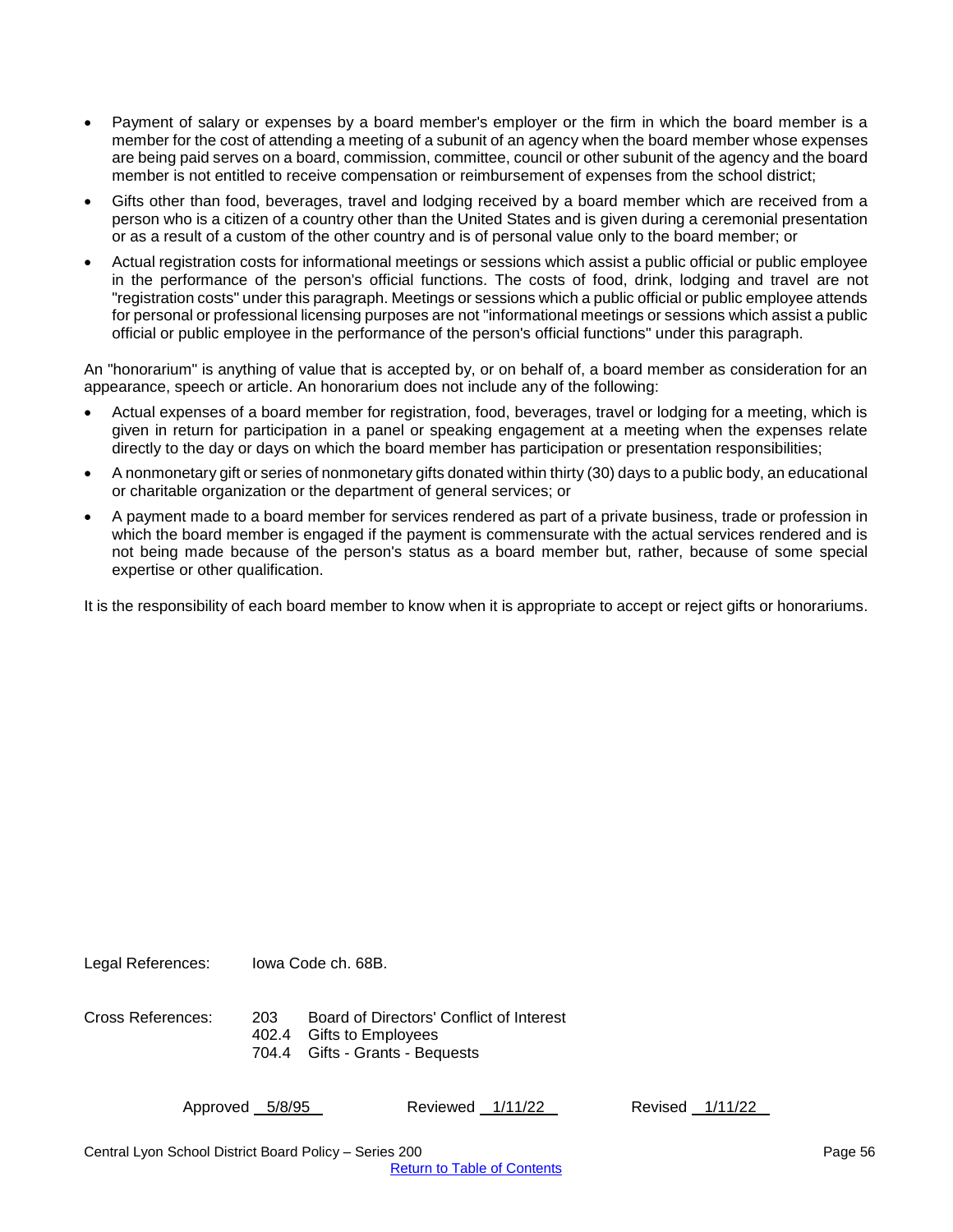- Payment of salary or expenses by a board member's employer or the firm in which the board member is a member for the cost of attending a meeting of a subunit of an agency when the board member whose expenses are being paid serves on a board, commission, committee, council or other subunit of the agency and the board member is not entitled to receive compensation or reimbursement of expenses from the school district;
- Gifts other than food, beverages, travel and lodging received by a board member which are received from a person who is a citizen of a country other than the United States and is given during a ceremonial presentation or as a result of a custom of the other country and is of personal value only to the board member; or
- Actual registration costs for informational meetings or sessions which assist a public official or public employee in the performance of the person's official functions. The costs of food, drink, lodging and travel are not "registration costs" under this paragraph. Meetings or sessions which a public official or public employee attends for personal or professional licensing purposes are not "informational meetings or sessions which assist a public official or public employee in the performance of the person's official functions" under this paragraph.

An "honorarium" is anything of value that is accepted by, or on behalf of, a board member as consideration for an appearance, speech or article. An honorarium does not include any of the following:

- Actual expenses of a board member for registration, food, beverages, travel or lodging for a meeting, which is given in return for participation in a panel or speaking engagement at a meeting when the expenses relate directly to the day or days on which the board member has participation or presentation responsibilities;
- A nonmonetary gift or series of nonmonetary gifts donated within thirty (30) days to a public body, an educational or charitable organization or the department of general services; or
- A payment made to a board member for services rendered as part of a private business, trade or profession in which the board member is engaged if the payment is commensurate with the actual services rendered and is not being made because of the person's status as a board member but, rather, because of some special expertise or other qualification.

It is the responsibility of each board member to know when it is appropriate to accept or reject gifts or honorariums.

Legal References: Iowa Code ch. 68B.

Cross References:
203 Board of Directors' Conflict of Interest
402.4 Gifts to Employees
704.4 Gifts - Grants - Bequests

Approved 5/8/95 Reviewed 1/11/22 Revised 1/11/22

Return to Table of Contents